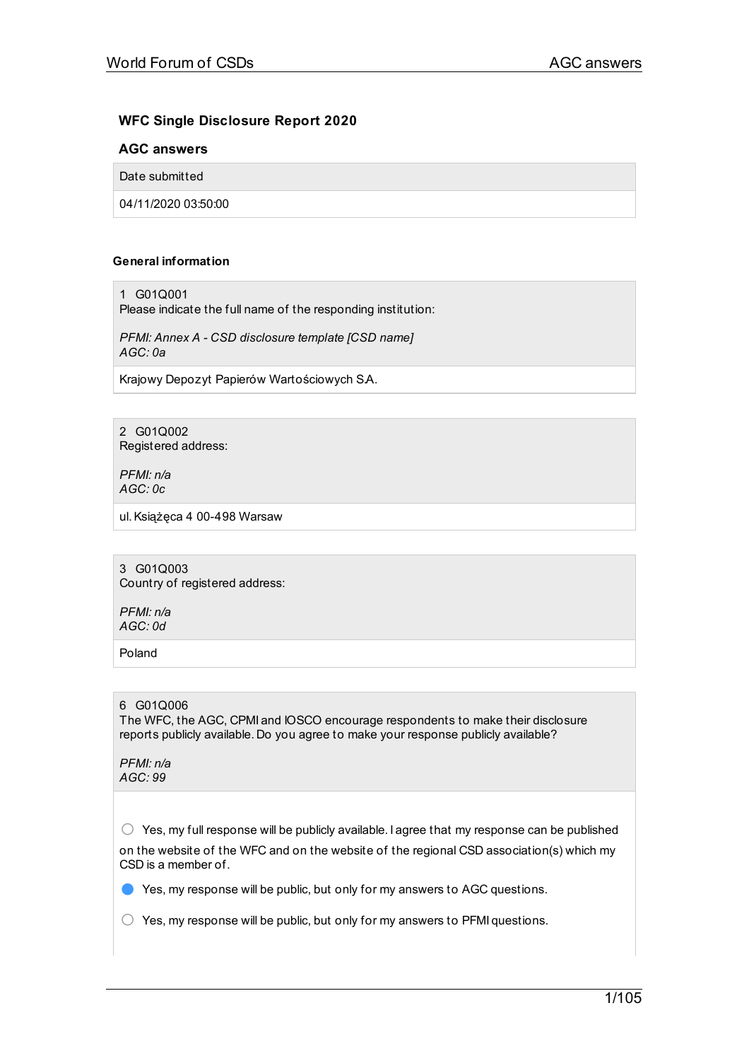# WFC Single Disclosure Report 2020

## AGC answers

| Date submitted |
| --- |
| 04/11/2020 03:50:00 |

### General information

**1 G01Q001**
Please indicate the full name of the responding institution:

*PFMI: Annex A - CSD disclosure template [CSD name]*
*AGC: 0a*

Krajowy Depozyt Papierów Wartościowych S.A.

**2 G01Q002**
Registered address:

*PFMI: n/a*
*AGC: 0c*

ul. Książęca 4 00-498 Warsaw

**3 G01Q003**
Country of registered address:

*PFMI: n/a*
*AGC: 0d*

Poland

**6 G01Q006**
The WFC, the AGC, CPMI and IOSCO encourage respondents to make their disclosure reports publicly available. Do you agree to make your response publicly available?

*PFMI: n/a*
*AGC: 99*

- ○ Yes, my full response will be publicly available. I agree that my response can be published on the website of the WFC and on the website of the regional CSD association(s) which my CSD is a member of.
- ● Yes, my response will be public, but only for my answers to AGC questions.
- ○ Yes, my response will be public, but only for my answers to PFMI questions.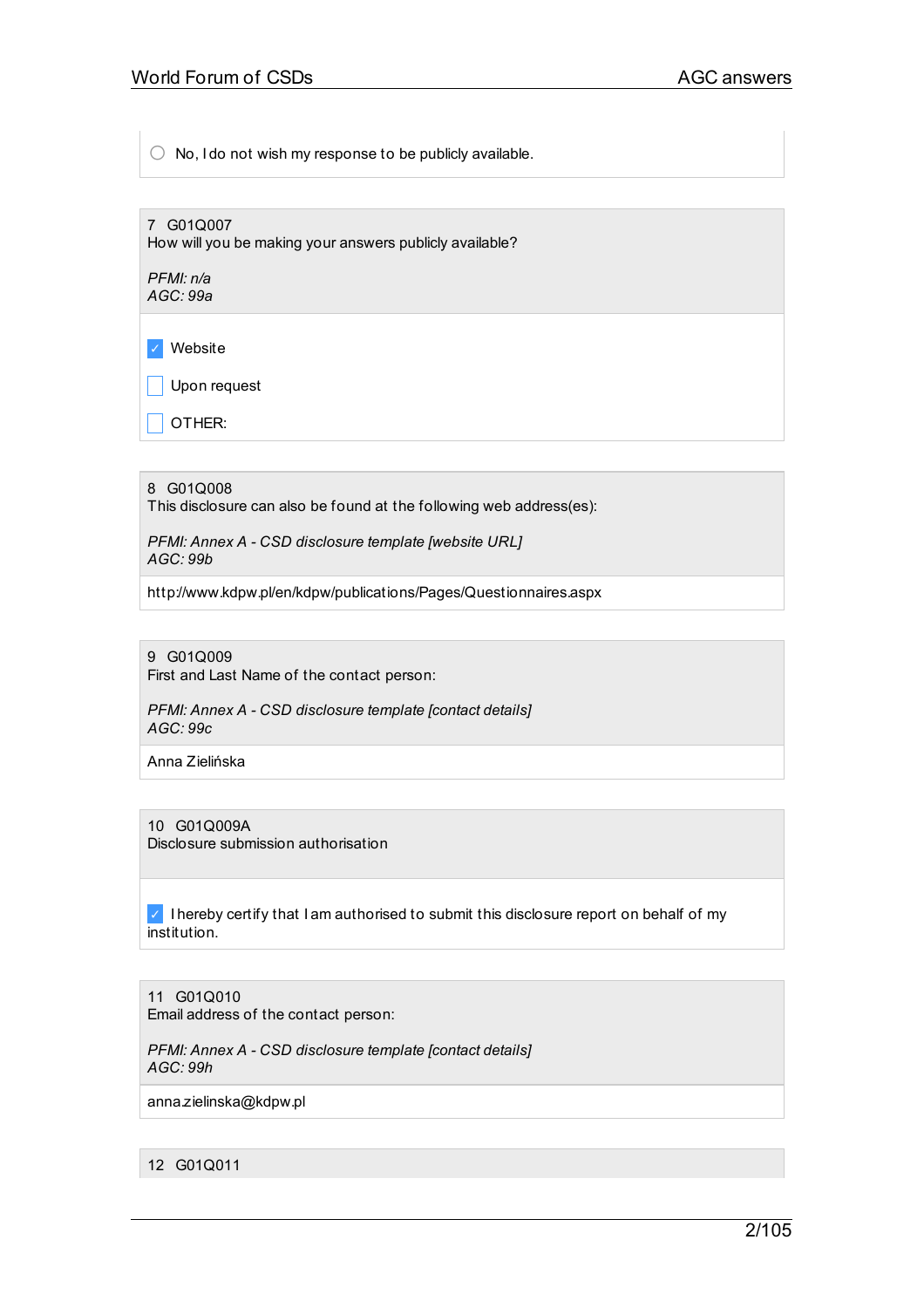○ No, I do not wish my response to be publicly available.

7 G01Q007
How will you be making your answers publicly available?

*PFMI: n/a*
*AGC: 99a*

☑ Website

☐ Upon request

☐ OTHER:

8 G01Q008
This disclosure can also be found at the following web address(es):

*PFMI: Annex A - CSD disclosure template [website URL]*
*AGC: 99b*

http://www.kdpw.pl/en/kdpw/publications/Pages/Questionnaires.aspx

9 G01Q009
First and Last Name of the contact person:

*PFMI: Annex A - CSD disclosure template [contact details]*
*AGC: 99c*

Anna Zielińska

10 G01Q009A
Disclosure submission authorisation

☑ I hereby certify that I am authorised to submit this disclosure report on behalf of my institution.

11 G01Q010
Email address of the contact person:

*PFMI: Annex A - CSD disclosure template [contact details]*
*AGC: 99h*

anna.zielinska@kdpw.pl

12 G01Q011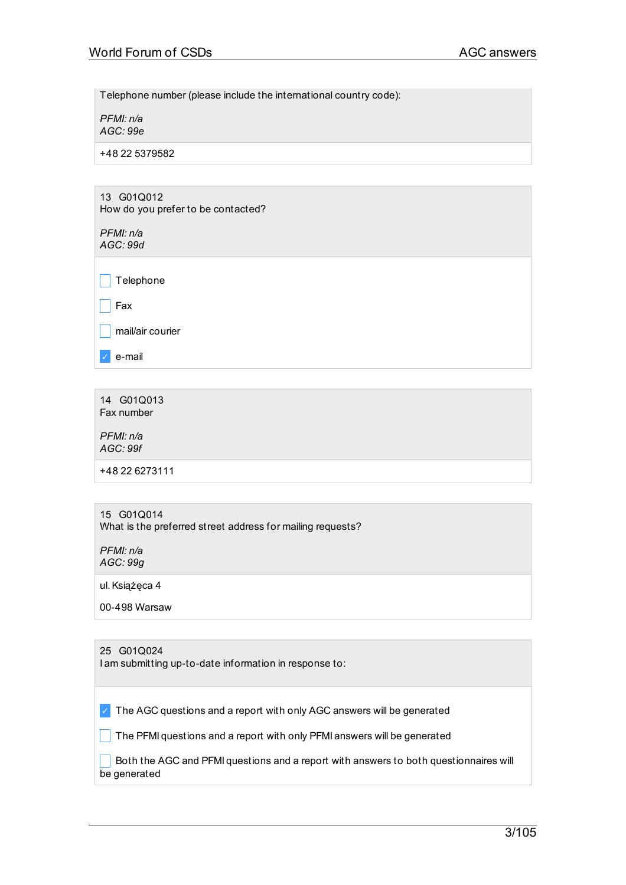Telephone number (please include the international country code):

*PFMI: n/a*
*AGC: 99e*

+48 22 5379582

13 G01Q012
How do you prefer to be contacted?

*PFMI: n/a*
*AGC: 99d*

- [ ] Telephone
- [ ] Fax
- [ ] mail/air courier
- [x] e-mail

14 G01Q013
Fax number

*PFMI: n/a*
*AGC: 99f*

+48 22 6273111

15 G01Q014
What is the preferred street address for mailing requests?

*PFMI: n/a*
*AGC: 99g*

ul. Książęca 4

00-498 Warsaw

25 G01Q024
I am submitting up-to-date information in response to:

- [x] The AGC questions and a report with only AGC answers will be generated
- [ ] The PFMI questions and a report with only PFMI answers will be generated
- [ ] Both the AGC and PFMI questions and a report with answers to both questionnaires will be generated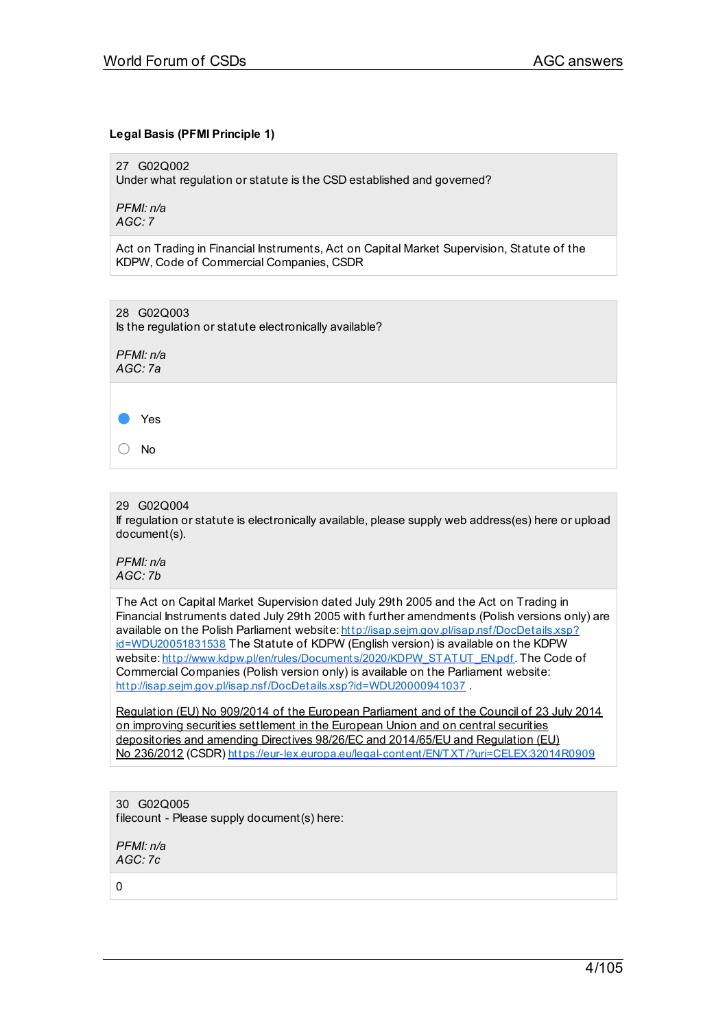**Legal Basis (PFMI Principle 1)**

27 G02Q002
Under what regulation or statute is the CSD established and governed?

*PFMI: n/a*
*AGC: 7*

Act on Trading in Financial Instruments, Act on Capital Market Supervision, Statute of the KDPW, Code of Commercial Companies, CSDR

28 G02Q003
Is the regulation or statute electronically available?

*PFMI: n/a*
*AGC: 7a*

- [x] Yes
- [ ] No

29 G02Q004
If regulation or statute is electronically available, please supply web address(es) here or upload document(s).

*PFMI: n/a*
*AGC: 7b*

The Act on Capital Market Supervision dated July 29th 2005 and the Act on Trading in Financial Instruments dated July 29th 2005 with further amendments (Polish versions only) are available on the Polish Parliament website: http://isap.sejm.gov.pl/isap.nsf/DocDetails.xsp?id=WDU20051831538 The Statute of KDPW (English version) is available on the KDPW website: http://www.kdpw.pl/en/rules/Documents/2020/KDPW_STATUT_EN.pdf. The Code of Commercial Companies (Polish version only) is available on the Parliament website: http://isap.sejm.gov.pl/isap.nsf/DocDetails.xsp?id=WDU20000941037 .

Regulation (EU) No 909/2014 of the European Parliament and of the Council of 23 July 2014 on improving securities settlement in the European Union and on central securities depositories and amending Directives 98/26/EC and 2014/65/EU and Regulation (EU) No 236/2012 (CSDR) https://eur-lex.europa.eu/legal-content/EN/TXT/?uri=CELEX:32014R0909

30 G02Q005
filecount - Please supply document(s) here:

*PFMI: n/a*
*AGC: 7c*

0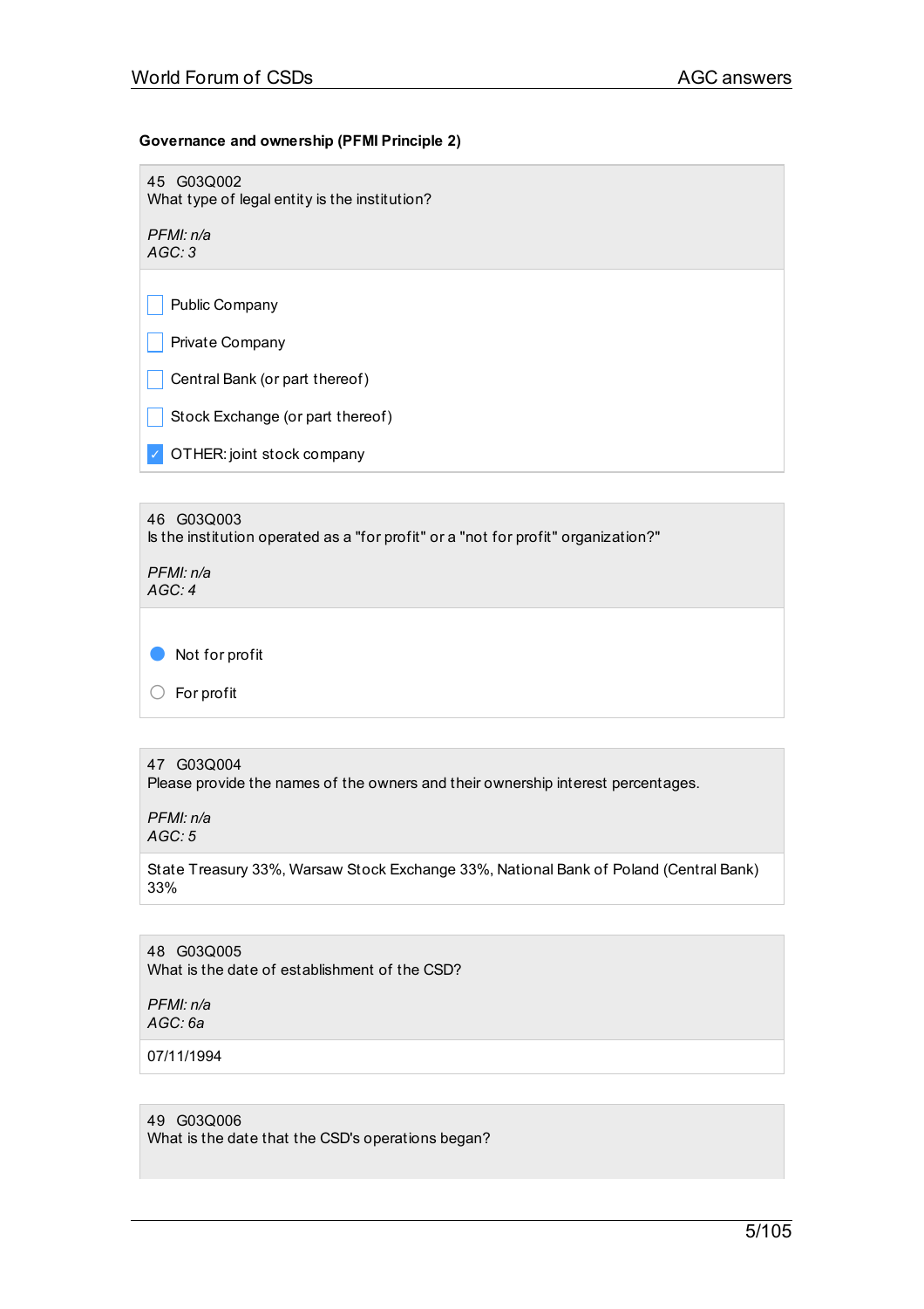### Governance and ownership (PFMI Principle 2)

45 G03Q002
What type of legal entity is the institution?

*PFMI: n/a*
*AGC: 3*

- [ ] Public Company
- [ ] Private Company
- [ ] Central Bank (or part thereof)
- [ ] Stock Exchange (or part thereof)
- [x] OTHER: joint stock company

46 G03Q003
Is the institution operated as a "for profit" or a "not for profit" organization?"

*PFMI: n/a*
*AGC: 4*

- (●) Not for profit
- ( ) For profit

47 G03Q004
Please provide the names of the owners and their ownership interest percentages.

*PFMI: n/a*
*AGC: 5*

State Treasury 33%, Warsaw Stock Exchange 33%, National Bank of Poland (Central Bank) 33%

48 G03Q005
What is the date of establishment of the CSD?

*PFMI: n/a*
*AGC: 6a*

07/11/1994

49 G03Q006
What is the date that the CSD's operations began?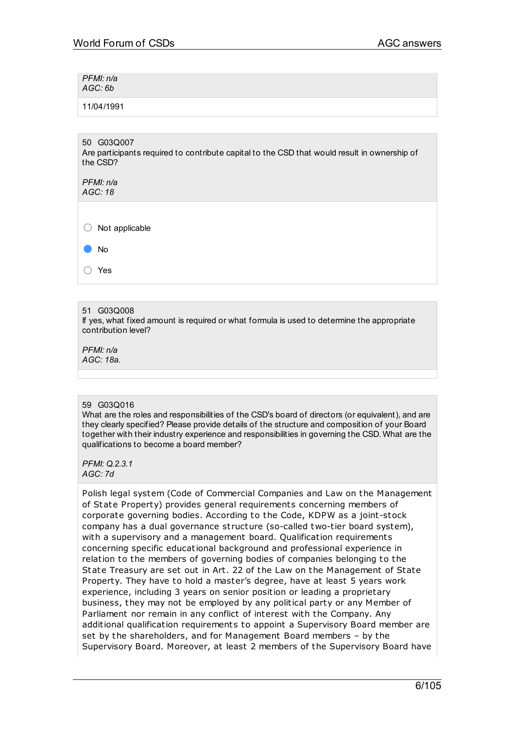*PFMI: n/a*
*AGC: 6b*

11/04/1991

50 G03Q007
Are participants required to contribute capital to the CSD that would result in ownership of the CSD?

*PFMI: n/a*
*AGC: 18*

- ○ Not applicable
- ● No
- ○ Yes

51 G03Q008
If yes, what fixed amount is required or what formula is used to determine the appropriate contribution level?

*PFMI: n/a*
*AGC: 18a.*

59 G03Q016
What are the roles and responsibilities of the CSD's board of directors (or equivalent), and are they clearly specified? Please provide details of the structure and composition of your Board together with their industry experience and responsibilities in governing the CSD. What are the qualifications to become a board member?

*PFMI: Q.2.3.1*
*AGC: 7d*

Polish legal system (Code of Commercial Companies and Law on the Management of State Property) provides general requirements concerning members of corporate governing bodies. According to the Code, KDPW as a joint-stock company has a dual governance structure (so-called two-tier board system), with a supervisory and a management board. Qualification requirements concerning specific educational background and professional experience in relation to the members of governing bodies of companies belonging to the State Treasury are set out in Art. 22 of the Law on the Management of State Property. They have to hold a master's degree, have at least 5 years work experience, including 3 years on senior position or leading a proprietary business, they may not be employed by any political party or any Member of Parliament nor remain in any conflict of interest with the Company. Any additional qualification requirements to appoint a Supervisory Board member are set by the shareholders, and for Management Board members – by the Supervisory Board. Moreover, at least 2 members of the Supervisory Board have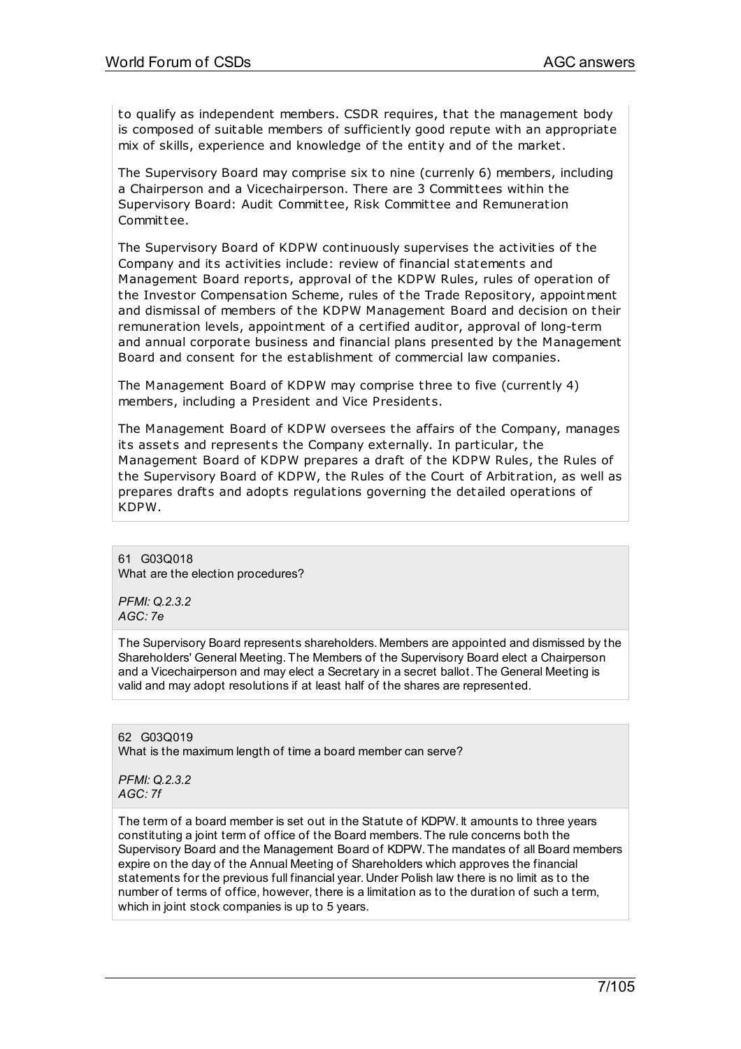to qualify as independent members. CSDR requires, that the management body is composed of suitable members of sufficiently good repute with an appropriate mix of skills, experience and knowledge of the entity and of the market.

The Supervisory Board may comprise six to nine (currenly 6) members, including a Chairperson and a Vicechairperson. There are 3 Committees within the Supervisory Board: Audit Committee, Risk Committee and Remuneration Committee.

The Supervisory Board of KDPW continuously supervises the activities of the Company and its activities include: review of financial statements and Management Board reports, approval of the KDPW Rules, rules of operation of the Investor Compensation Scheme, rules of the Trade Repository, appointment and dismissal of members of the KDPW Management Board and decision on their remuneration levels, appointment of a certified auditor, approval of long-term and annual corporate business and financial plans presented by the Management Board and consent for the establishment of commercial law companies.

The Management Board of KDPW may comprise three to five (currently 4) members, including a President and Vice Presidents.

The Management Board of KDPW oversees the affairs of the Company, manages its assets and represents the Company externally. In particular, the Management Board of KDPW prepares a draft of the KDPW Rules, the Rules of the Supervisory Board of KDPW, the Rules of the Court of Arbitration, as well as prepares drafts and adopts regulations governing the detailed operations of KDPW.

61 G03Q018
What are the election procedures?

*PFMI: Q.2.3.2*
*AGC: 7e*

The Supervisory Board represents shareholders. Members are appointed and dismissed by the Shareholders' General Meeting. The Members of the Supervisory Board elect a Chairperson and a Vicechairperson and may elect a Secretary in a secret ballot. The General Meeting is valid and may adopt resolutions if at least half of the shares are represented.

62 G03Q019
What is the maximum length of time a board member can serve?

*PFMI: Q.2.3.2*
*AGC: 7f*

The term of a board member is set out in the Statute of KDPW. It amounts to three years constituting a joint term of office of the Board members. The rule concerns both the Supervisory Board and the Management Board of KDPW. The mandates of all Board members expire on the day of the Annual Meeting of Shareholders which approves the financial statements for the previous full financial year. Under Polish law there is no limit as to the number of terms of office, however, there is a limitation as to the duration of such a term, which in joint stock companies is up to 5 years.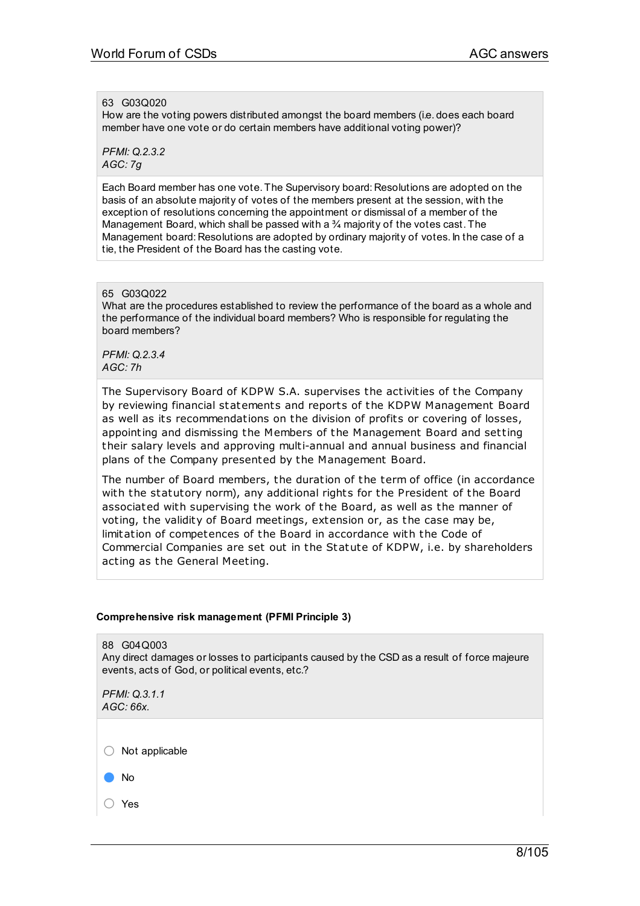63 G03Q020

How are the voting powers distributed amongst the board members (i.e. does each board member have one vote or do certain members have additional voting power)?

*PFMI: Q.2.3.2*
*AGC: 7g*

Each Board member has one vote. The Supervisory board: Resolutions are adopted on the basis of an absolute majority of votes of the members present at the session, with the exception of resolutions concerning the appointment or dismissal of a member of the Management Board, which shall be passed with a ¾ majority of the votes cast. The Management board: Resolutions are adopted by ordinary majority of votes. In the case of a tie, the President of the Board has the casting vote.

65 G03Q022

What are the procedures established to review the performance of the board as a whole and the performance of the individual board members? Who is responsible for regulating the board members?

*PFMI: Q.2.3.4*
*AGC: 7h*

The Supervisory Board of KDPW S.A. supervises the activities of the Company by reviewing financial statements and reports of the KDPW Management Board as well as its recommendations on the division of profits or covering of losses, appointing and dismissing the Members of the Management Board and setting their salary levels and approving multi-annual and annual business and financial plans of the Company presented by the Management Board.

The number of Board members, the duration of the term of office (in accordance with the statutory norm), any additional rights for the President of the Board associated with supervising the work of the Board, as well as the manner of voting, the validity of Board meetings, extension or, as the case may be, limitation of competences of the Board in accordance with the Code of Commercial Companies are set out in the Statute of KDPW, i.e. by shareholders acting as the General Meeting.

**Comprehensive risk management (PFMI Principle 3)**

88 G04Q003

Any direct damages or losses to participants caused by the CSD as a result of force majeure events, acts of God, or political events, etc.?

*PFMI: Q.3.1.1*
*AGC: 66x.*

- ○ Not applicable
- ● No
- ○ Yes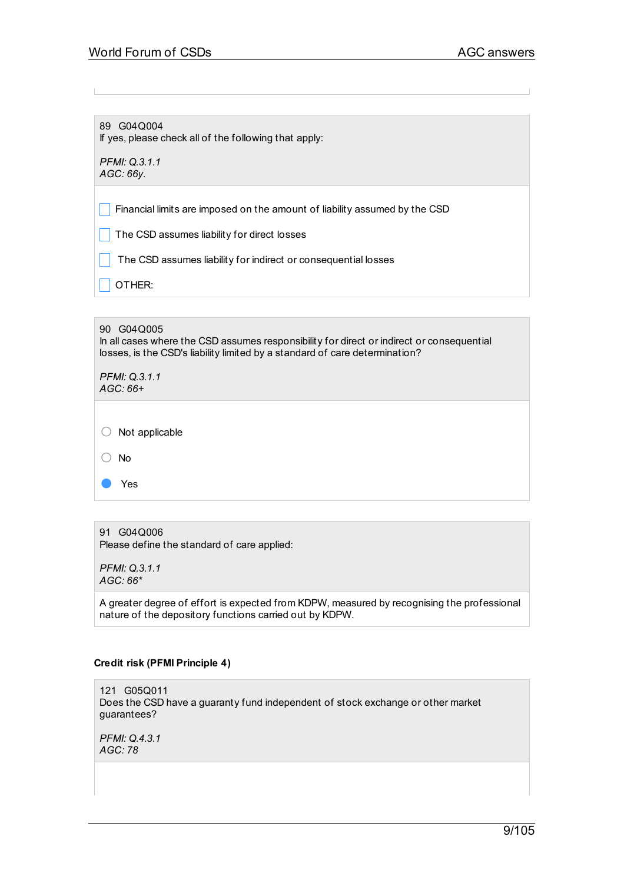89 G04Q004
If yes, please check all of the following that apply:

*PFMI: Q.3.1.1*
*AGC: 66y.*

- [ ] Financial limits are imposed on the amount of liability assumed by the CSD
- [ ] The CSD assumes liability for direct losses
- [ ] The CSD assumes liability for indirect or consequential losses
- [ ] OTHER:

90 G04Q005
In all cases where the CSD assumes responsibility for direct or indirect or consequential losses, is the CSD's liability limited by a standard of care determination?

*PFMI: Q.3.1.1*
*AGC: 66+*

- ○ Not applicable
- ○ No
- ● Yes

91 G04Q006
Please define the standard of care applied:

*PFMI: Q.3.1.1*
*AGC: 66**

A greater degree of effort is expected from KDPW, measured by recognising the professional nature of the depository functions carried out by KDPW.

**Credit risk (PFMI Principle 4)**

121 G05Q011
Does the CSD have a guaranty fund independent of stock exchange or other market guarantees?

*PFMI: Q.4.3.1*
*AGC: 78*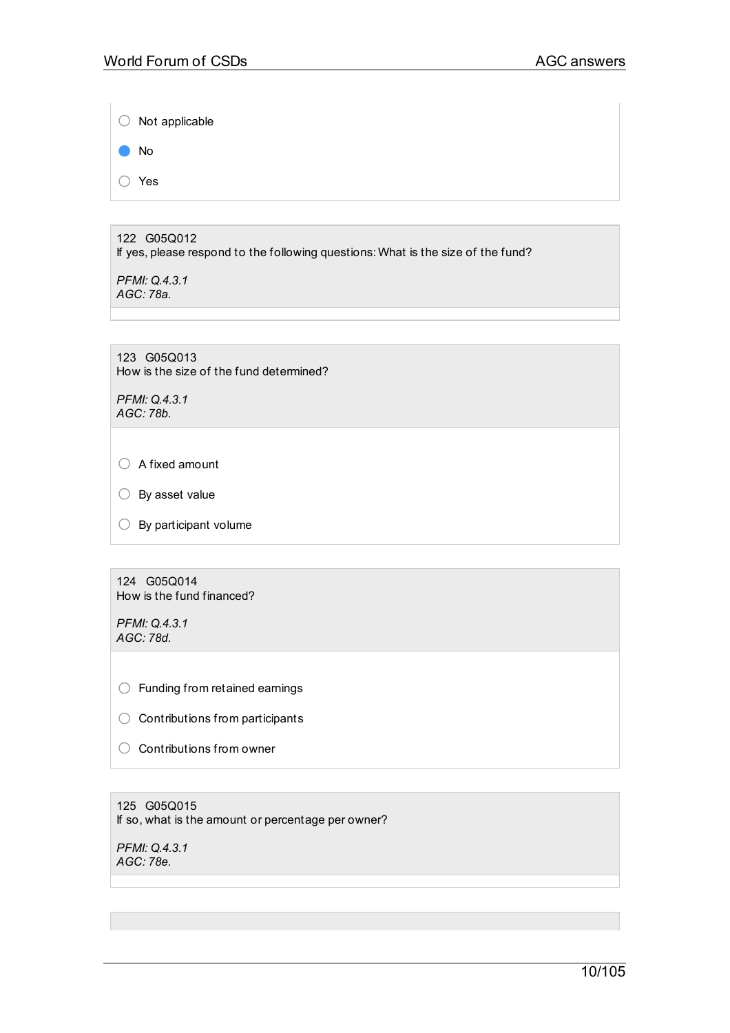- ○ Not applicable
- ● No
- ○ Yes

122 G05Q012
If yes, please respond to the following questions: What is the size of the fund?

*PFMI: Q.4.3.1*
*AGC: 78a.*

123 G05Q013
How is the size of the fund determined?

*PFMI: Q.4.3.1*
*AGC: 78b.*

- ○ A fixed amount
- ○ By asset value
- ○ By participant volume

124 G05Q014
How is the fund financed?

*PFMI: Q.4.3.1*
*AGC: 78d.*

- ○ Funding from retained earnings
- ○ Contributions from participants
- ○ Contributions from owner

125 G05Q015
If so, what is the amount or percentage per owner?

*PFMI: Q.4.3.1*
*AGC: 78e.*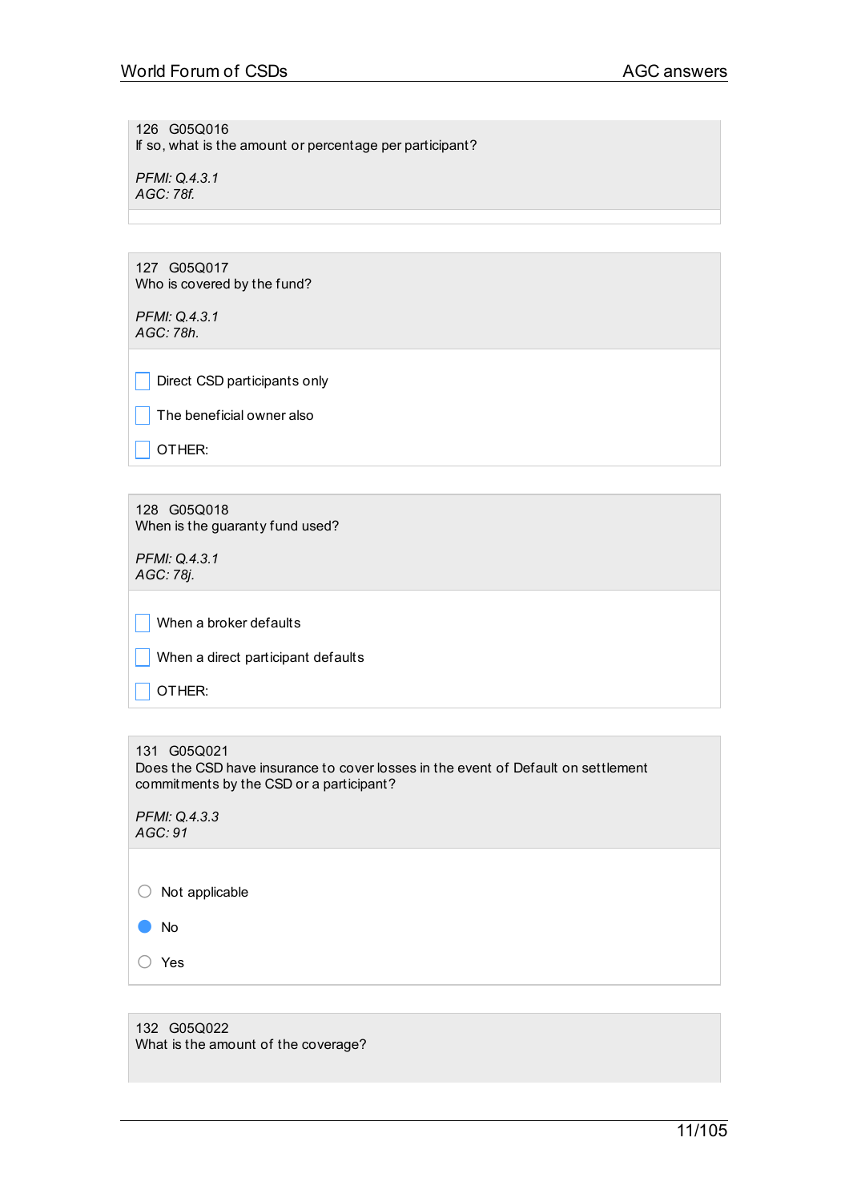126 G05Q016
If so, what is the amount or percentage per participant?

*PFMI: Q.4.3.1*
*AGC: 78f.*

127 G05Q017
Who is covered by the fund?

*PFMI: Q.4.3.1*
*AGC: 78h.*

- [ ] Direct CSD participants only
- [ ] The beneficial owner also
- [ ] OTHER:

128 G05Q018
When is the guaranty fund used?

*PFMI: Q.4.3.1*
*AGC: 78j.*

- [ ] When a broker defaults
- [ ] When a direct participant defaults
- [ ] OTHER:

131 G05Q021
Does the CSD have insurance to cover losses in the event of Default on settlement commitments by the CSD or a participant?

*PFMI: Q.4.3.3*
*AGC: 91*

- ○ Not applicable
- ● No
- ○ Yes

132 G05Q022
What is the amount of the coverage?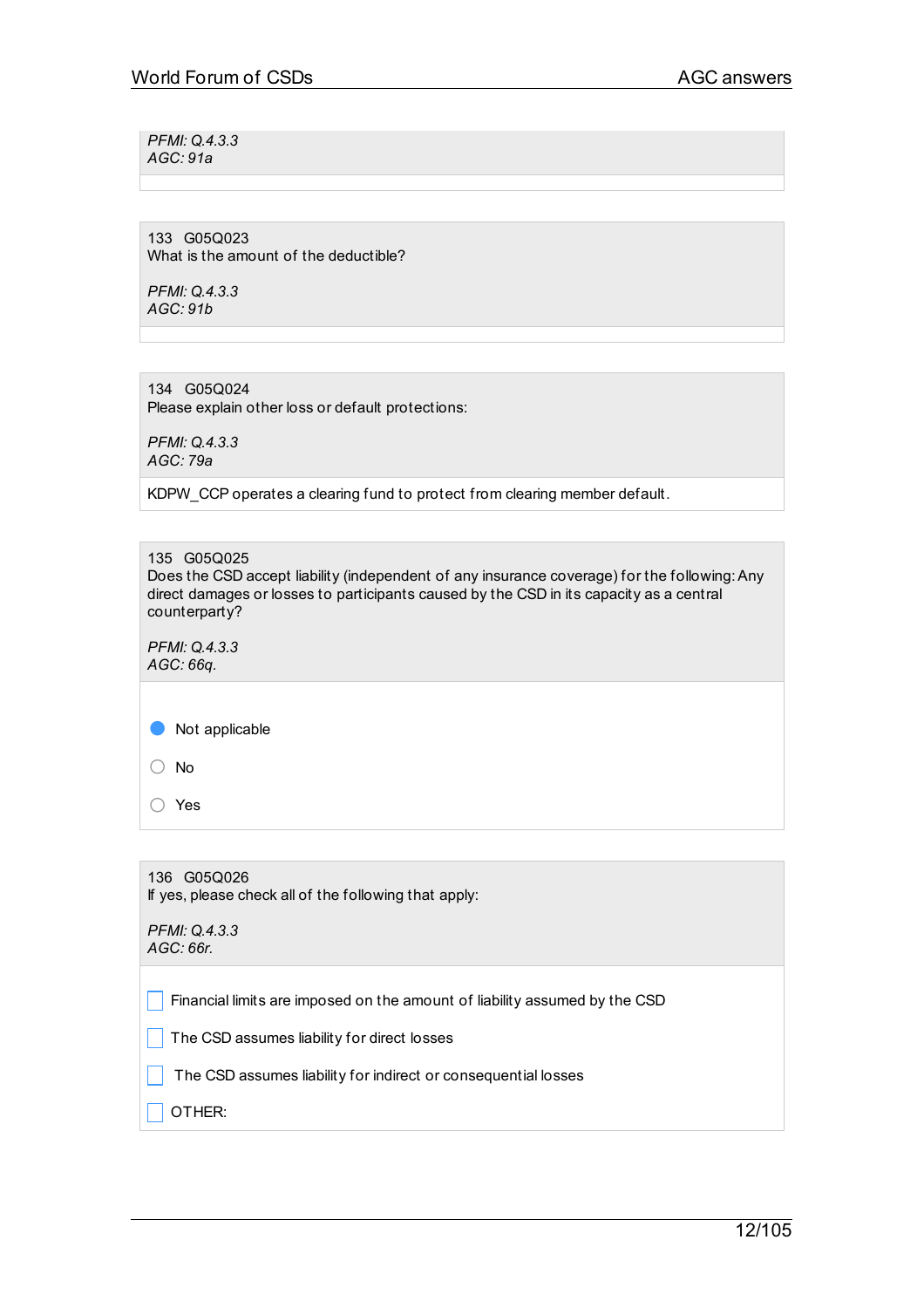*PFMI: Q.4.3.3*
*AGC: 91a*

133 G05Q023
What is the amount of the deductible?

*PFMI: Q.4.3.3*
*AGC: 91b*

134 G05Q024
Please explain other loss or default protections:

*PFMI: Q.4.3.3*
*AGC: 79a*

KDPW_CCP operates a clearing fund to protect from clearing member default.

135 G05Q025
Does the CSD accept liability (independent of any insurance coverage) for the following: Any direct damages or losses to participants caused by the CSD in its capacity as a central counterparty?

*PFMI: Q.4.3.3*
*AGC: 66q.*

- (x) Not applicable
- ( ) No
- ( ) Yes

136 G05Q026
If yes, please check all of the following that apply:

*PFMI: Q.4.3.3*
*AGC: 66r.*

- [ ] Financial limits are imposed on the amount of liability assumed by the CSD
- [ ] The CSD assumes liability for direct losses
- [ ] The CSD assumes liability for indirect or consequential losses
- [ ] OTHER: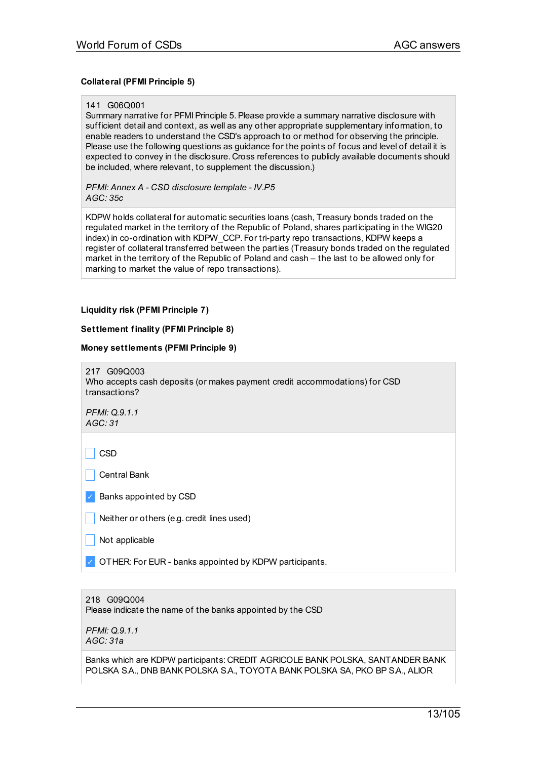**Collateral (PFMI Principle 5)**

141 G06Q001
Summary narrative for PFMI Principle 5. Please provide a summary narrative disclosure with sufficient detail and context, as well as any other appropriate supplementary information, to enable readers to understand the CSD's approach to or method for observing the principle. Please use the following questions as guidance for the points of focus and level of detail it is expected to convey in the disclosure. Cross references to publicly available documents should be included, where relevant, to supplement the discussion.)

*PFMI: Annex A - CSD disclosure template - IV.P5*
*AGC: 35c*

KDPW holds collateral for automatic securities loans (cash, Treasury bonds traded on the regulated market in the territory of the Republic of Poland, shares participating in the WIG20 index) in co-ordination with KDPW_CCP. For tri-party repo transactions, KDPW keeps a register of collateral transferred between the parties (Treasury bonds traded on the regulated market in the territory of the Republic of Poland and cash – the last to be allowed only for marking to market the value of repo transactions).

**Liquidity risk (PFMI Principle 7)**

**Settlement finality (PFMI Principle 8)**

**Money settlements (PFMI Principle 9)**

217 G09Q003
Who accepts cash deposits (or makes payment credit accommodations) for CSD transactions?

*PFMI: Q.9.1.1*
*AGC: 31*

- [ ] CSD
- [ ] Central Bank
- [x] Banks appointed by CSD
- [ ] Neither or others (e.g. credit lines used)
- [ ] Not applicable
- [x] OTHER: For EUR - banks appointed by KDPW participants.

218 G09Q004
Please indicate the name of the banks appointed by the CSD

*PFMI: Q.9.1.1*
*AGC: 31a*

Banks which are KDPW participants: CREDIT AGRICOLE BANK POLSKA, SANTANDER BANK POLSKA S.A., DNB BANK POLSKA S.A., TOYOTA BANK POLSKA SA, PKO BP S.A., ALIOR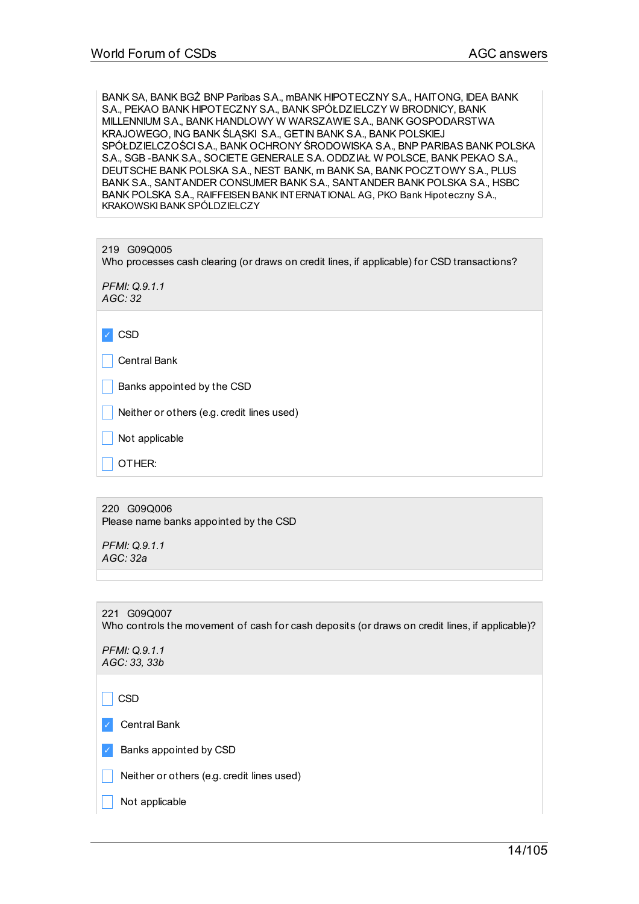BANK SA, BANK BGŻ BNP Paribas S.A., mBANK HIPOTECZNY S.A., HAITONG, IDEA BANK S.A., PEKAO BANK HIPOTECZNY S.A., BANK SPÓŁDZIELCZY W BRODNICY, BANK MILLENNIUM S.A., BANK HANDLOWY W WARSZAWIE S.A., BANK GOSPODARSTWA KRAJOWEGO, ING BANK ŚLĄSKI S.A., GETIN BANK S.A., BANK POLSKIEJ SPÓŁDZIELCZOŚCI S.A., BANK OCHRONY ŚRODOWISKA S.A., BNP PARIBAS BANK POLSKA S.A., SGB -BANK S.A., SOCIETE GENERALE S.A. ODDZIAŁ W POLSCE, BANK PEKAO S.A., DEUTSCHE BANK POLSKA S.A., NEST BANK, m BANK SA, BANK POCZTOWY S.A., PLUS BANK S.A., SANTANDER CONSUMER BANK S.A., SANTANDER BANK POLSKA S.A., HSBC BANK POLSKA S.A., RAIFFEISEN BANK INTERNATIONAL AG, PKO Bank Hipoteczny S.A., KRAKOWSKI BANK SPÓLDZIELCZY

219 G09Q005
Who processes cash clearing (or draws on credit lines, if applicable) for CSD transactions?

*PFMI: Q.9.1.1*
*AGC: 32*

- [x] CSD
- [ ] Central Bank
- [ ] Banks appointed by the CSD
- [ ] Neither or others (e.g. credit lines used)
- [ ] Not applicable
- [ ] OTHER:

220 G09Q006
Please name banks appointed by the CSD

*PFMI: Q.9.1.1*
*AGC: 32a*

221 G09Q007
Who controls the movement of cash for cash deposits (or draws on credit lines, if applicable)?

*PFMI: Q.9.1.1*
*AGC: 33, 33b*

- [ ] CSD
- [x] Central Bank
- [x] Banks appointed by CSD
- [ ] Neither or others (e.g. credit lines used)
- [ ] Not applicable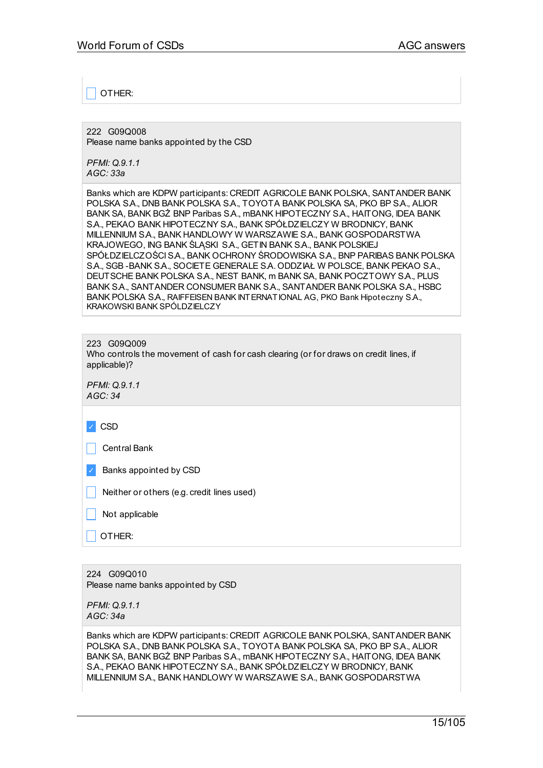- [ ] OTHER:

222 G09Q008
Please name banks appointed by the CSD

*PFMI: Q.9.1.1*
*AGC: 33a*

Banks which are KDPW participants: CREDIT AGRICOLE BANK POLSKA, SANTANDER BANK POLSKA S.A., DNB BANK POLSKA S.A., TOYOTA BANK POLSKA SA, PKO BP S.A., ALIOR BANK SA, BANK BGŻ BNP Paribas S.A., mBANK HIPOTECZNY S.A., HAITONG, IDEA BANK S.A., PEKAO BANK HIPOTECZNY S.A., BANK SPÓŁDZIELCZY W BRODNICY, BANK MILLENNIUM S.A., BANK HANDLOWY W WARSZAWIE S.A., BANK GOSPODARSTWA KRAJOWEGO, ING BANK ŚLĄSKI S.A., GETIN BANK S.A., BANK POLSKIEJ SPÓŁDZIELCZOŚCI S.A., BANK OCHRONY ŚRODOWISKA S.A., BNP PARIBAS BANK POLSKA S.A., SGB -BANK S.A., SOCIETE GENERALE S.A. ODDZIAŁ W POLSCE, BANK PEKAO S.A., DEUTSCHE BANK POLSKA S.A., NEST BANK, m BANK SA, BANK POCZTOWY S.A., PLUS BANK S.A., SANTANDER CONSUMER BANK S.A., SANTANDER BANK POLSKA S.A., HSBC BANK POLSKA S.A., RAIFFEISEN BANK INTERNATIONAL AG, PKO Bank Hipoteczny S.A., KRAKOWSKI BANK SPÓLDZIELCZY

223 G09Q009
Who controls the movement of cash for cash clearing (or for draws on credit lines, if applicable)?

*PFMI: Q.9.1.1*
*AGC: 34*

- [x] CSD
- [ ] Central Bank
- [x] Banks appointed by CSD
- [ ] Neither or others (e.g. credit lines used)
- [ ] Not applicable
- [ ] OTHER:

224 G09Q010
Please name banks appointed by CSD

*PFMI: Q.9.1.1*
*AGC: 34a*

Banks which are KDPW participants: CREDIT AGRICOLE BANK POLSKA, SANTANDER BANK POLSKA S.A., DNB BANK POLSKA S.A., TOYOTA BANK POLSKA SA, PKO BP S.A., ALIOR BANK SA, BANK BGŻ BNP Paribas S.A., mBANK HIPOTECZNY S.A., HAITONG, IDEA BANK S.A., PEKAO BANK HIPOTECZNY S.A., BANK SPÓŁDZIELCZY W BRODNICY, BANK MILLENNIUM S.A., BANK HANDLOWY W WARSZAWIE S.A., BANK GOSPODARSTWA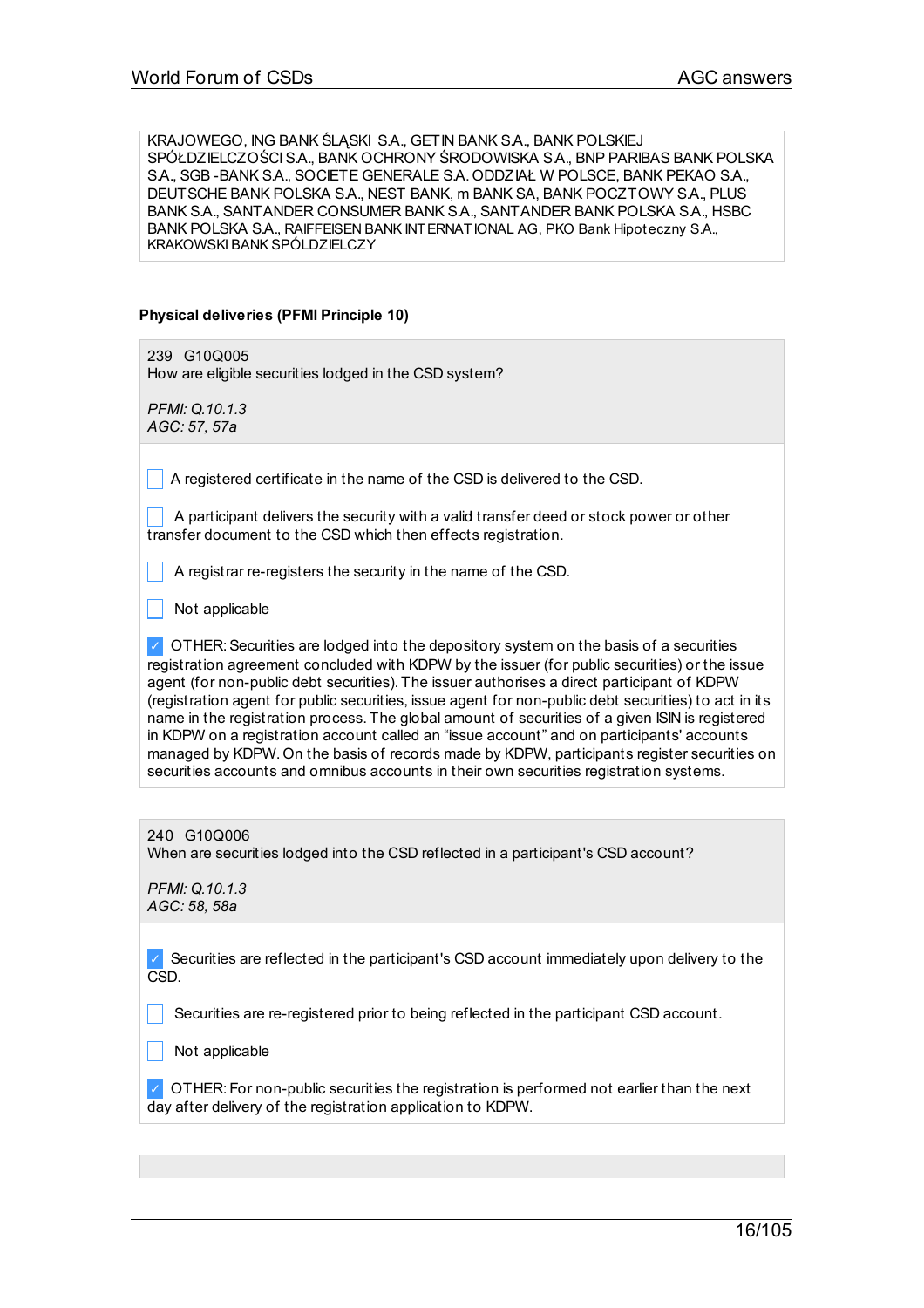KRAJOWEGO, ING BANK ŚLĄSKI S.A., GETIN BANK S.A., BANK POLSKIEJ SPÓŁDZIELCZOŚCI S.A., BANK OCHRONY ŚRODOWISKA S.A., BNP PARIBAS BANK POLSKA S.A., SGB -BANK S.A., SOCIETE GENERALE S.A. ODDZIAŁ W POLSCE, BANK PEKAO S.A., DEUTSCHE BANK POLSKA S.A., NEST BANK, m BANK SA, BANK POCZTOWY S.A., PLUS BANK S.A., SANTANDER CONSUMER BANK S.A., SANTANDER BANK POLSKA S.A., HSBC BANK POLSKA S.A., RAIFFEISEN BANK INTERNATIONAL AG, PKO Bank Hipoteczny S.A., KRAKOWSKI BANK SPÓLDZIELCZY

**Physical deliveries (PFMI Principle 10)**

239 G10Q005
How are eligible securities lodged in the CSD system?

*PFMI: Q.10.1.3*
*AGC: 57, 57a*

- [ ] A registered certificate in the name of the CSD is delivered to the CSD.
- [ ] A participant delivers the security with a valid transfer deed or stock power or other transfer document to the CSD which then effects registration.
- [ ] A registrar re-registers the security in the name of the CSD.
- [ ] Not applicable
- [x] OTHER: Securities are lodged into the depository system on the basis of a securities registration agreement concluded with KDPW by the issuer (for public securities) or the issue agent (for non-public debt securities). The issuer authorises a direct participant of KDPW (registration agent for public securities, issue agent for non-public debt securities) to act in its name in the registration process. The global amount of securities of a given ISIN is registered in KDPW on a registration account called an "issue account" and on participants' accounts managed by KDPW. On the basis of records made by KDPW, participants register securities on securities accounts and omnibus accounts in their own securities registration systems.

240 G10Q006
When are securities lodged into the CSD reflected in a participant's CSD account?

*PFMI: Q.10.1.3*
*AGC: 58, 58a*

- [x] Securities are reflected in the participant's CSD account immediately upon delivery to the CSD.
- [ ] Securities are re-registered prior to being reflected in the participant CSD account.
- [ ] Not applicable
- [x] OTHER: For non-public securities the registration is performed not earlier than the next day after delivery of the registration application to KDPW.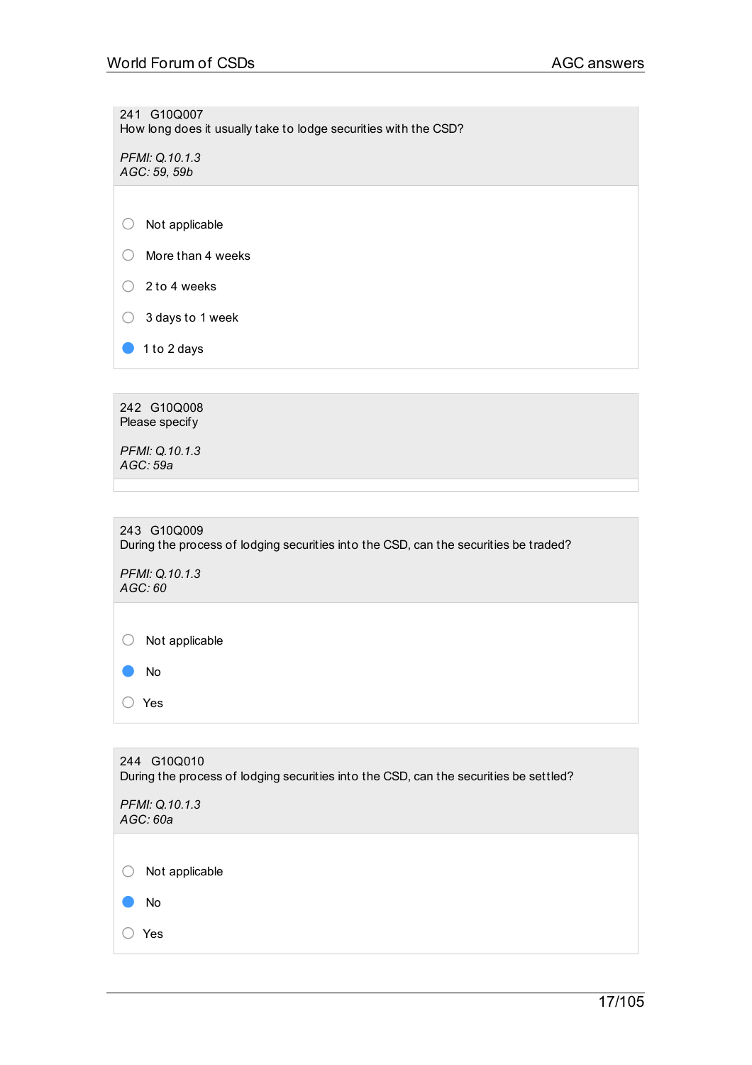241 G10Q007
How long does it usually take to lodge securities with the CSD?

*PFMI: Q.10.1.3*
*AGC: 59, 59b*

- ○ Not applicable
- ○ More than 4 weeks
- ○ 2 to 4 weeks
- ○ 3 days to 1 week
- ● 1 to 2 days

242 G10Q008
Please specify

*PFMI: Q.10.1.3*
*AGC: 59a*

243 G10Q009
During the process of lodging securities into the CSD, can the securities be traded?

*PFMI: Q.10.1.3*
*AGC: 60*

- ○ Not applicable
- ● No
- ○ Yes

244 G10Q010
During the process of lodging securities into the CSD, can the securities be settled?

*PFMI: Q.10.1.3*
*AGC: 60a*

- ○ Not applicable
- ● No
- ○ Yes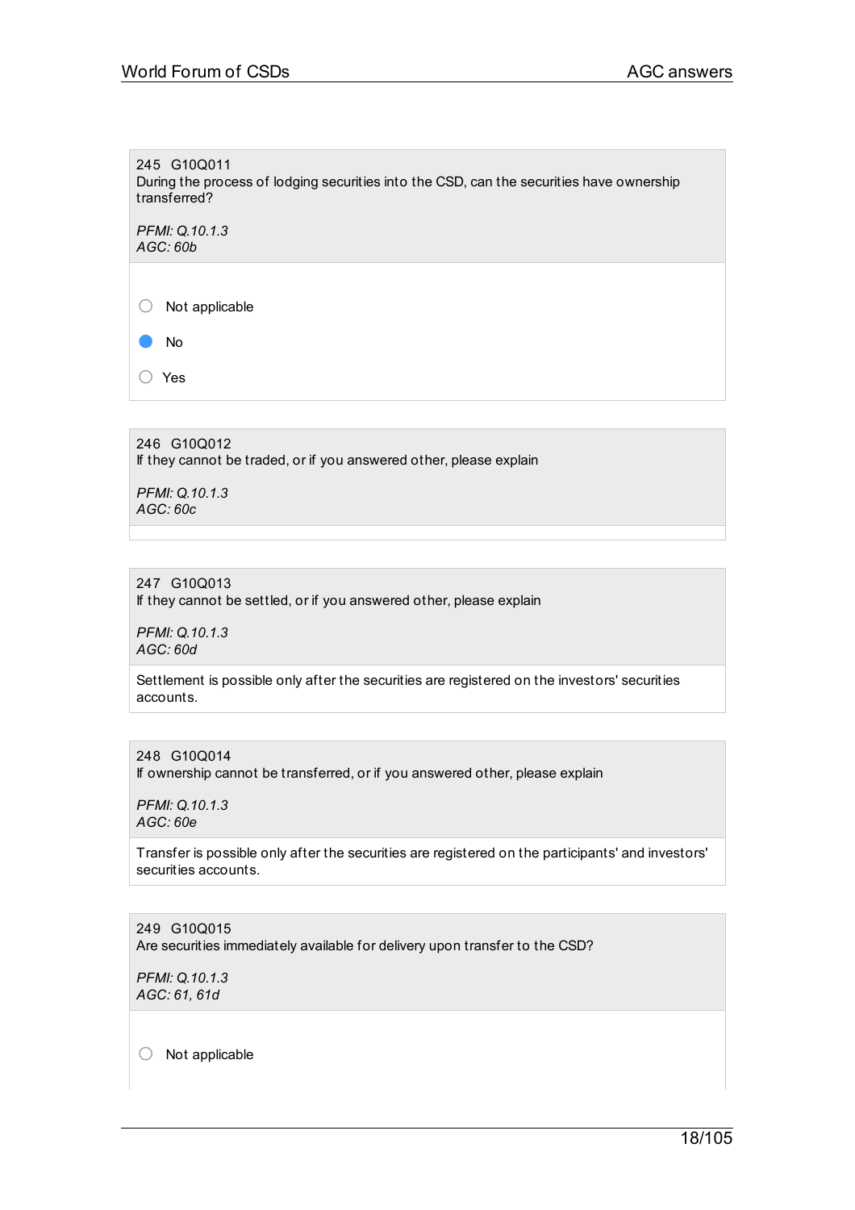245 G10Q011
During the process of lodging securities into the CSD, can the securities have ownership transferred?

*PFMI: Q.10.1.3*
*AGC: 60b*

- ○ Not applicable
- ● No
- ○ Yes

246 G10Q012
If they cannot be traded, or if you answered other, please explain

*PFMI: Q.10.1.3*
*AGC: 60c*

247 G10Q013
If they cannot be settled, or if you answered other, please explain

*PFMI: Q.10.1.3*
*AGC: 60d*

Settlement is possible only after the securities are registered on the investors' securities accounts.

248 G10Q014
If ownership cannot be transferred, or if you answered other, please explain

*PFMI: Q.10.1.3*
*AGC: 60e*

Transfer is possible only after the securities are registered on the participants' and investors' securities accounts.

249 G10Q015
Are securities immediately available for delivery upon transfer to the CSD?

*PFMI: Q.10.1.3*
*AGC: 61, 61d*

- ○ Not applicable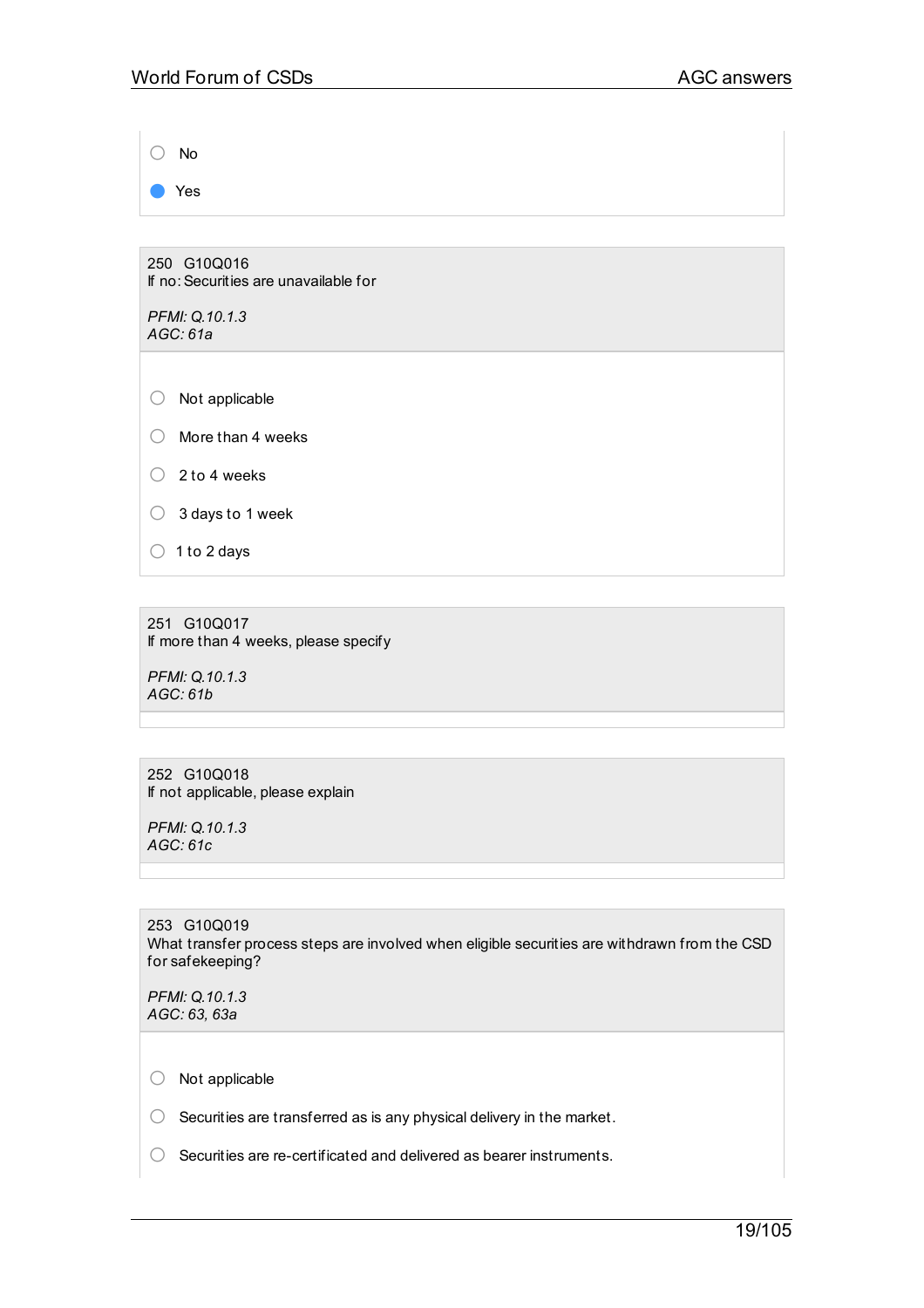- ○ No
- ● Yes

**250 G10Q016**
If no: Securities are unavailable for

*PFMI: Q.10.1.3*
*AGC: 61a*

- ○ Not applicable
- ○ More than 4 weeks
- ○ 2 to 4 weeks
- ○ 3 days to 1 week
- ○ 1 to 2 days

**251 G10Q017**
If more than 4 weeks, please specify

*PFMI: Q.10.1.3*
*AGC: 61b*

**252 G10Q018**
If not applicable, please explain

*PFMI: Q.10.1.3*
*AGC: 61c*

**253 G10Q019**
What transfer process steps are involved when eligible securities are withdrawn from the CSD for safekeeping?

*PFMI: Q.10.1.3*
*AGC: 63, 63a*

- ○ Not applicable
- ○ Securities are transferred as is any physical delivery in the market.
- ○ Securities are re-certificated and delivered as bearer instruments.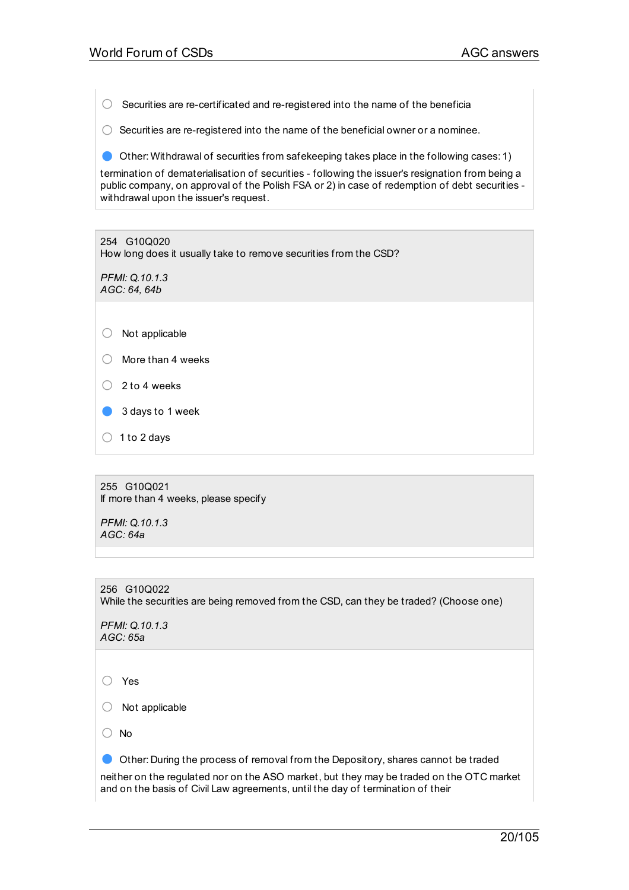- ○ Securities are re-certificated and re-registered into the name of the beneficia
- ○ Securities are re-registered into the name of the beneficial owner or a nominee.
- ● Other: Withdrawal of securities from safekeeping takes place in the following cases: 1) termination of dematerialisation of securities - following the issuer's resignation from being a public company, on approval of the Polish FSA or 2) in case of redemption of debt securities - withdrawal upon the issuer's request.

254 G10Q020
How long does it usually take to remove securities from the CSD?

*PFMI: Q.10.1.3*
*AGC: 64, 64b*

- ○ Not applicable
- ○ More than 4 weeks
- ○ 2 to 4 weeks
- ● 3 days to 1 week
- ○ 1 to 2 days

255 G10Q021
If more than 4 weeks, please specify

*PFMI: Q.10.1.3*
*AGC: 64a*

256 G10Q022
While the securities are being removed from the CSD, can they be traded? (Choose one)

*PFMI: Q.10.1.3*
*AGC: 65a*

- ○ Yes
- ○ Not applicable
- ○ No
- ● Other: During the process of removal from the Depository, shares cannot be traded neither on the regulated nor on the ASO market, but they may be traded on the OTC market and on the basis of Civil Law agreements, until the day of termination of their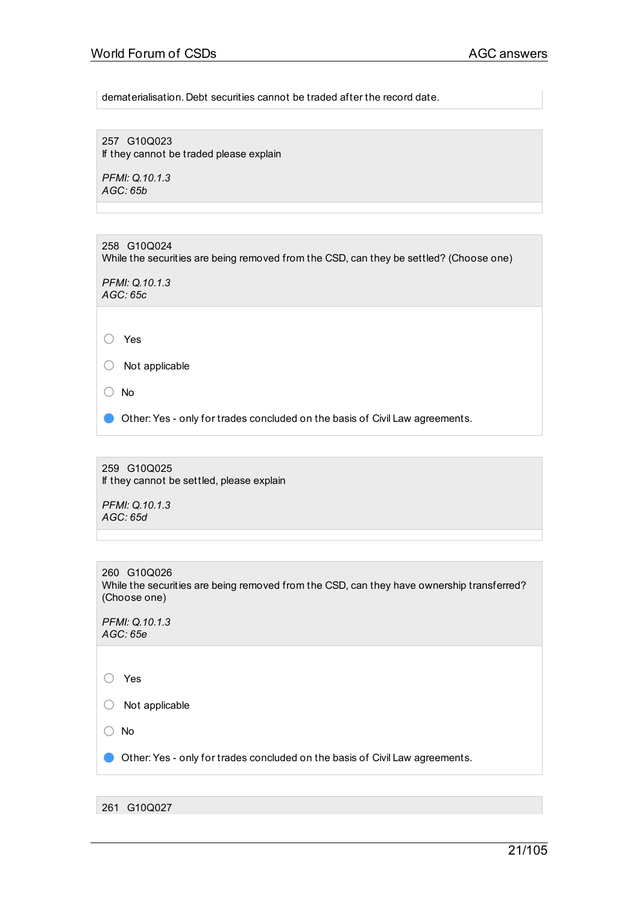dematerialisation. Debt securities cannot be traded after the record date.

257 G10Q023
If they cannot be traded please explain

*PFMI: Q.10.1.3*
*AGC: 65b*

258 G10Q024
While the securities are being removed from the CSD, can they be settled? (Choose one)

*PFMI: Q.10.1.3*
*AGC: 65c*

- ○ Yes
- ○ Not applicable
- ○ No
- ● Other: Yes - only for trades concluded on the basis of Civil Law agreements.

259 G10Q025
If they cannot be settled, please explain

*PFMI: Q.10.1.3*
*AGC: 65d*

260 G10Q026
While the securities are being removed from the CSD, can they have ownership transferred? (Choose one)

*PFMI: Q.10.1.3*
*AGC: 65e*

- ○ Yes
- ○ Not applicable
- ○ No
- ● Other: Yes - only for trades concluded on the basis of Civil Law agreements.

261 G10Q027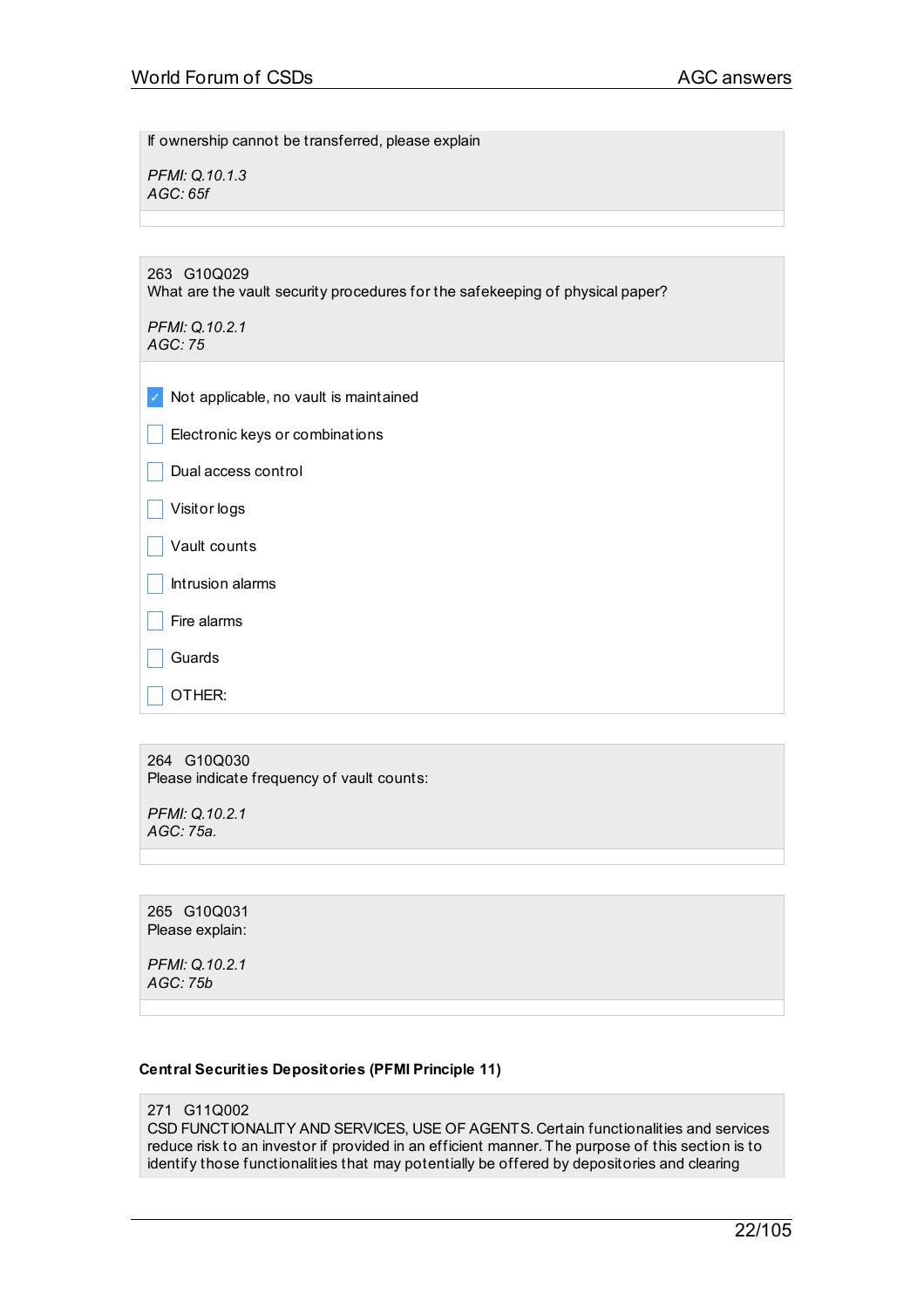If ownership cannot be transferred, please explain

*PFMI: Q.10.1.3*
*AGC: 65f*

263 G10Q029
What are the vault security procedures for the safekeeping of physical paper?

*PFMI: Q.10.2.1*
*AGC: 75*

- [x] Not applicable, no vault is maintained
- [ ] Electronic keys or combinations
- [ ] Dual access control
- [ ] Visitor logs
- [ ] Vault counts
- [ ] Intrusion alarms
- [ ] Fire alarms
- [ ] Guards
- [ ] OTHER:

264 G10Q030
Please indicate frequency of vault counts:

*PFMI: Q.10.2.1*
*AGC: 75a.*

265 G10Q031
Please explain:

*PFMI: Q.10.2.1*
*AGC: 75b*

**Central Securities Depositories (PFMI Principle 11)**

271 G11Q002
CSD FUNCTIONALITY AND SERVICES, USE OF AGENTS. Certain functionalities and services reduce risk to an investor if provided in an efficient manner. The purpose of this section is to identify those functionalities that may potentially be offered by depositories and clearing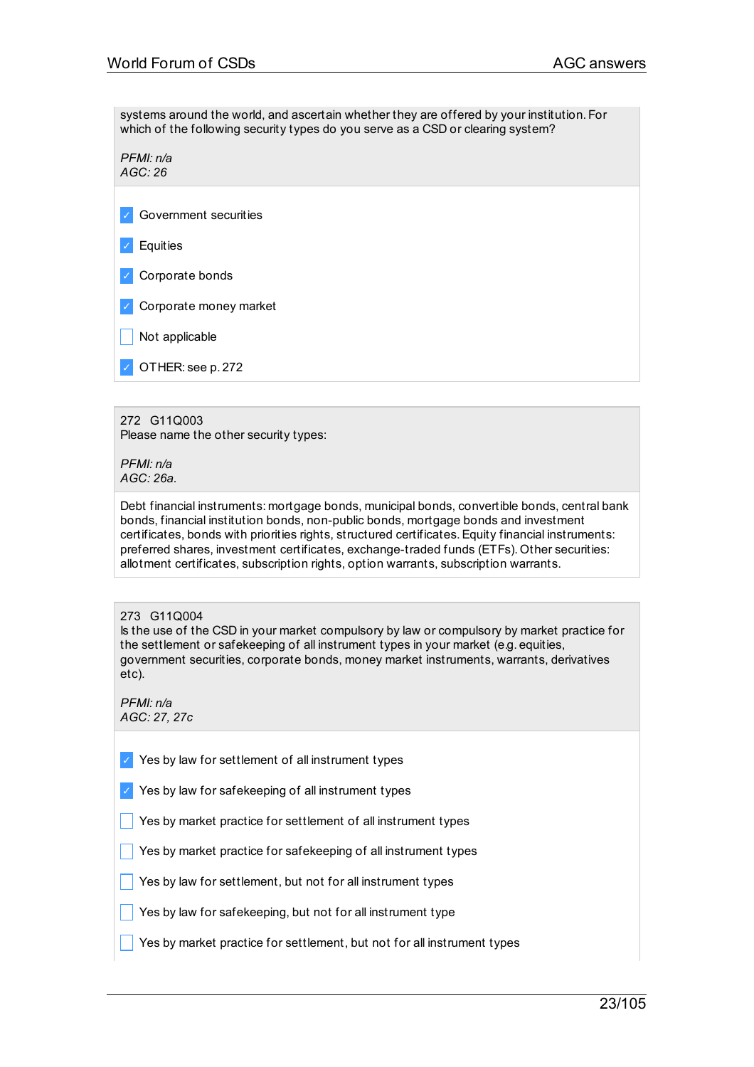systems around the world, and ascertain whether they are offered by your institution. For which of the following security types do you serve as a CSD or clearing system?

*PFMI: n/a*
*AGC: 26*

- [x] Government securities
- [x] Equities
- [x] Corporate bonds
- [x] Corporate money market
- [ ] Not applicable
- [x] OTHER: see p. 272

272 G11Q003
Please name the other security types:

*PFMI: n/a*
*AGC: 26a.*

Debt financial instruments: mortgage bonds, municipal bonds, convertible bonds, central bank bonds, financial institution bonds, non-public bonds, mortgage bonds and investment certificates, bonds with priorities rights, structured certificates. Equity financial instruments: preferred shares, investment certificates, exchange-traded funds (ETFs). Other securities: allotment certificates, subscription rights, option warrants, subscription warrants.

273 G11Q004
Is the use of the CSD in your market compulsory by law or compulsory by market practice for the settlement or safekeeping of all instrument types in your market (e.g. equities, government securities, corporate bonds, money market instruments, warrants, derivatives etc).

*PFMI: n/a*
*AGC: 27, 27c*

- [x] Yes by law for settlement of all instrument types
- [x] Yes by law for safekeeping of all instrument types
- [ ] Yes by market practice for settlement of all instrument types
- [ ] Yes by market practice for safekeeping of all instrument types
- [ ] Yes by law for settlement, but not for all instrument types
- [ ] Yes by law for safekeeping, but not for all instrument type
- [ ] Yes by market practice for settlement, but not for all instrument types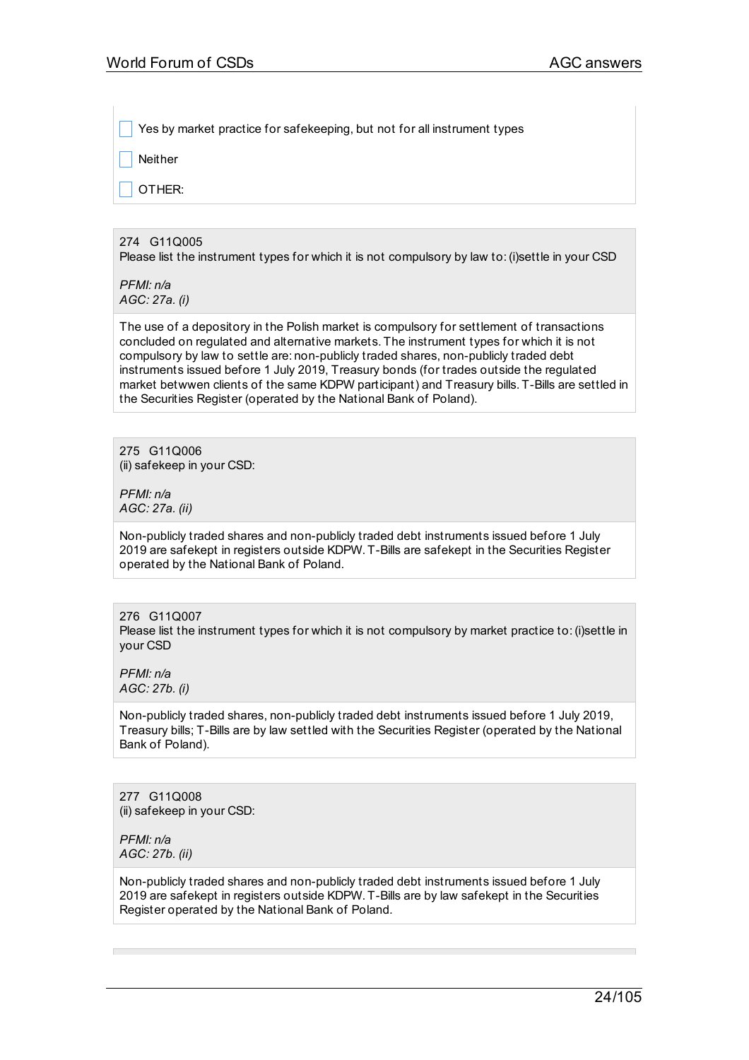- [ ] Yes by market practice for safekeeping, but not for all instrument types
- [ ] Neither
- [ ] OTHER:

274 G11Q005
Please list the instrument types for which it is not compulsory by law to: (i)settle in your CSD

*PFMI: n/a*
*AGC: 27a. (i)*

The use of a depository in the Polish market is compulsory for settlement of transactions concluded on regulated and alternative markets. The instrument types for which it is not compulsory by law to settle are: non-publicly traded shares, non-publicly traded debt instruments issued before 1 July 2019, Treasury bonds (for trades outside the regulated market betwwen clients of the same KDPW participant) and Treasury bills. T-Bills are settled in the Securities Register (operated by the National Bank of Poland).

275 G11Q006
(ii) safekeep in your CSD:

*PFMI: n/a*
*AGC: 27a. (ii)*

Non-publicly traded shares and non-publicly traded debt instruments issued before 1 July 2019 are safekept in registers outside KDPW. T-Bills are safekept in the Securities Register operated by the National Bank of Poland.

276 G11Q007
Please list the instrument types for which it is not compulsory by market practice to: (i)settle in your CSD

*PFMI: n/a*
*AGC: 27b. (i)*

Non-publicly traded shares, non-publicly traded debt instruments issued before 1 July 2019, Treasury bills; T-Bills are by law settled with the Securities Register (operated by the National Bank of Poland).

277 G11Q008
(ii) safekeep in your CSD:

*PFMI: n/a*
*AGC: 27b. (ii)*

Non-publicly traded shares and non-publicly traded debt instruments issued before 1 July 2019 are safekept in registers outside KDPW. T-Bills are by law safekept in the Securities Register operated by the National Bank of Poland.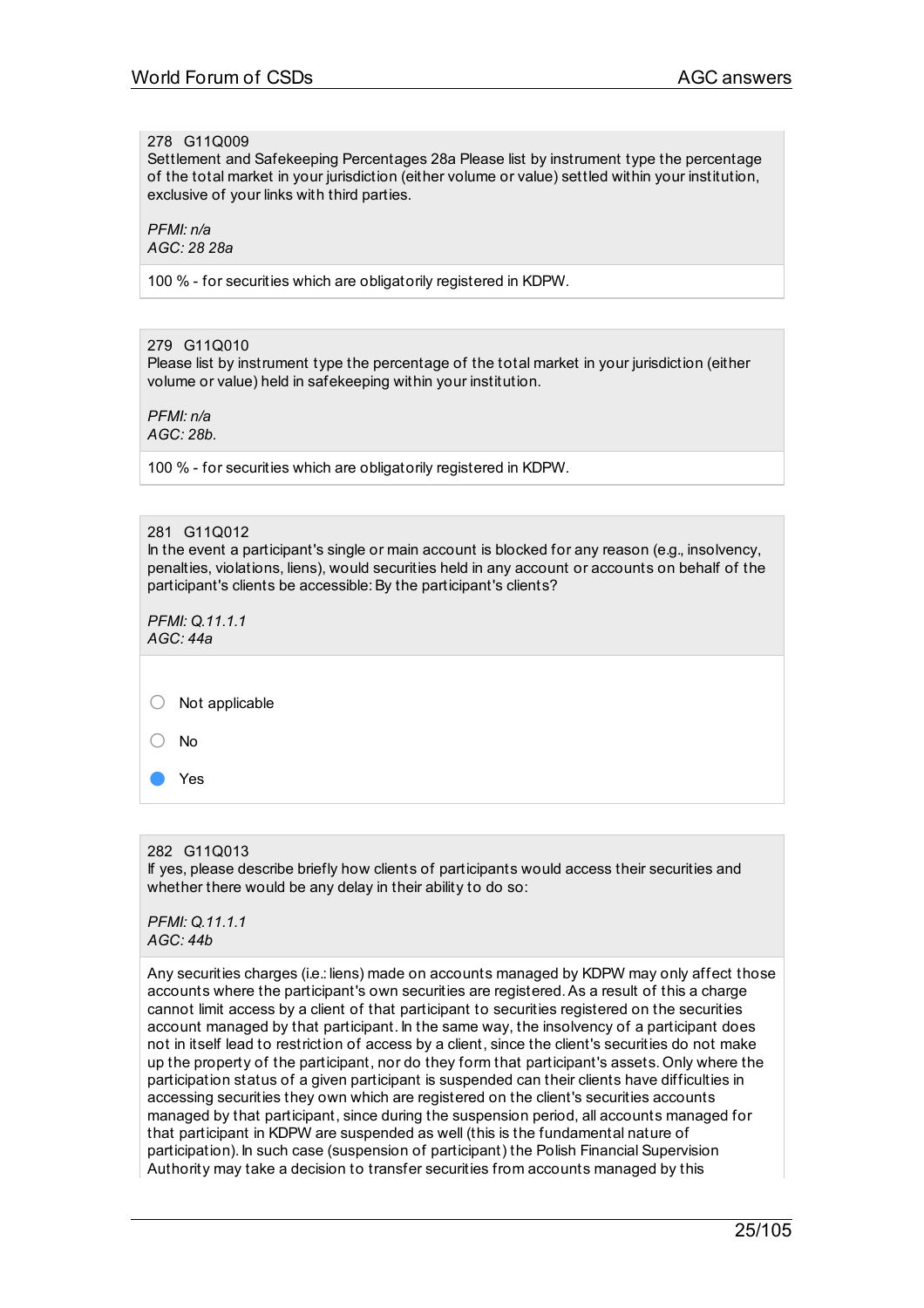278 G11Q009
Settlement and Safekeeping Percentages 28a Please list by instrument type the percentage of the total market in your jurisdiction (either volume or value) settled within your institution, exclusive of your links with third parties.

*PFMI: n/a*
*AGC: 28 28a*

100 % - for securities which are obligatorily registered in KDPW.

279 G11Q010
Please list by instrument type the percentage of the total market in your jurisdiction (either volume or value) held in safekeeping within your institution.

*PFMI: n/a*
*AGC: 28b.*

100 % - for securities which are obligatorily registered in KDPW.

281 G11Q012
In the event a participant's single or main account is blocked for any reason (e.g., insolvency, penalties, violations, liens), would securities held in any account or accounts on behalf of the participant's clients be accessible: By the participant's clients?

*PFMI: Q.11.1.1*
*AGC: 44a*

- ○ Not applicable
- ○ No
- ● Yes

282 G11Q013
If yes, please describe briefly how clients of participants would access their securities and whether there would be any delay in their ability to do so:

*PFMI: Q.11.1.1*
*AGC: 44b*

Any securities charges (i.e.: liens) made on accounts managed by KDPW may only affect those accounts where the participant's own securities are registered. As a result of this a charge cannot limit access by a client of that participant to securities registered on the securities account managed by that participant. In the same way, the insolvency of a participant does not in itself lead to restriction of access by a client, since the client's securities do not make up the property of the participant, nor do they form that participant's assets. Only where the participation status of a given participant is suspended can their clients have difficulties in accessing securities they own which are registered on the client's securities accounts managed by that participant, since during the suspension period, all accounts managed for that participant in KDPW are suspended as well (this is the fundamental nature of participation). In such case (suspension of participant) the Polish Financial Supervision Authority may take a decision to transfer securities from accounts managed by this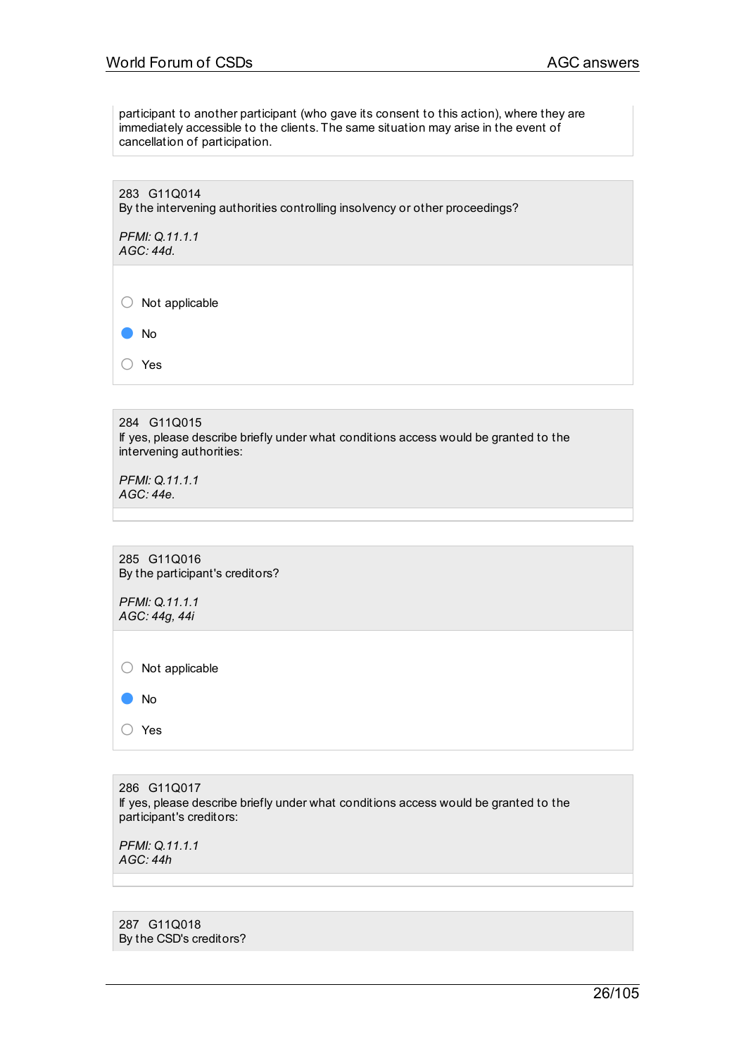participant to another participant (who gave its consent to this action), where they are immediately accessible to the clients. The same situation may arise in the event of cancellation of participation.

283 G11Q014
By the intervening authorities controlling insolvency or other proceedings?

*PFMI: Q.11.1.1*
*AGC: 44d.*

- ○ Not applicable
- ● No
- ○ Yes

284 G11Q015
If yes, please describe briefly under what conditions access would be granted to the intervening authorities:

*PFMI: Q.11.1.1*
*AGC: 44e.*

285 G11Q016
By the participant's creditors?

*PFMI: Q.11.1.1*
*AGC: 44g, 44i*

- ○ Not applicable
- ● No
- ○ Yes

286 G11Q017
If yes, please describe briefly under what conditions access would be granted to the participant's creditors:

*PFMI: Q.11.1.1*
*AGC: 44h*

287 G11Q018
By the CSD's creditors?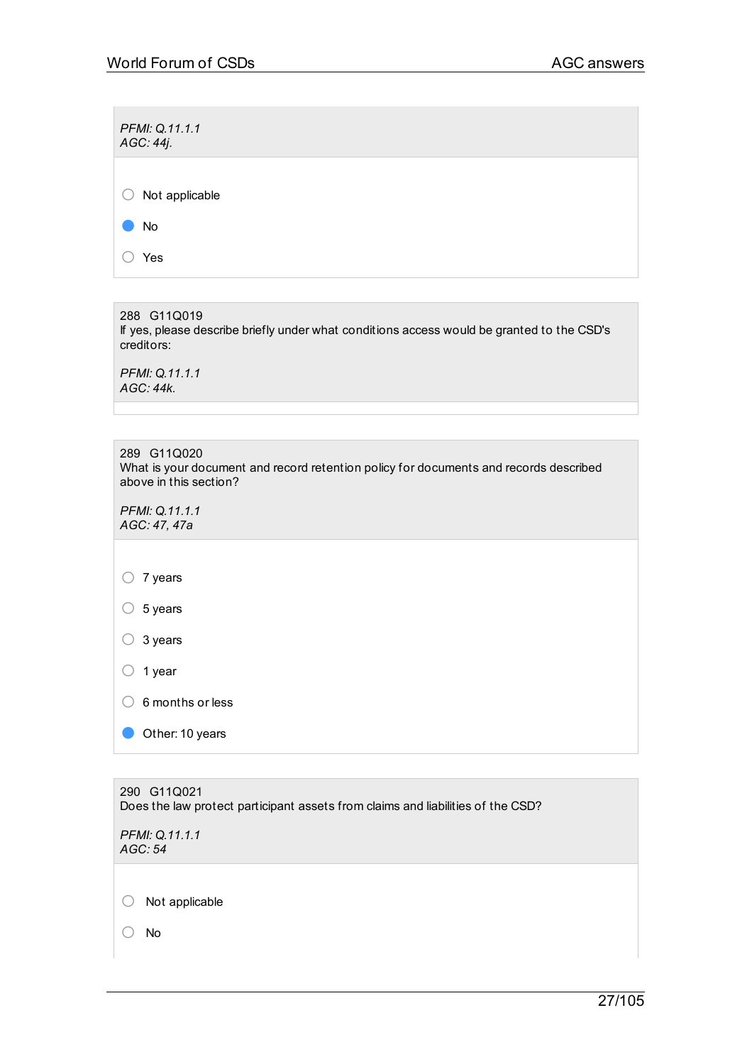*PFMI: Q.11.1.1*
*AGC: 44j.*

- ○ Not applicable
- ● No
- ○ Yes

288 G11Q019
If yes, please describe briefly under what conditions access would be granted to the CSD's creditors:

*PFMI: Q.11.1.1*
*AGC: 44k.*

289 G11Q020
What is your document and record retention policy for documents and records described above in this section?

*PFMI: Q.11.1.1*
*AGC: 47, 47a*

- ○ 7 years
- ○ 5 years
- ○ 3 years
- ○ 1 year
- ○ 6 months or less
- ● Other: 10 years

290 G11Q021
Does the law protect participant assets from claims and liabilities of the CSD?

*PFMI: Q.11.1.1*
*AGC: 54*

- ○ Not applicable
- ○ No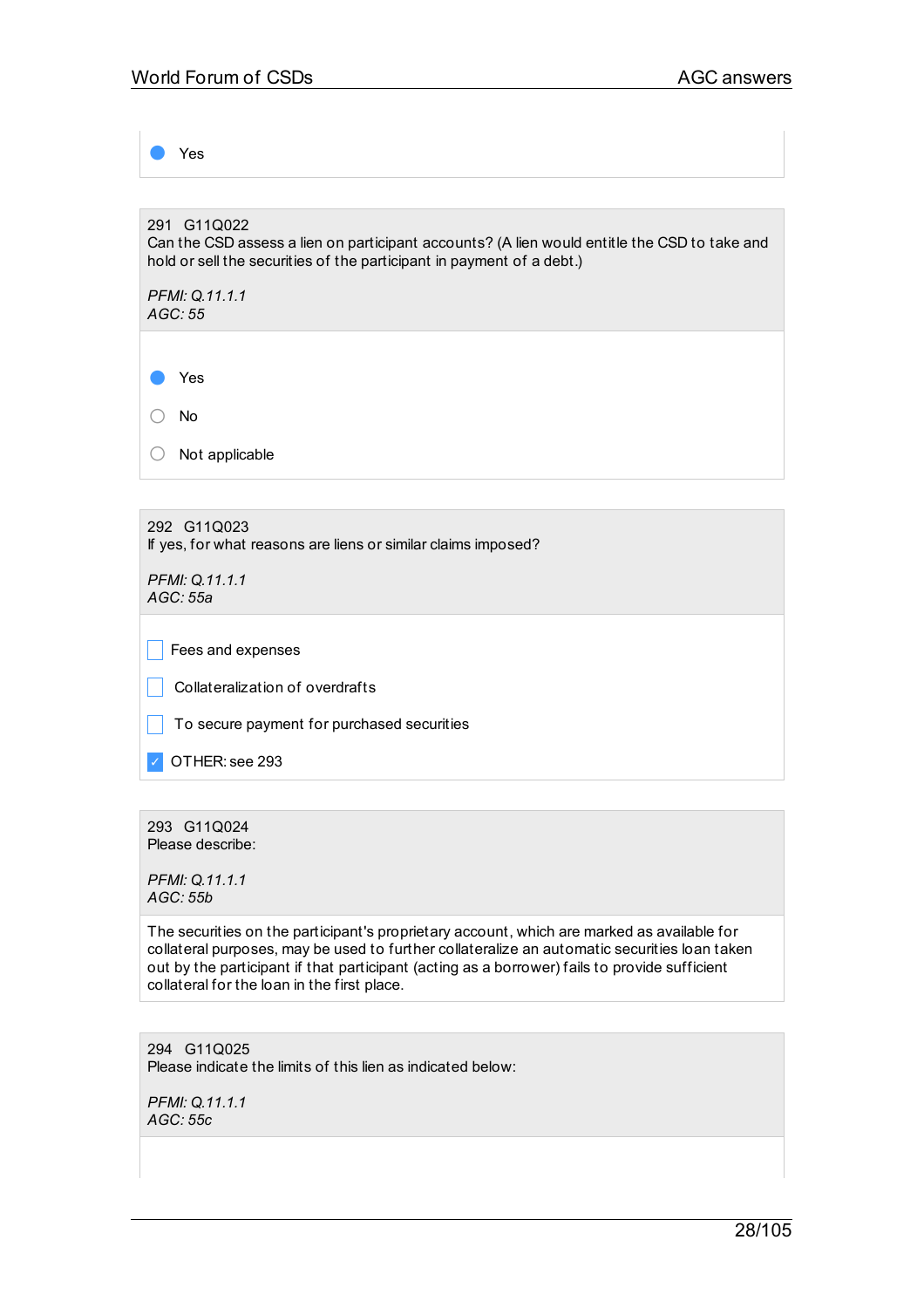- [x] Yes

291 G11Q022
Can the CSD assess a lien on participant accounts? (A lien would entitle the CSD to take and hold or sell the securities of the participant in payment of a debt.)

*PFMI: Q.11.1.1*
*AGC: 55*

- [x] Yes
- [ ] No
- [ ] Not applicable

292 G11Q023
If yes, for what reasons are liens or similar claims imposed?

*PFMI: Q.11.1.1*
*AGC: 55a*

- [ ] Fees and expenses
- [ ] Collateralization of overdrafts
- [ ] To secure payment for purchased securities
- [x] OTHER: see 293

293 G11Q024
Please describe:

*PFMI: Q.11.1.1*
*AGC: 55b*

The securities on the participant's proprietary account, which are marked as available for collateral purposes, may be used to further collateralize an automatic securities loan taken out by the participant if that participant (acting as a borrower) fails to provide sufficient collateral for the loan in the first place.

294 G11Q025
Please indicate the limits of this lien as indicated below:

*PFMI: Q.11.1.1*
*AGC: 55c*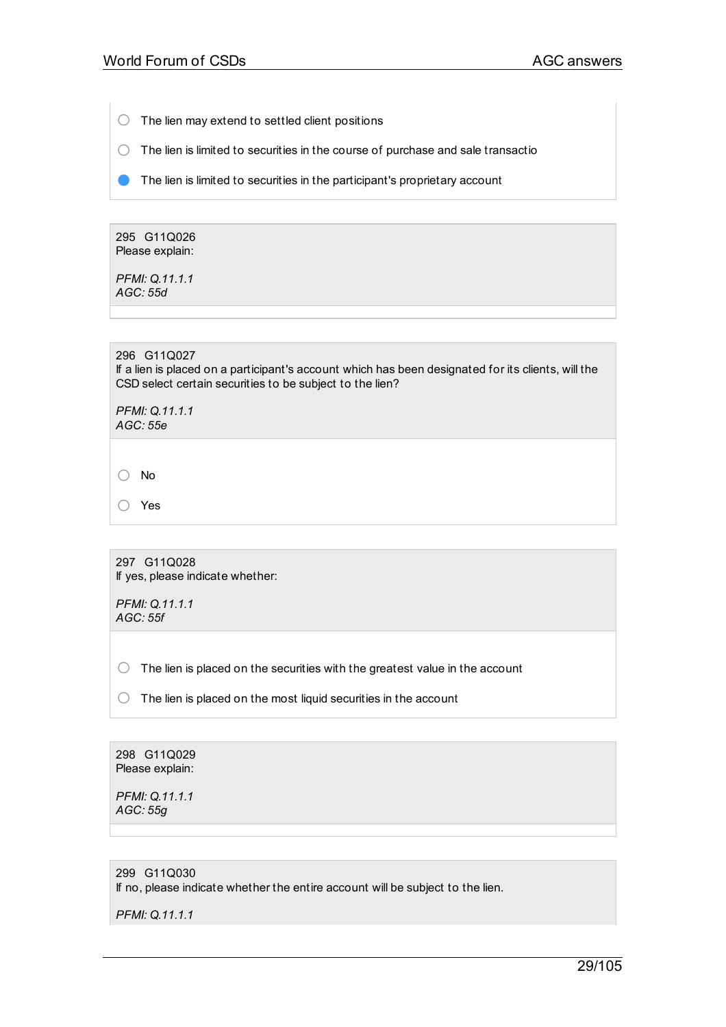- ○ The lien may extend to settled client positions
- ○ The lien is limited to securities in the course of purchase and sale transactio
- ● The lien is limited to securities in the participant's proprietary account

---

295 G11Q026
Please explain:

*PFMI: Q.11.1.1*
*AGC: 55d*

---

296 G11Q027
If a lien is placed on a participant's account which has been designated for its clients, will the CSD select certain securities to be subject to the lien?

*PFMI: Q.11.1.1*
*AGC: 55e*

- ○ No
- ○ Yes

---

297 G11Q028
If yes, please indicate whether:

*PFMI: Q.11.1.1*
*AGC: 55f*

- ○ The lien is placed on the securities with the greatest value in the account
- ○ The lien is placed on the most liquid securities in the account

---

298 G11Q029
Please explain:

*PFMI: Q.11.1.1*
*AGC: 55g*

---

299 G11Q030
If no, please indicate whether the entire account will be subject to the lien.

*PFMI: Q.11.1.1*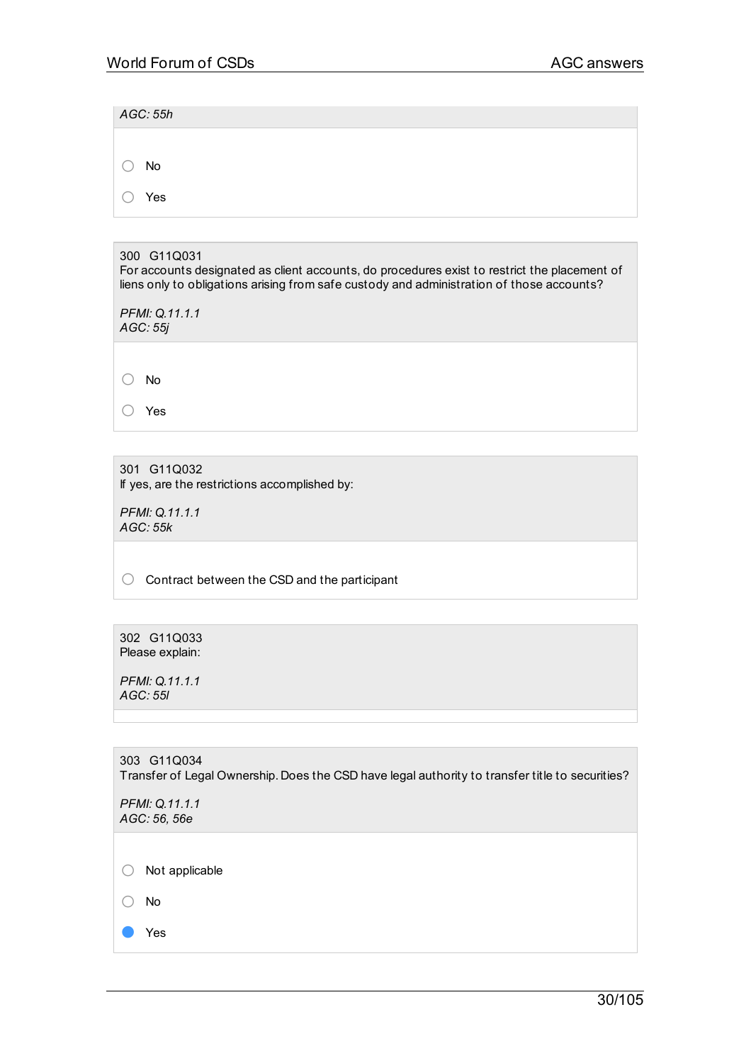*AGC: 55h*

- ○ No
- ○ Yes

300 G11Q031
For accounts designated as client accounts, do procedures exist to restrict the placement of liens only to obligations arising from safe custody and administration of those accounts?

*PFMI: Q.11.1.1*
*AGC: 55j*

- ○ No
- ○ Yes

301 G11Q032
If yes, are the restrictions accomplished by:

*PFMI: Q.11.1.1*
*AGC: 55k*

- ○ Contract between the CSD and the participant

302 G11Q033
Please explain:

*PFMI: Q.11.1.1*
*AGC: 55l*

303 G11Q034
Transfer of Legal Ownership. Does the CSD have legal authority to transfer title to securities?

*PFMI: Q.11.1.1*
*AGC: 56, 56e*

- ○ Not applicable
- ○ No
- ● Yes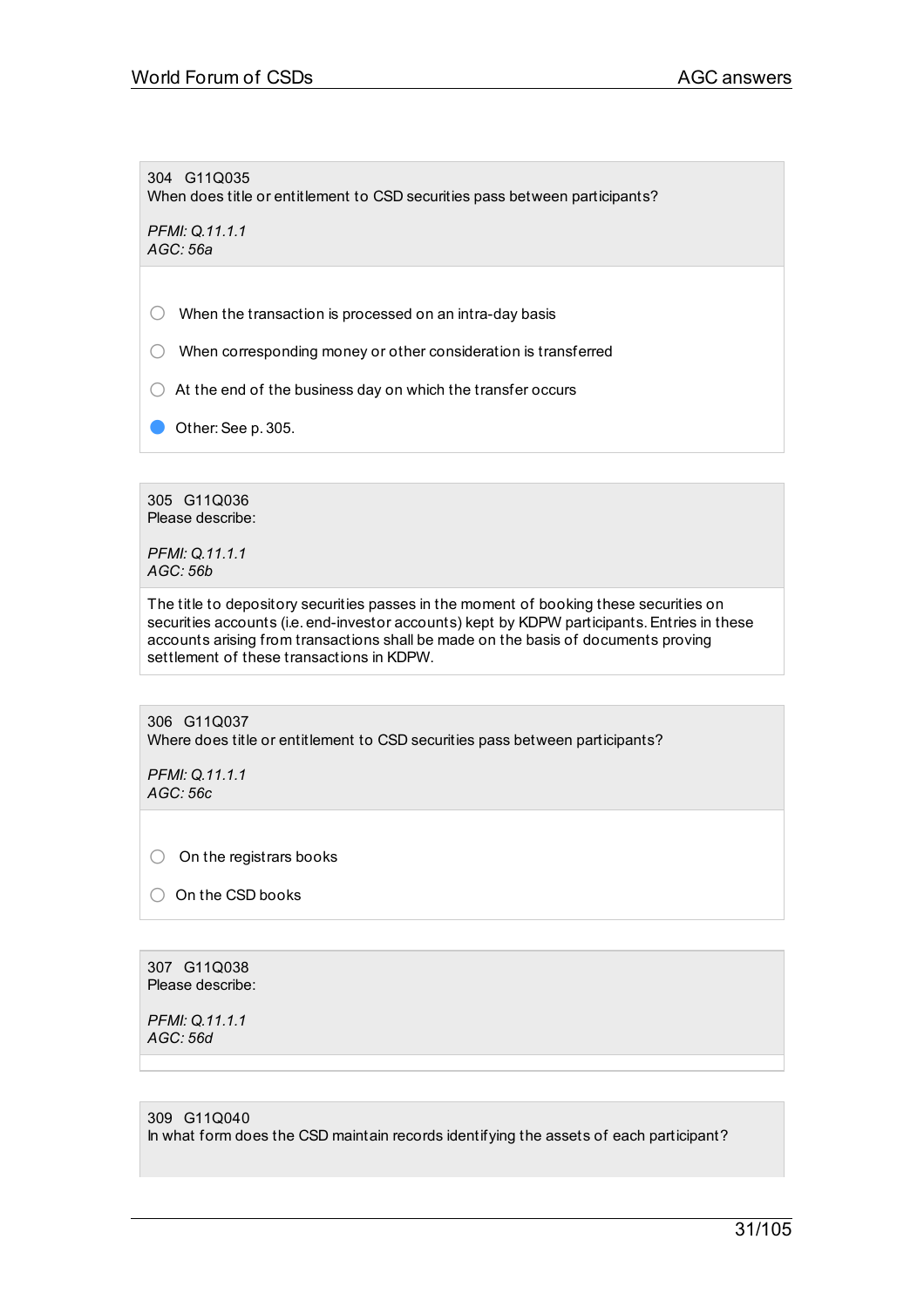304 G11Q035
When does title or entitlement to CSD securities pass between participants?

*PFMI: Q.11.1.1*
*AGC: 56a*

- ○ When the transaction is processed on an intra-day basis
- ○ When corresponding money or other consideration is transferred
- ○ At the end of the business day on which the transfer occurs
- ● Other: See p. 305.

305 G11Q036
Please describe:

*PFMI: Q.11.1.1*
*AGC: 56b*

The title to depository securities passes in the moment of booking these securities on securities accounts (i.e. end-investor accounts) kept by KDPW participants. Entries in these accounts arising from transactions shall be made on the basis of documents proving settlement of these transactions in KDPW.

306 G11Q037
Where does title or entitlement to CSD securities pass between participants?

*PFMI: Q.11.1.1*
*AGC: 56c*

- ○ On the registrars books
- ○ On the CSD books

307 G11Q038
Please describe:

*PFMI: Q.11.1.1*
*AGC: 56d*

309 G11Q040
In what form does the CSD maintain records identifying the assets of each participant?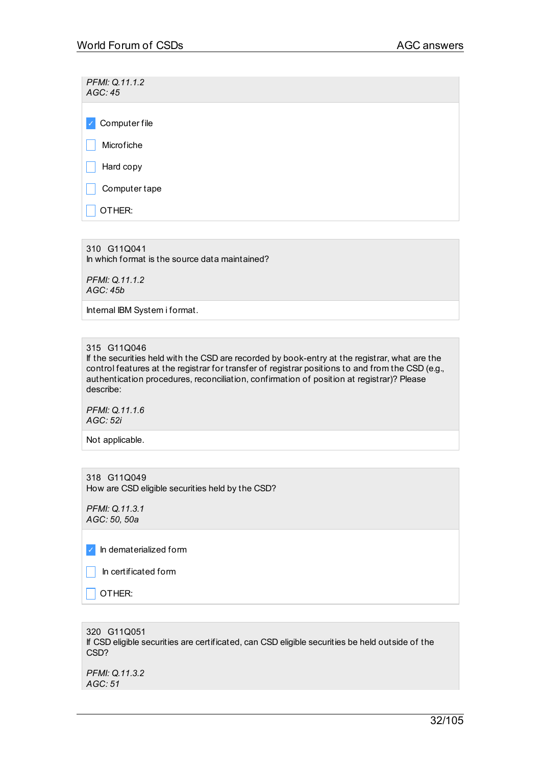*PFMI: Q.11.1.2*
*AGC: 45*

- [x] Computer file
- [ ] Microfiche
- [ ] Hard copy
- [ ] Computer tape
- [ ] OTHER:

310 G11Q041
In which format is the source data maintained?

*PFMI: Q.11.1.2*
*AGC: 45b*

Internal IBM System i format.

315 G11Q046
If the securities held with the CSD are recorded by book-entry at the registrar, what are the control features at the registrar for transfer of registrar positions to and from the CSD (e.g., authentication procedures, reconciliation, confirmation of position at registrar)? Please describe:

*PFMI: Q.11.1.6*
*AGC: 52i*

Not applicable.

318 G11Q049
How are CSD eligible securities held by the CSD?

*PFMI: Q.11.3.1*
*AGC: 50, 50a*

- [x] In dematerialized form
- [ ] In certificated form
- [ ] OTHER:

320 G11Q051
If CSD eligible securities are certificated, can CSD eligible securities be held outside of the CSD?

*PFMI: Q.11.3.2*
*AGC: 51*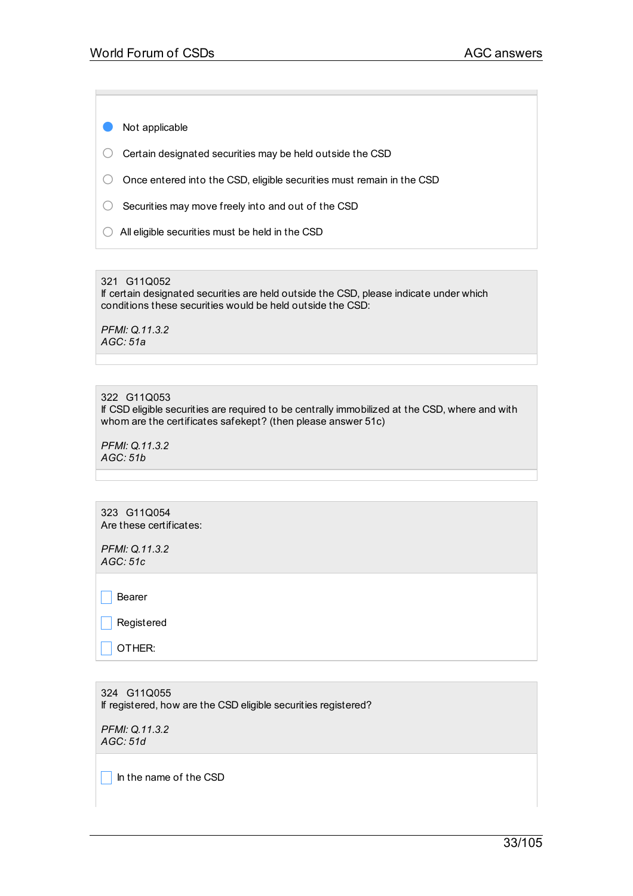- [x] Not applicable
- [ ] Certain designated securities may be held outside the CSD
- [ ] Once entered into the CSD, eligible securities must remain in the CSD
- [ ] Securities may move freely into and out of the CSD
- [ ] All eligible securities must be held in the CSD

321 G11Q052
If certain designated securities are held outside the CSD, please indicate under which conditions these securities would be held outside the CSD:

*PFMI: Q.11.3.2*
*AGC: 51a*

322 G11Q053
If CSD eligible securities are required to be centrally immobilized at the CSD, where and with whom are the certificates safekept? (then please answer 51c)

*PFMI: Q.11.3.2*
*AGC: 51b*

323 G11Q054
Are these certificates:

*PFMI: Q.11.3.2*
*AGC: 51c*

- [ ] Bearer
- [ ] Registered
- [ ] OTHER:

324 G11Q055
If registered, how are the CSD eligible securities registered?

*PFMI: Q.11.3.2*
*AGC: 51d*

- [ ] In the name of the CSD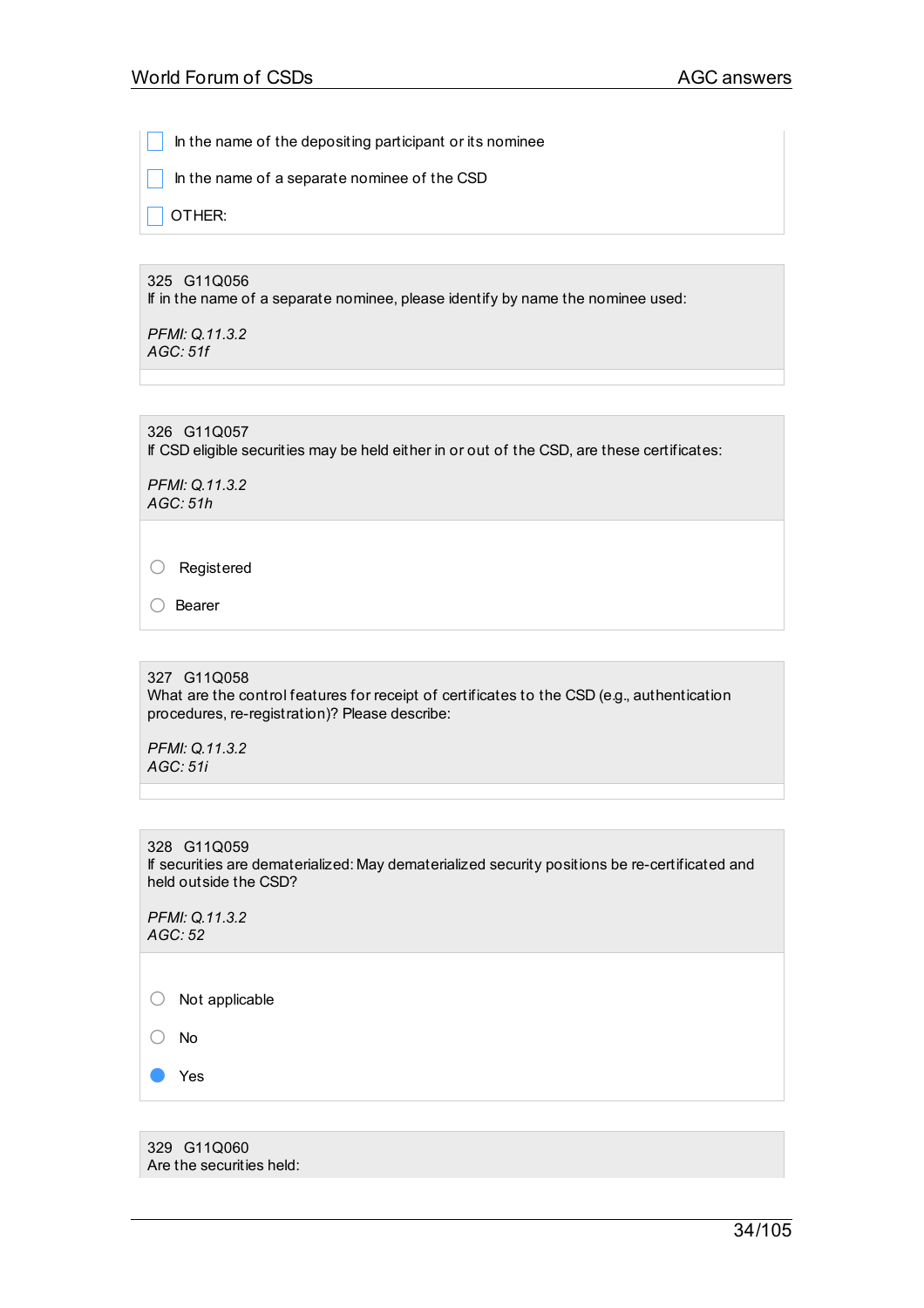- [ ] In the name of the depositing participant or its nominee
- [ ] In the name of a separate nominee of the CSD
- [ ] OTHER:

325 G11Q056
If in the name of a separate nominee, please identify by name the nominee used:

*PFMI: Q.11.3.2*
*AGC: 51f*

326 G11Q057
If CSD eligible securities may be held either in or out of the CSD, are these certificates:

*PFMI: Q.11.3.2*
*AGC: 51h*

- ○ Registered
- ○ Bearer

327 G11Q058
What are the control features for receipt of certificates to the CSD (e.g., authentication procedures, re-registration)? Please describe:

*PFMI: Q.11.3.2*
*AGC: 51i*

328 G11Q059
If securities are dematerialized: May dematerialized security positions be re-certificated and held outside the CSD?

*PFMI: Q.11.3.2*
*AGC: 52*

- ○ Not applicable
- ○ No
- ● Yes

329 G11Q060
Are the securities held: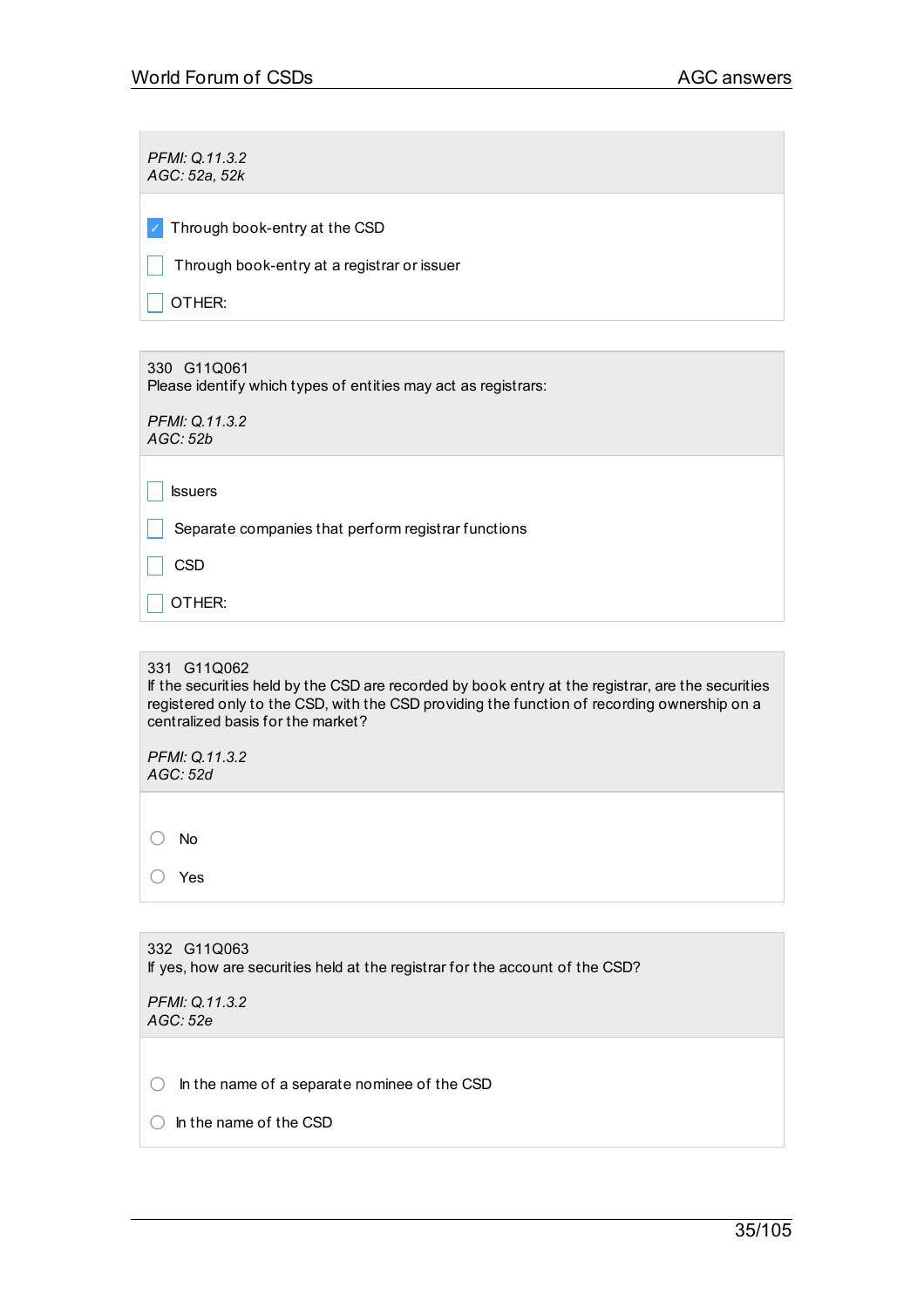*PFMI: Q.11.3.2*
*AGC: 52a, 52k*

- [x] Through book-entry at the CSD
- [ ] Through book-entry at a registrar or issuer
- [ ] OTHER:

330 G11Q061
Please identify which types of entities may act as registrars:

*PFMI: Q.11.3.2*
*AGC: 52b*

- [ ] Issuers
- [ ] Separate companies that perform registrar functions
- [ ] CSD
- [ ] OTHER:

331 G11Q062
If the securities held by the CSD are recorded by book entry at the registrar, are the securities registered only to the CSD, with the CSD providing the function of recording ownership on a centralized basis for the market?

*PFMI: Q.11.3.2*
*AGC: 52d*

- ( ) No
- ( ) Yes

332 G11Q063
If yes, how are securities held at the registrar for the account of the CSD?

*PFMI: Q.11.3.2*
*AGC: 52e*

- ( ) In the name of a separate nominee of the CSD
- ( ) In the name of the CSD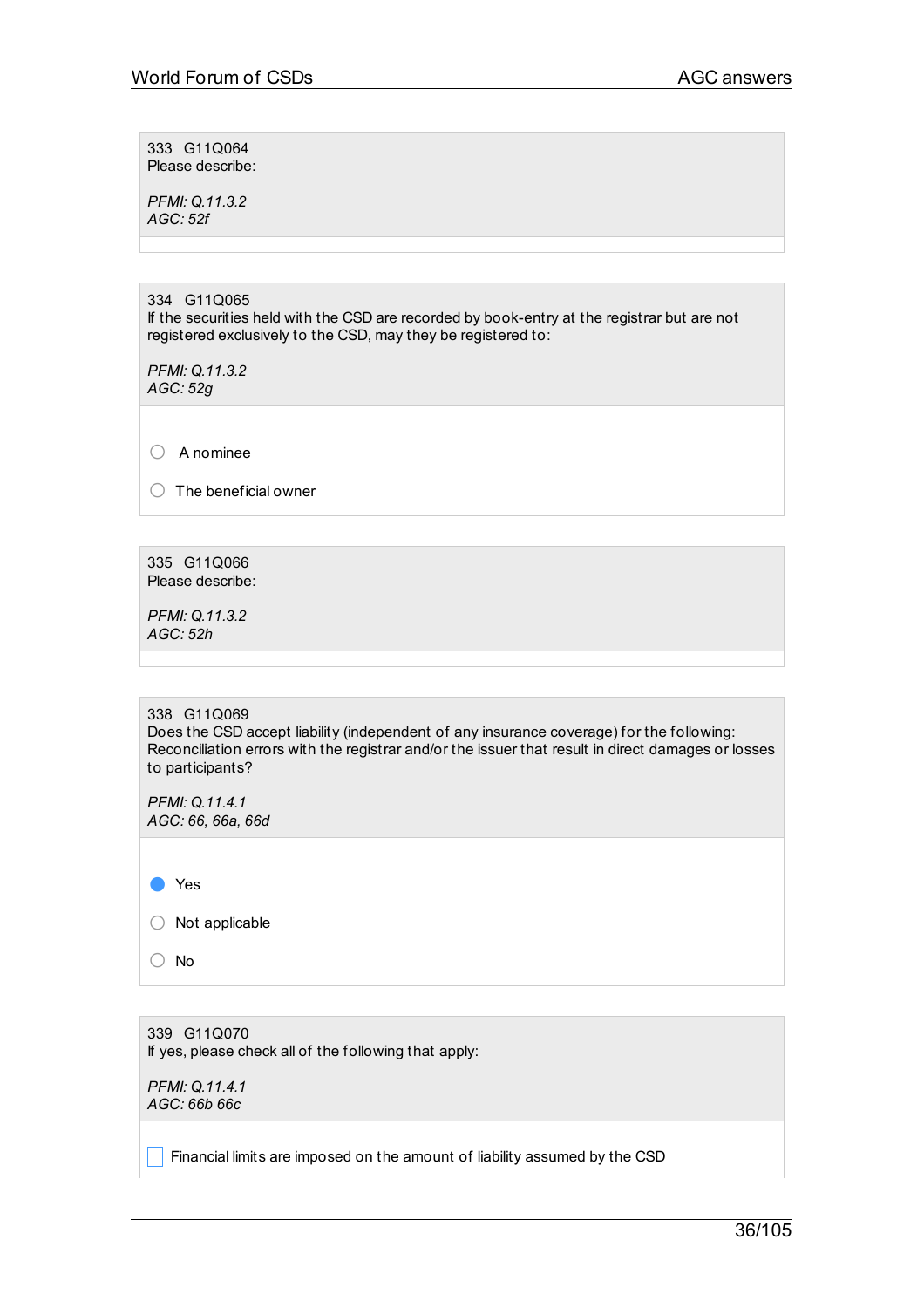333 G11Q064
Please describe:

*PFMI: Q.11.3.2*
*AGC: 52f*

---

334 G11Q065
If the securities held with the CSD are recorded by book-entry at the registrar but are not registered exclusively to the CSD, may they be registered to:

*PFMI: Q.11.3.2*
*AGC: 52g*

- ○ A nominee
- ○ The beneficial owner

---

335 G11Q066
Please describe:

*PFMI: Q.11.3.2*
*AGC: 52h*

---

338 G11Q069
Does the CSD accept liability (independent of any insurance coverage) for the following: Reconciliation errors with the registrar and/or the issuer that result in direct damages or losses to participants?

*PFMI: Q.11.4.1*
*AGC: 66, 66a, 66d*

- ● Yes
- ○ Not applicable
- ○ No

---

339 G11Q070
If yes, please check all of the following that apply:

*PFMI: Q.11.4.1*
*AGC: 66b 66c*

- ☐ Financial limits are imposed on the amount of liability assumed by the CSD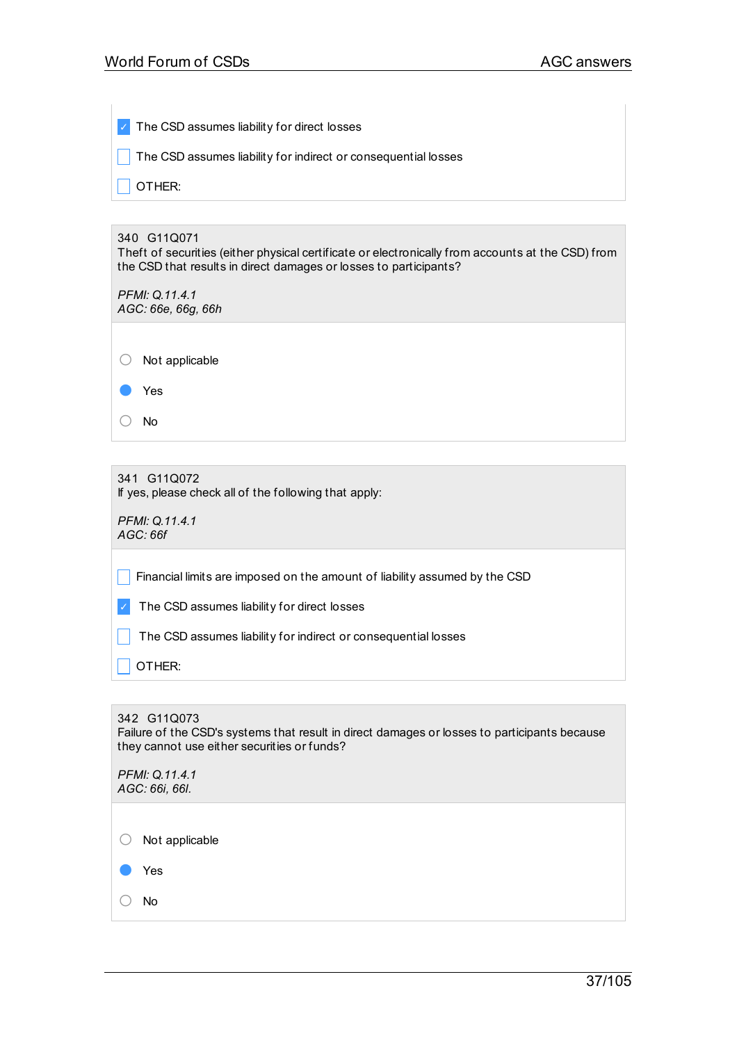- [x] The CSD assumes liability for direct losses
- [ ] The CSD assumes liability for indirect or consequential losses
- [ ] OTHER:

340 G11Q071
Theft of securities (either physical certificate or electronically from accounts at the CSD) from the CSD that results in direct damages or losses to participants?

*PFMI: Q.11.4.1*
*AGC: 66e, 66g, 66h*

- ○ Not applicable
- ● Yes
- ○ No

341 G11Q072
If yes, please check all of the following that apply:

*PFMI: Q.11.4.1*
*AGC: 66f*

- [ ] Financial limits are imposed on the amount of liability assumed by the CSD
- [x] The CSD assumes liability for direct losses
- [ ] The CSD assumes liability for indirect or consequential losses
- [ ] OTHER:

342 G11Q073
Failure of the CSD's systems that result in direct damages or losses to participants because they cannot use either securities or funds?

*PFMI: Q.11.4.1*
*AGC: 66i, 66l.*

- ○ Not applicable
- ● Yes
- ○ No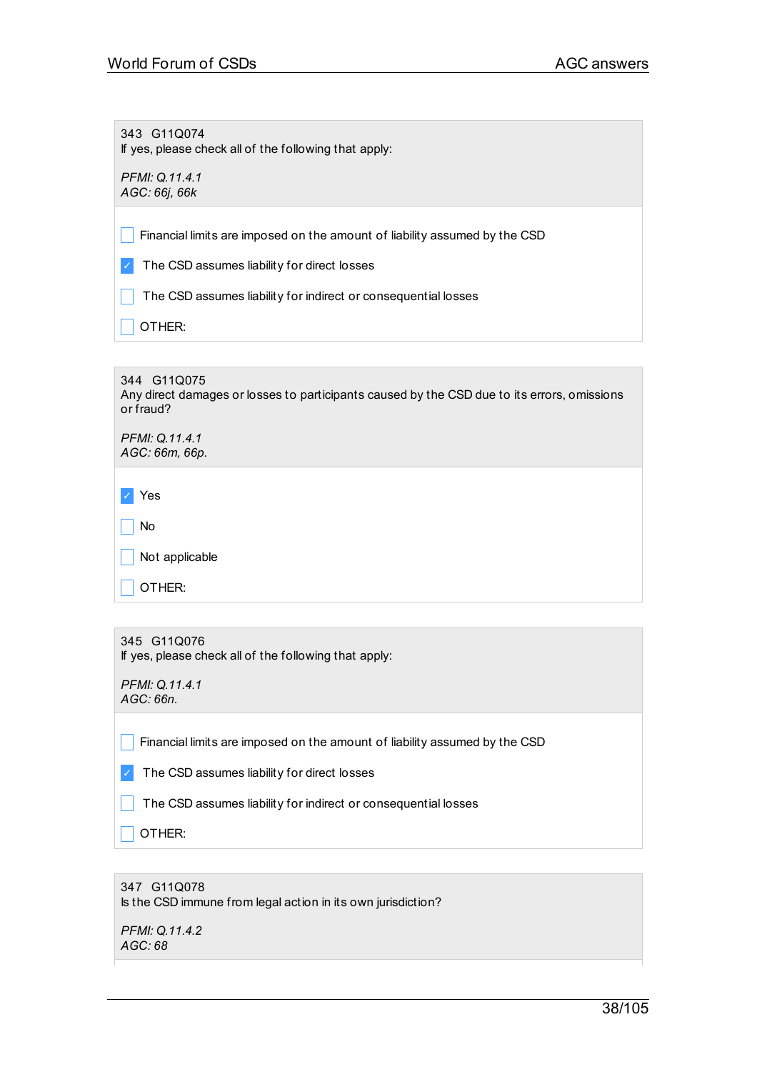343 G11Q074
If yes, please check all of the following that apply:

*PFMI: Q.11.4.1*
*AGC: 66j, 66k*

- [ ] Financial limits are imposed on the amount of liability assumed by the CSD
- [x] The CSD assumes liability for direct losses
- [ ] The CSD assumes liability for indirect or consequential losses
- [ ] OTHER:

344 G11Q075
Any direct damages or losses to participants caused by the CSD due to its errors, omissions or fraud?

*PFMI: Q.11.4.1*
*AGC: 66m, 66p.*

- [x] Yes
- [ ] No
- [ ] Not applicable
- [ ] OTHER:

345 G11Q076
If yes, please check all of the following that apply:

*PFMI: Q.11.4.1*
*AGC: 66n.*

- [ ] Financial limits are imposed on the amount of liability assumed by the CSD
- [x] The CSD assumes liability for direct losses
- [ ] The CSD assumes liability for indirect or consequential losses
- [ ] OTHER:

347 G11Q078
Is the CSD immune from legal action in its own jurisdiction?

*PFMI: Q.11.4.2*
*AGC: 68*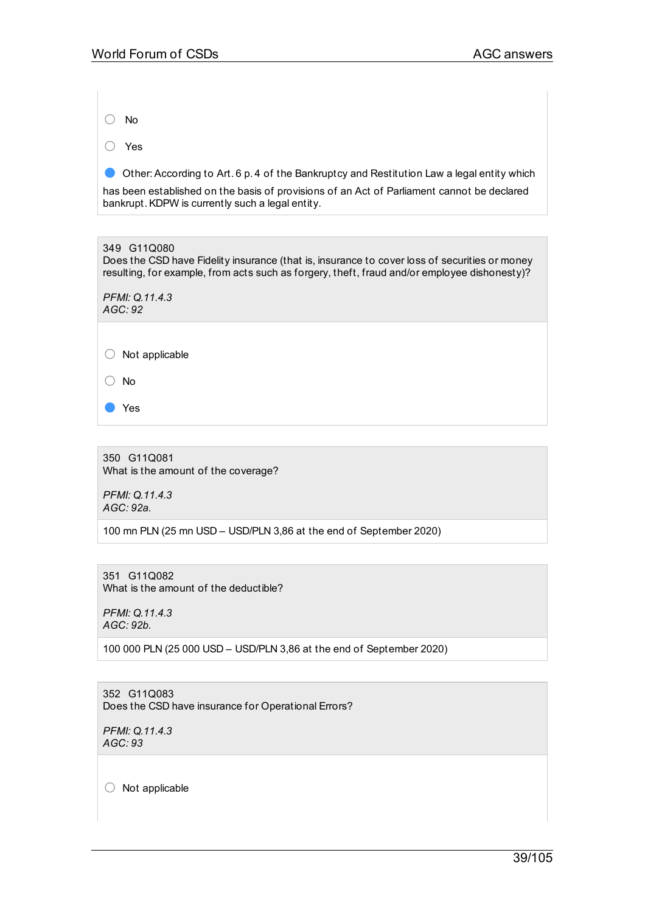- ○ No
- ○ Yes
- ● Other: According to Art. 6 p. 4 of the Bankruptcy and Restitution Law a legal entity which has been established on the basis of provisions of an Act of Parliament cannot be declared bankrupt. KDPW is currently such a legal entity.

349 G11Q080
Does the CSD have Fidelity insurance (that is, insurance to cover loss of securities or money resulting, for example, from acts such as forgery, theft, fraud and/or employee dishonesty)?

*PFMI: Q.11.4.3*
*AGC: 92*

- ○ Not applicable
- ○ No
- ● Yes

350 G11Q081
What is the amount of the coverage?

*PFMI: Q.11.4.3*
*AGC: 92a.*

100 mn PLN (25 mn USD – USD/PLN 3,86 at the end of September 2020)

351 G11Q082
What is the amount of the deductible?

*PFMI: Q.11.4.3*
*AGC: 92b.*

100 000 PLN (25 000 USD – USD/PLN 3,86 at the end of September 2020)

352 G11Q083
Does the CSD have insurance for Operational Errors?

*PFMI: Q.11.4.3*
*AGC: 93*

- ○ Not applicable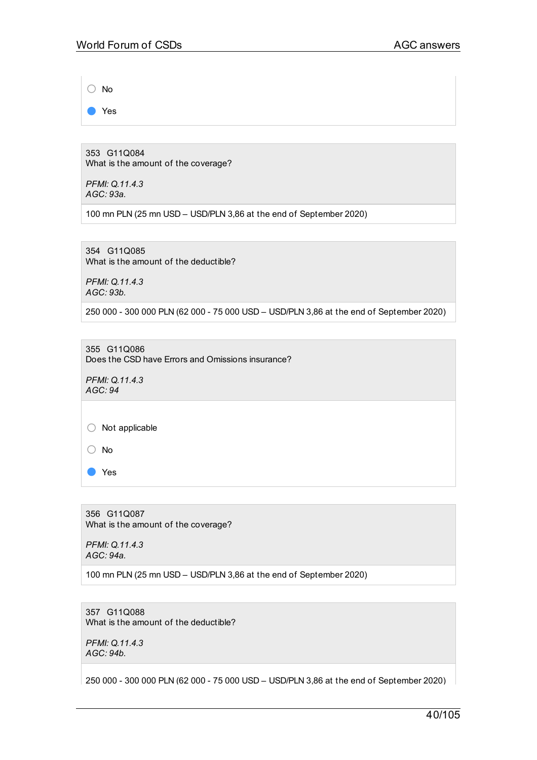- ○ No
- ● Yes

---

353 G11Q084
What is the amount of the coverage?

*PFMI: Q.11.4.3*
*AGC: 93a.*

100 mn PLN (25 mn USD – USD/PLN 3,86 at the end of September 2020)

---

354 G11Q085
What is the amount of the deductible?

*PFMI: Q.11.4.3*
*AGC: 93b.*

250 000 - 300 000 PLN (62 000 - 75 000 USD – USD/PLN 3,86 at the end of September 2020)

---

355 G11Q086
Does the CSD have Errors and Omissions insurance?

*PFMI: Q.11.4.3*
*AGC: 94*

- ○ Not applicable
- ○ No
- ● Yes

---

356 G11Q087
What is the amount of the coverage?

*PFMI: Q.11.4.3*
*AGC: 94a.*

100 mn PLN (25 mn USD – USD/PLN 3,86 at the end of September 2020)

---

357 G11Q088
What is the amount of the deductible?

*PFMI: Q.11.4.3*
*AGC: 94b.*

250 000 - 300 000 PLN (62 000 - 75 000 USD – USD/PLN 3,86 at the end of September 2020)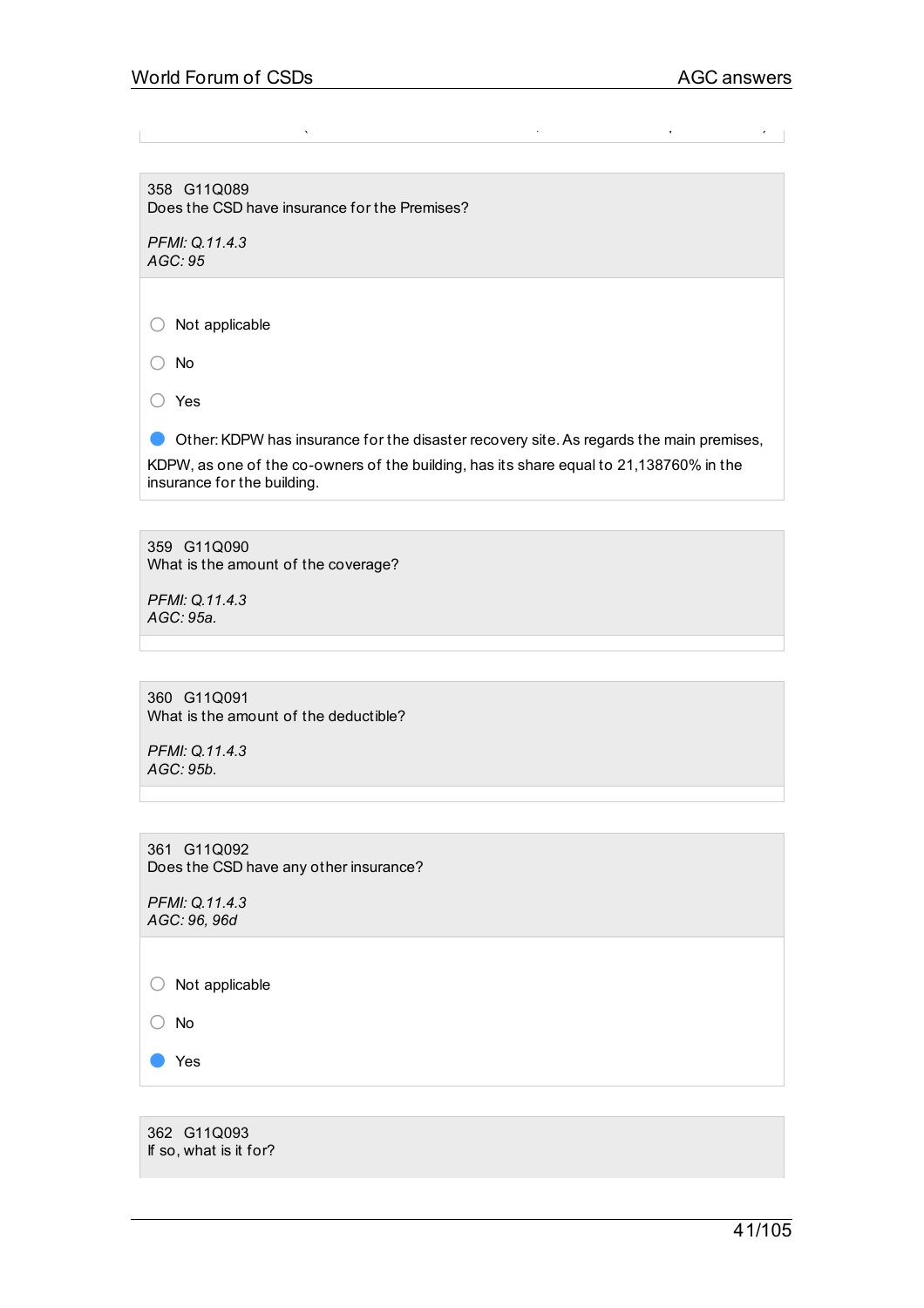358 G11Q089
Does the CSD have insurance for the Premises?

*PFMI: Q.11.4.3*
*AGC: 95*

- ○ Not applicable
- ○ No
- ○ Yes
- ● Other: KDPW has insurance for the disaster recovery site. As regards the main premises, KDPW, as one of the co-owners of the building, has its share equal to 21,138760% in the insurance for the building.

359 G11Q090
What is the amount of the coverage?

*PFMI: Q.11.4.3*
*AGC: 95a.*

360 G11Q091
What is the amount of the deductible?

*PFMI: Q.11.4.3*
*AGC: 95b.*

361 G11Q092
Does the CSD have any other insurance?

*PFMI: Q.11.4.3*
*AGC: 96, 96d*

- ○ Not applicable
- ○ No
- ● Yes

362 G11Q093
If so, what is it for?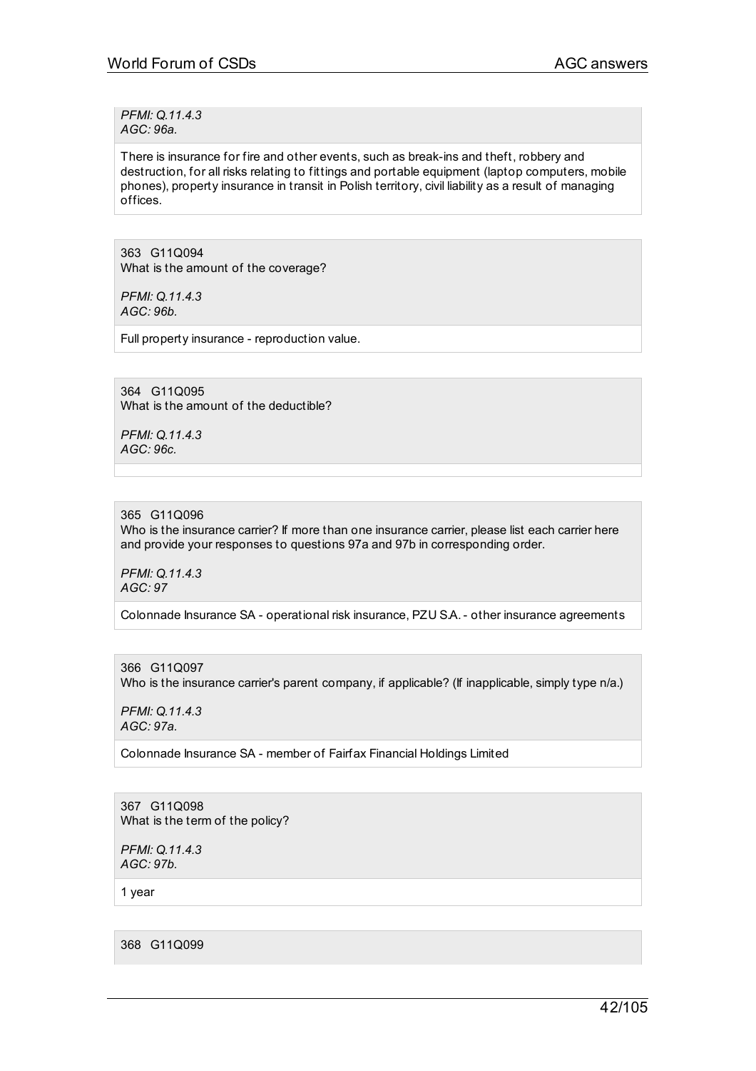*PFMI: Q.11.4.3*
*AGC: 96a.*

There is insurance for fire and other events, such as break-ins and theft, robbery and destruction, for all risks relating to fittings and portable equipment (laptop computers, mobile phones), property insurance in transit in Polish territory, civil liability as a result of managing offices.

363 G11Q094
What is the amount of the coverage?

*PFMI: Q.11.4.3*
*AGC: 96b.*

Full property insurance - reproduction value.

364 G11Q095
What is the amount of the deductible?

*PFMI: Q.11.4.3*
*AGC: 96c.*

365 G11Q096
Who is the insurance carrier? If more than one insurance carrier, please list each carrier here and provide your responses to questions 97a and 97b in corresponding order.

*PFMI: Q.11.4.3*
*AGC: 97*

Colonnade Insurance SA - operational risk insurance, PZU S.A. - other insurance agreements

366 G11Q097
Who is the insurance carrier's parent company, if applicable? (If inapplicable, simply type n/a.)

*PFMI: Q.11.4.3*
*AGC: 97a.*

Colonnade Insurance SA - member of Fairfax Financial Holdings Limited

367 G11Q098
What is the term of the policy?

*PFMI: Q.11.4.3*
*AGC: 97b.*

1 year

368 G11Q099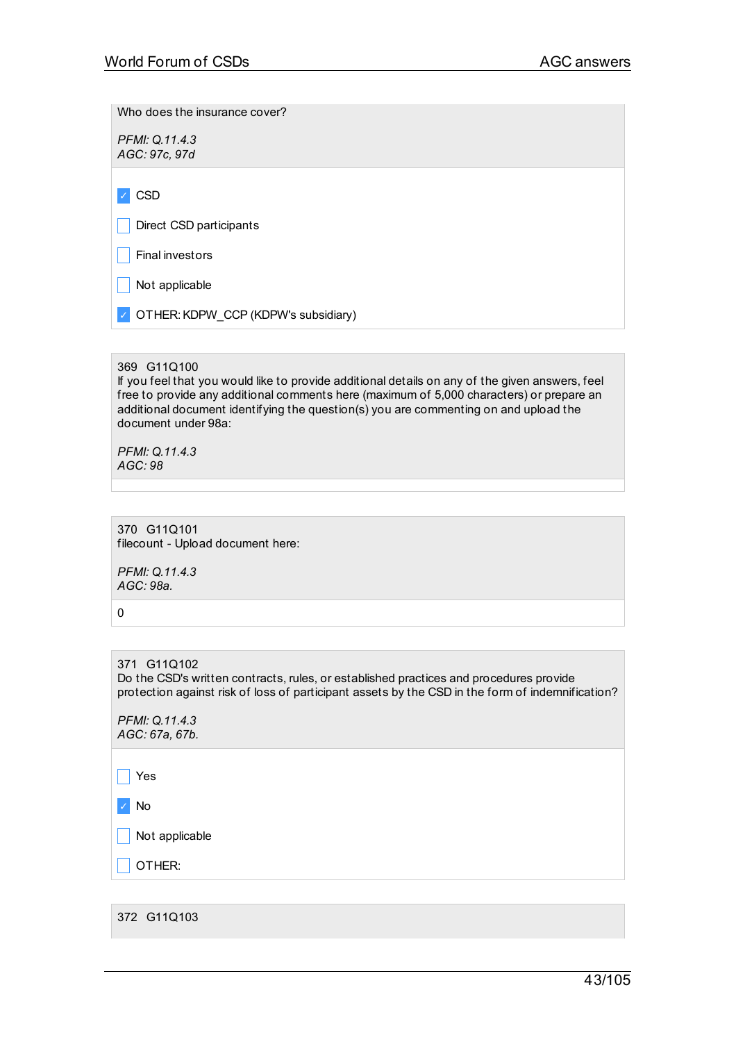Who does the insurance cover?

*PFMI: Q.11.4.3*
*AGC: 97c, 97d*

- [x] CSD
- [ ] Direct CSD participants
- [ ] Final investors
- [ ] Not applicable
- [x] OTHER: KDPW_CCP (KDPW's subsidiary)

369 G11Q100
If you feel that you would like to provide additional details on any of the given answers, feel free to provide any additional comments here (maximum of 5,000 characters) or prepare an additional document identifying the question(s) you are commenting on and upload the document under 98a:

*PFMI: Q.11.4.3*
*AGC: 98*

370 G11Q101
filecount - Upload document here:

*PFMI: Q.11.4.3*
*AGC: 98a.*

0

371 G11Q102
Do the CSD's written contracts, rules, or established practices and procedures provide protection against risk of loss of participant assets by the CSD in the form of indemnification?

*PFMI: Q.11.4.3*
*AGC: 67a, 67b.*

- [ ] Yes
- [x] No
- [ ] Not applicable
- [ ] OTHER:

372 G11Q103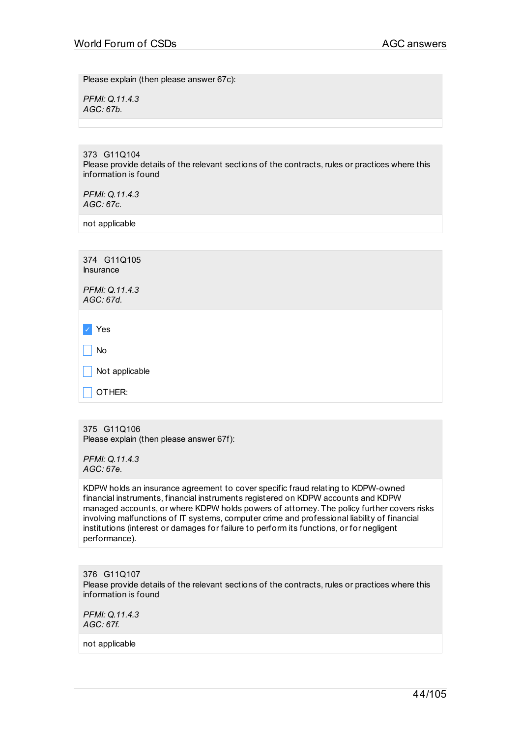Please explain (then please answer 67c):

*PFMI: Q.11.4.3*
*AGC: 67b.*

---

373 G11Q104
Please provide details of the relevant sections of the contracts, rules or practices where this information is found

*PFMI: Q.11.4.3*
*AGC: 67c.*

not applicable

---

374 G11Q105
Insurance

*PFMI: Q.11.4.3*
*AGC: 67d.*

- [x] Yes
- [ ] No
- [ ] Not applicable
- [ ] OTHER:

---

375 G11Q106
Please explain (then please answer 67f):

*PFMI: Q.11.4.3*
*AGC: 67e.*

KDPW holds an insurance agreement to cover specific fraud relating to KDPW-owned financial instruments, financial instruments registered on KDPW accounts and KDPW managed accounts, or where KDPW holds powers of attorney. The policy further covers risks involving malfunctions of IT systems, computer crime and professional liability of financial institutions (interest or damages for failure to perform its functions, or for negligent performance).

---

376 G11Q107
Please provide details of the relevant sections of the contracts, rules or practices where this information is found

*PFMI: Q.11.4.3*
*AGC: 67f.*

not applicable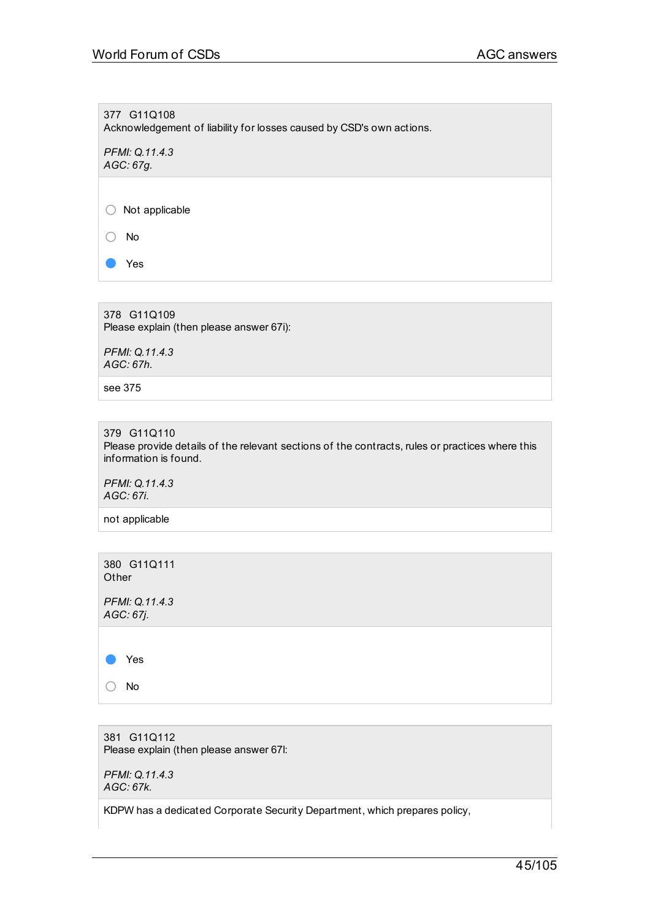377 G11Q108
Acknowledgement of liability for losses caused by CSD's own actions.

*PFMI: Q.11.4.3*
*AGC: 67g.*

- ○ Not applicable
- ○ No
- ● Yes

378 G11Q109
Please explain (then please answer 67i):

*PFMI: Q.11.4.3*
*AGC: 67h.*

see 375

379 G11Q110
Please provide details of the relevant sections of the contracts, rules or practices where this information is found.

*PFMI: Q.11.4.3*
*AGC: 67i.*

not applicable

380 G11Q111
Other

*PFMI: Q.11.4.3*
*AGC: 67j.*

- ● Yes
- ○ No

381 G11Q112
Please explain (then please answer 67l:

*PFMI: Q.11.4.3*
*AGC: 67k.*

KDPW has a dedicated Corporate Security Department, which prepares policy,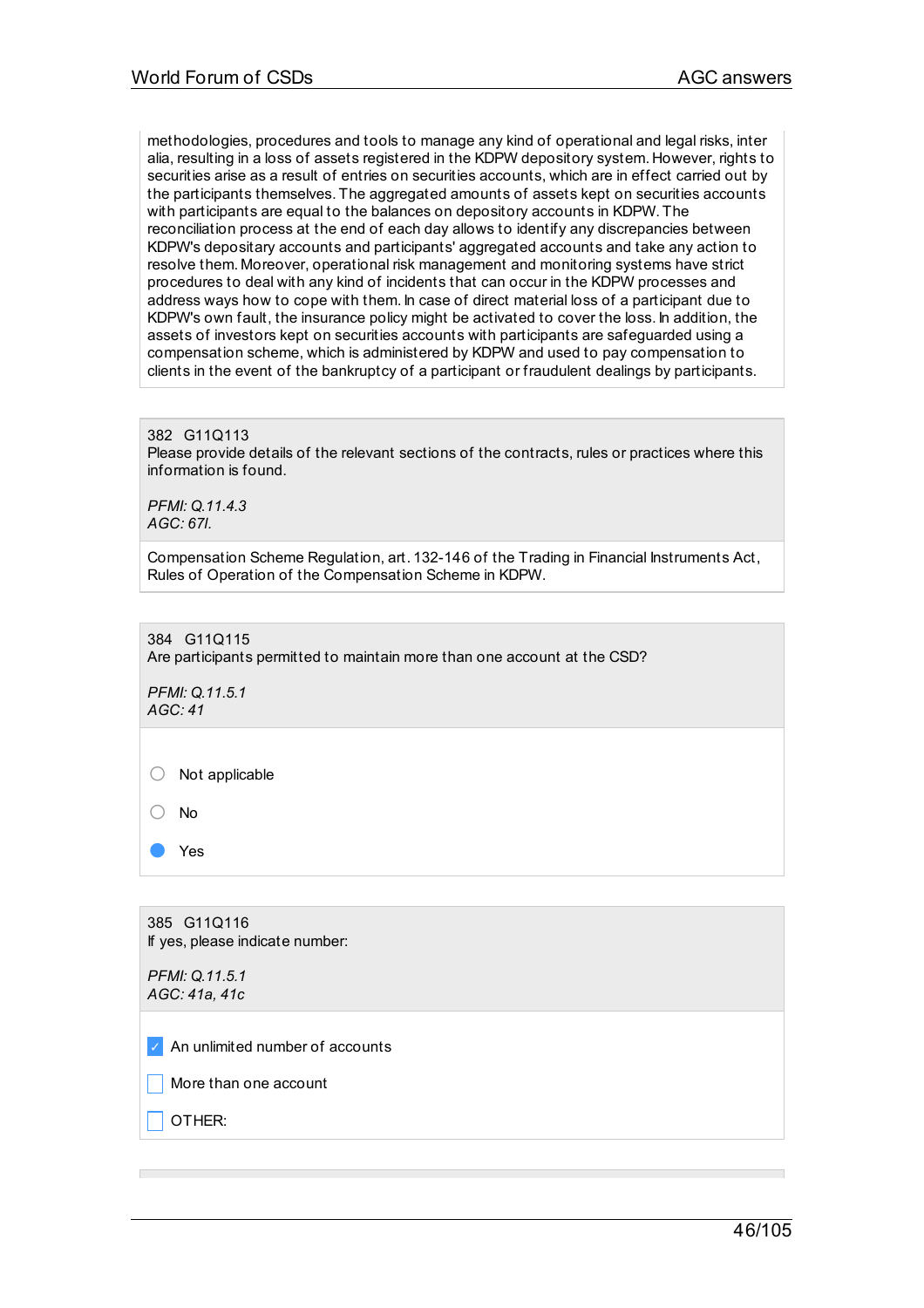methodologies, procedures and tools to manage any kind of operational and legal risks, inter alia, resulting in a loss of assets registered in the KDPW depository system. However, rights to securities arise as a result of entries on securities accounts, which are in effect carried out by the participants themselves. The aggregated amounts of assets kept on securities accounts with participants are equal to the balances on depository accounts in KDPW. The reconciliation process at the end of each day allows to identify any discrepancies between KDPW's depositary accounts and participants' aggregated accounts and take any action to resolve them. Moreover, operational risk management and monitoring systems have strict procedures to deal with any kind of incidents that can occur in the KDPW processes and address ways how to cope with them. In case of direct material loss of a participant due to KDPW's own fault, the insurance policy might be activated to cover the loss. In addition, the assets of investors kept on securities accounts with participants are safeguarded using a compensation scheme, which is administered by KDPW and used to pay compensation to clients in the event of the bankruptcy of a participant or fraudulent dealings by participants.

382 G11Q113
Please provide details of the relevant sections of the contracts, rules or practices where this information is found.

*PFMI: Q.11.4.3*
*AGC: 67l.*

Compensation Scheme Regulation, art. 132-146 of the Trading in Financial Instruments Act, Rules of Operation of the Compensation Scheme in KDPW.

384 G11Q115
Are participants permitted to maintain more than one account at the CSD?

*PFMI: Q.11.5.1*
*AGC: 41*

- ○ Not applicable
- ○ No
- ● Yes

385 G11Q116
If yes, please indicate number:

*PFMI: Q.11.5.1*
*AGC: 41a, 41c*

- [x] An unlimited number of accounts
- [ ] More than one account
- [ ] OTHER: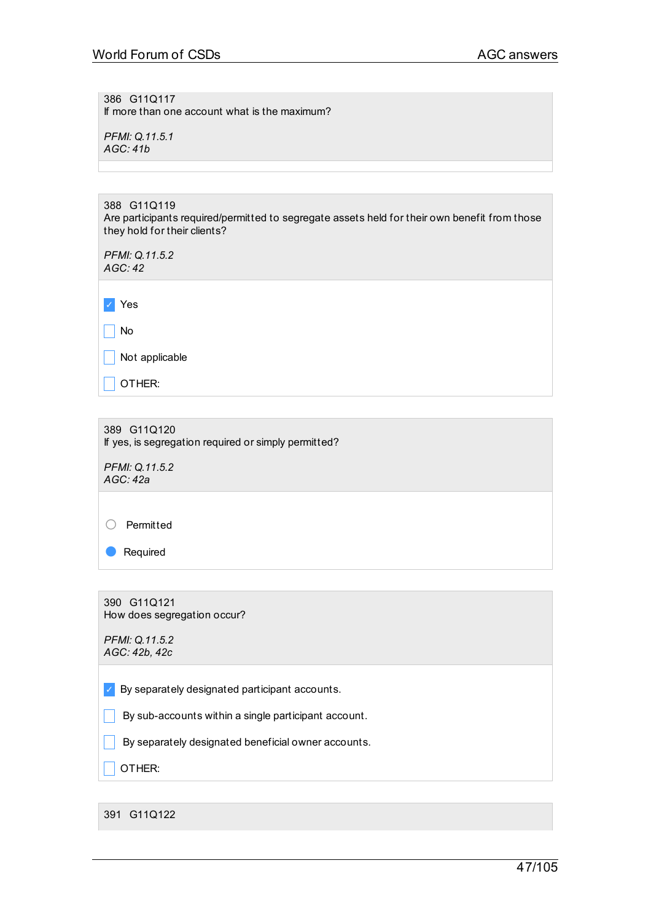386 G11Q117
If more than one account what is the maximum?

*PFMI: Q.11.5.1*
*AGC: 41b*

---

388 G11Q119
Are participants required/permitted to segregate assets held for their own benefit from those they hold for their clients?

*PFMI: Q.11.5.2*
*AGC: 42*

- [x] Yes
- [ ] No
- [ ] Not applicable
- [ ] OTHER:

---

389 G11Q120
If yes, is segregation required or simply permitted?

*PFMI: Q.11.5.2*
*AGC: 42a*

- ○ Permitted
- ● Required

---

390 G11Q121
How does segregation occur?

*PFMI: Q.11.5.2*
*AGC: 42b, 42c*

- [x] By separately designated participant accounts.
- [ ] By sub-accounts within a single participant account.
- [ ] By separately designated beneficial owner accounts.
- [ ] OTHER:

---

391 G11Q122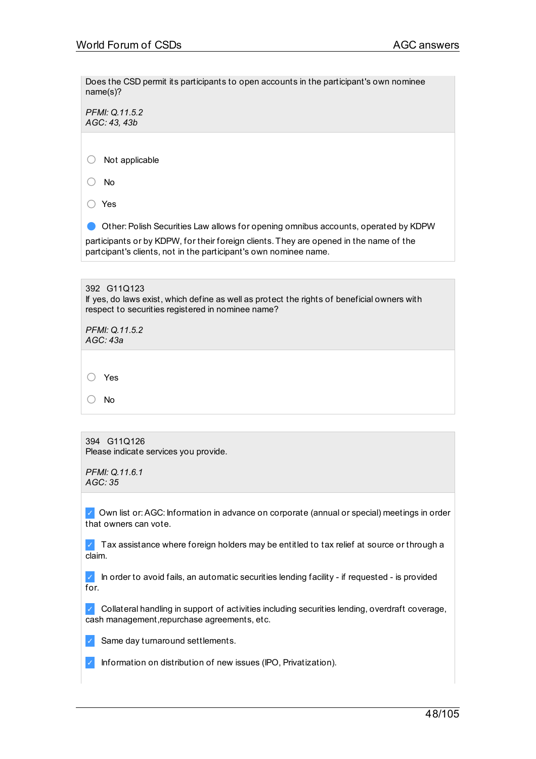Does the CSD permit its participants to open accounts in the participant's own nominee name(s)?

*PFMI: Q.11.5.2*
*AGC: 43, 43b*

- ○ Not applicable
- ○ No
- ○ Yes
- ● Other: Polish Securities Law allows for opening omnibus accounts, operated by KDPW participants or by KDPW, for their foreign clients. They are opened in the name of the partcipant's clients, not in the participant's own nominee name.

392 G11Q123
If yes, do laws exist, which define as well as protect the rights of beneficial owners with respect to securities registered in nominee name?

*PFMI: Q.11.5.2*
*AGC: 43a*

- ○ Yes
- ○ No

394 G11Q126
Please indicate services you provide.

*PFMI: Q.11.6.1*
*AGC: 35*

- [x] Own list or: AGC: Information in advance on corporate (annual or special) meetings in order that owners can vote.
- [x] Tax assistance where foreign holders may be entitled to tax relief at source or through a claim.
- [x] In order to avoid fails, an automatic securities lending facility - if requested - is provided for.
- [x] Collateral handling in support of activities including securities lending, overdraft coverage, cash management,repurchase agreements, etc.
- [x] Same day turnaround settlements.
- [x] Information on distribution of new issues (IPO, Privatization).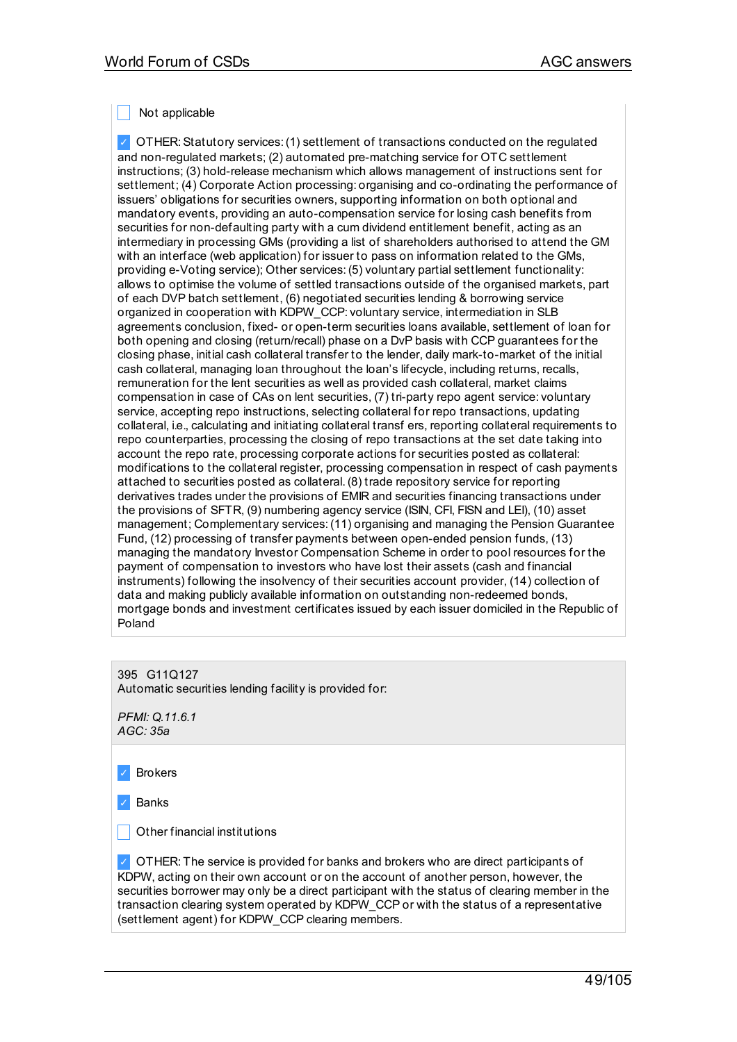- [ ] Not applicable

- [x] OTHER: Statutory services: (1) settlement of transactions conducted on the regulated and non-regulated markets; (2) automated pre-matching service for OTC settlement instructions; (3) hold-release mechanism which allows management of instructions sent for settlement; (4) Corporate Action processing: organising and co-ordinating the performance of issuers' obligations for securities owners, supporting information on both optional and mandatory events, providing an auto-compensation service for losing cash benefits from securities for non-defaulting party with a cum dividend entitlement benefit, acting as an intermediary in processing GMs (providing a list of shareholders authorised to attend the GM with an interface (web application) for issuer to pass on information related to the GMs, providing e-Voting service); Other services: (5) voluntary partial settlement functionality: allows to optimise the volume of settled transactions outside of the organised markets, part of each DVP batch settlement, (6) negotiated securities lending & borrowing service organized in cooperation with KDPW_CCP: voluntary service, intermediation in SLB agreements conclusion, fixed- or open-term securities loans available, settlement of loan for both opening and closing (return/recall) phase on a DvP basis with CCP guarantees for the closing phase, initial cash collateral transfer to the lender, daily mark-to-market of the initial cash collateral, managing loan throughout the loan's lifecycle, including returns, recalls, remuneration for the lent securities as well as provided cash collateral, market claims compensation in case of CAs on lent securities, (7) tri-party repo agent service: voluntary service, accepting repo instructions, selecting collateral for repo transactions, updating collateral, i.e., calculating and initiating collateral transf ers, reporting collateral requirements to repo counterparties, processing the closing of repo transactions at the set date taking into account the repo rate, processing corporate actions for securities posted as collateral: modifications to the collateral register, processing compensation in respect of cash payments attached to securities posted as collateral. (8) trade repository service for reporting derivatives trades under the provisions of EMIR and securities financing transactions under the provisions of SFTR, (9) numbering agency service (ISIN, CFI, FISN and LEI), (10) asset management; Complementary services: (11) organising and managing the Pension Guarantee Fund, (12) processing of transfer payments between open-ended pension funds, (13) managing the mandatory Investor Compensation Scheme in order to pool resources for the payment of compensation to investors who have lost their assets (cash and financial instruments) following the insolvency of their securities account provider, (14) collection of data and making publicly available information on outstanding non-redeemed bonds, mortgage bonds and investment certificates issued by each issuer domiciled in the Republic of Poland

395 G11Q127
Automatic securities lending facility is provided for:

*PFMI: Q.11.6.1*
*AGC: 35a*

- [x] Brokers

- [x] Banks

- [ ] Other financial institutions

- [x] OTHER: The service is provided for banks and brokers who are direct participants of KDPW, acting on their own account or on the account of another person, however, the securities borrower may only be a direct participant with the status of clearing member in the transaction clearing system operated by KDPW_CCP or with the status of a representative (settlement agent) for KDPW_CCP clearing members.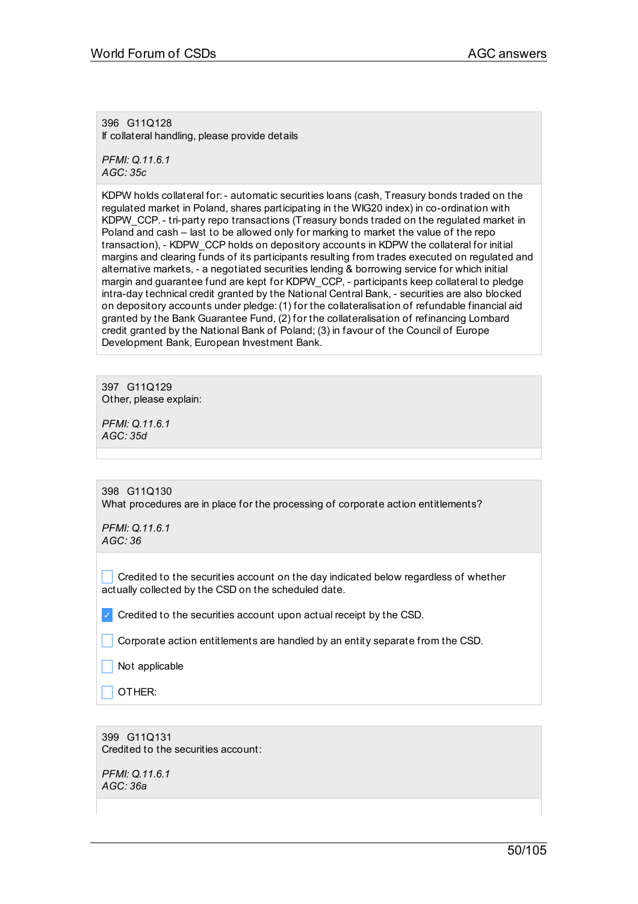396 G11Q128
If collateral handling, please provide details

*PFMI: Q.11.6.1*
*AGC: 35c*

KDPW holds collateral for: - automatic securities loans (cash, Treasury bonds traded on the regulated market in Poland, shares participating in the WIG20 index) in co-ordination with KDPW_CCP. - tri-party repo transactions (Treasury bonds traded on the regulated market in Poland and cash – last to be allowed only for marking to market the value of the repo transaction), - KDPW_CCP holds on depository accounts in KDPW the collateral for initial margins and clearing funds of its participants resulting from trades executed on regulated and alternative markets, - a negotiated securities lending & borrowing service for which initial margin and guarantee fund are kept for KDPW_CCP, - participants keep collateral to pledge intra-day technical credit granted by the National Central Bank, - securities are also blocked on depository accounts under pledge: (1) for the collateralisation of refundable financial aid granted by the Bank Guarantee Fund, (2) for the collateralisation of refinancing Lombard credit granted by the National Bank of Poland; (3) in favour of the Council of Europe Development Bank, European Investment Bank.

397 G11Q129
Other, please explain:

*PFMI: Q.11.6.1*
*AGC: 35d*

398 G11Q130
What procedures are in place for the processing of corporate action entitlements?

*PFMI: Q.11.6.1*
*AGC: 36*

- [ ] Credited to the securities account on the day indicated below regardless of whether actually collected by the CSD on the scheduled date.
- [x] Credited to the securities account upon actual receipt by the CSD.
- [ ] Corporate action entitlements are handled by an entity separate from the CSD.
- [ ] Not applicable
- [ ] OTHER:

399 G11Q131
Credited to the securities account:

*PFMI: Q.11.6.1*
*AGC: 36a*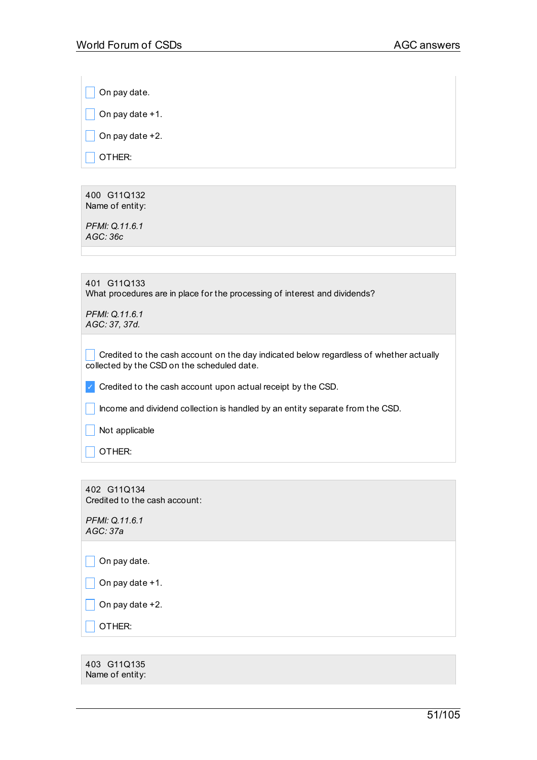- [ ] On pay date.
- [ ] On pay date +1.
- [ ] On pay date +2.
- [ ] OTHER:

400 G11Q132
Name of entity:

*PFMI: Q.11.6.1*
*AGC: 36c*

401 G11Q133
What procedures are in place for the processing of interest and dividends?

*PFMI: Q.11.6.1*
*AGC: 37, 37d.*

- [ ] Credited to the cash account on the day indicated below regardless of whether actually collected by the CSD on the scheduled date.
- [x] Credited to the cash account upon actual receipt by the CSD.
- [ ] Income and dividend collection is handled by an entity separate from the CSD.
- [ ] Not applicable
- [ ] OTHER:

402 G11Q134
Credited to the cash account:

*PFMI: Q.11.6.1*
*AGC: 37a*

- [ ] On pay date.
- [ ] On pay date +1.
- [ ] On pay date +2.
- [ ] OTHER:

403 G11Q135
Name of entity: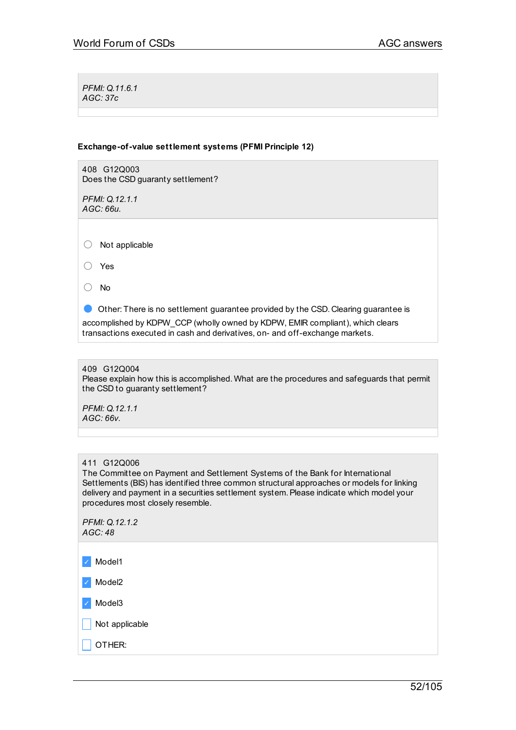*PFMI: Q.11.6.1*
*AGC: 37c*

**Exchange-of-value settlement systems (PFMI Principle 12)**

408 G12Q003
Does the CSD guaranty settlement?

*PFMI: Q.12.1.1*
*AGC: 66u.*

- ○ Not applicable
- ○ Yes
- ○ No
- ● Other: There is no settlement guarantee provided by the CSD. Clearing guarantee is accomplished by KDPW_CCP (wholly owned by KDPW, EMIR compliant), which clears transactions executed in cash and derivatives, on- and off-exchange markets.

409 G12Q004
Please explain how this is accomplished. What are the procedures and safeguards that permit the CSD to guaranty settlement?

*PFMI: Q.12.1.1*
*AGC: 66v.*

411 G12Q006
The Committee on Payment and Settlement Systems of the Bank for International Settlements (BIS) has identified three common structural approaches or models for linking delivery and payment in a securities settlement system. Please indicate which model your procedures most closely resemble.

*PFMI: Q.12.1.2*
*AGC: 48*

- [x] Model1
- [x] Model2
- [x] Model3
- [ ] Not applicable
- [ ] OTHER: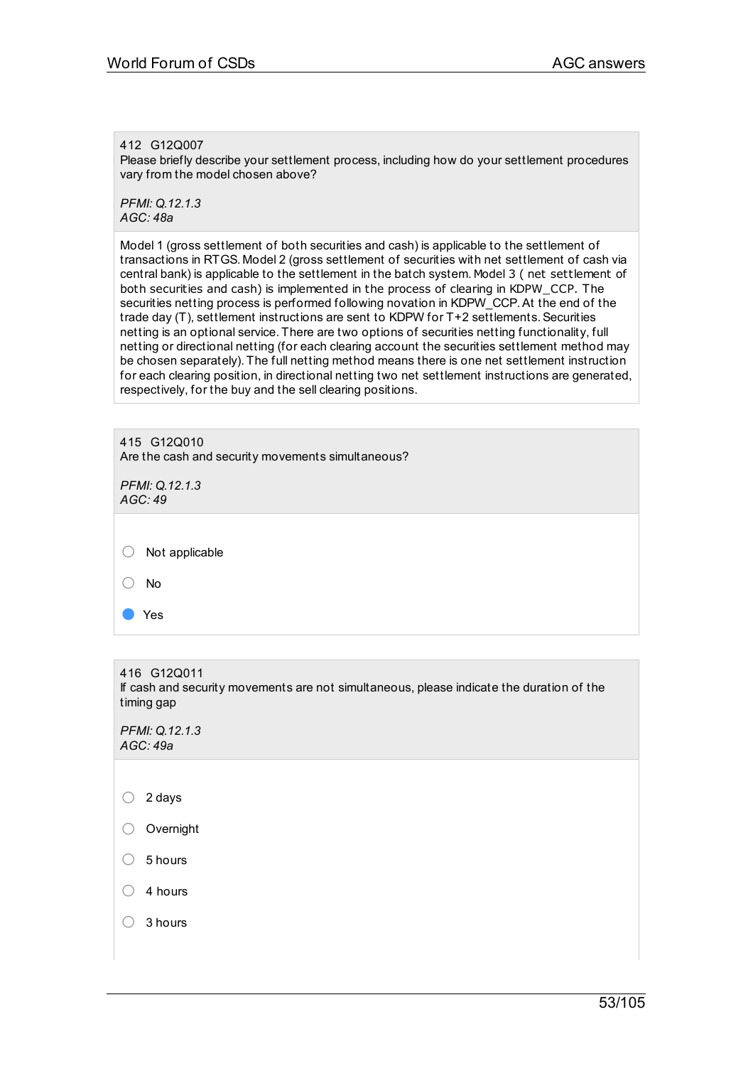412 G12Q007
Please briefly describe your settlement process, including how do your settlement procedures vary from the model chosen above?

*PFMI: Q.12.1.3*
*AGC: 48a*

Model 1 (gross settlement of both securities and cash) is applicable to the settlement of transactions in RTGS. Model 2 (gross settlement of securities with net settlement of cash via central bank) is applicable to the settlement in the batch system. Model 3 ( net settlement of both securities and cash) is implemented in the process of clearing in KDPW_CCP. The securities netting process is performed following novation in KDPW_CCP. At the end of the trade day (T), settlement instructions are sent to KDPW for T+2 settlements. Securities netting is an optional service. There are two options of securities netting functionality, full netting or directional netting (for each clearing account the securities settlement method may be chosen separately). The full netting method means there is one net settlement instruction for each clearing position, in directional netting two net settlement instructions are generated, respectively, for the buy and the sell clearing positions.

415 G12Q010
Are the cash and security movements simultaneous?

*PFMI: Q.12.1.3*
*AGC: 49*

- [ ] Not applicable
- [ ] No
- [x] Yes

416 G12Q011
If cash and security movements are not simultaneous, please indicate the duration of the timing gap

*PFMI: Q.12.1.3*
*AGC: 49a*

- [ ] 2 days
- [ ] Overnight
- [ ] 5 hours
- [ ] 4 hours
- [ ] 3 hours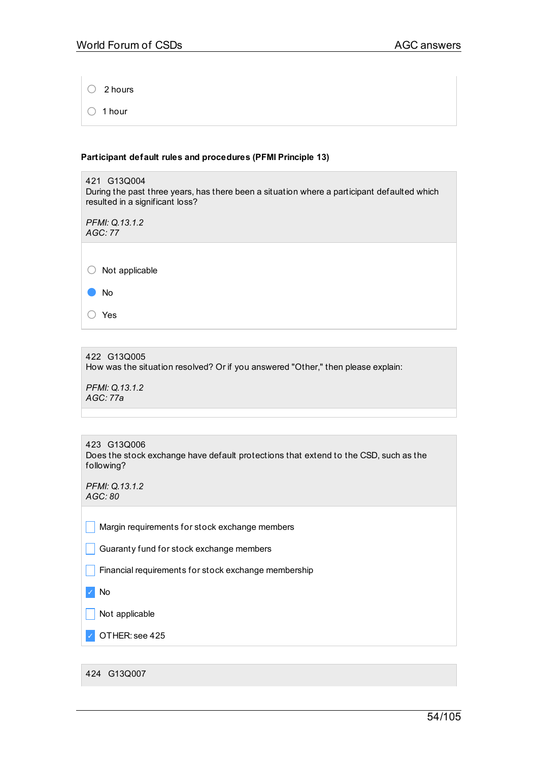- ○ 2 hours
- ○ 1 hour

**Participant default rules and procedures (PFMI Principle 13)**

421 G13Q004
During the past three years, has there been a situation where a participant defaulted which resulted in a significant loss?

*PFMI: Q.13.1.2*
*AGC: 77*

- ○ Not applicable
- ● No
- ○ Yes

422 G13Q005
How was the situation resolved? Or if you answered "Other," then please explain:

*PFMI: Q.13.1.2*
*AGC: 77a*

423 G13Q006
Does the stock exchange have default protections that extend to the CSD, such as the following?

*PFMI: Q.13.1.2*
*AGC: 80*

- [ ] Margin requirements for stock exchange members
- [ ] Guaranty fund for stock exchange members
- [ ] Financial requirements for stock exchange membership
- [x] No
- [ ] Not applicable
- [x] OTHER: see 425

424 G13Q007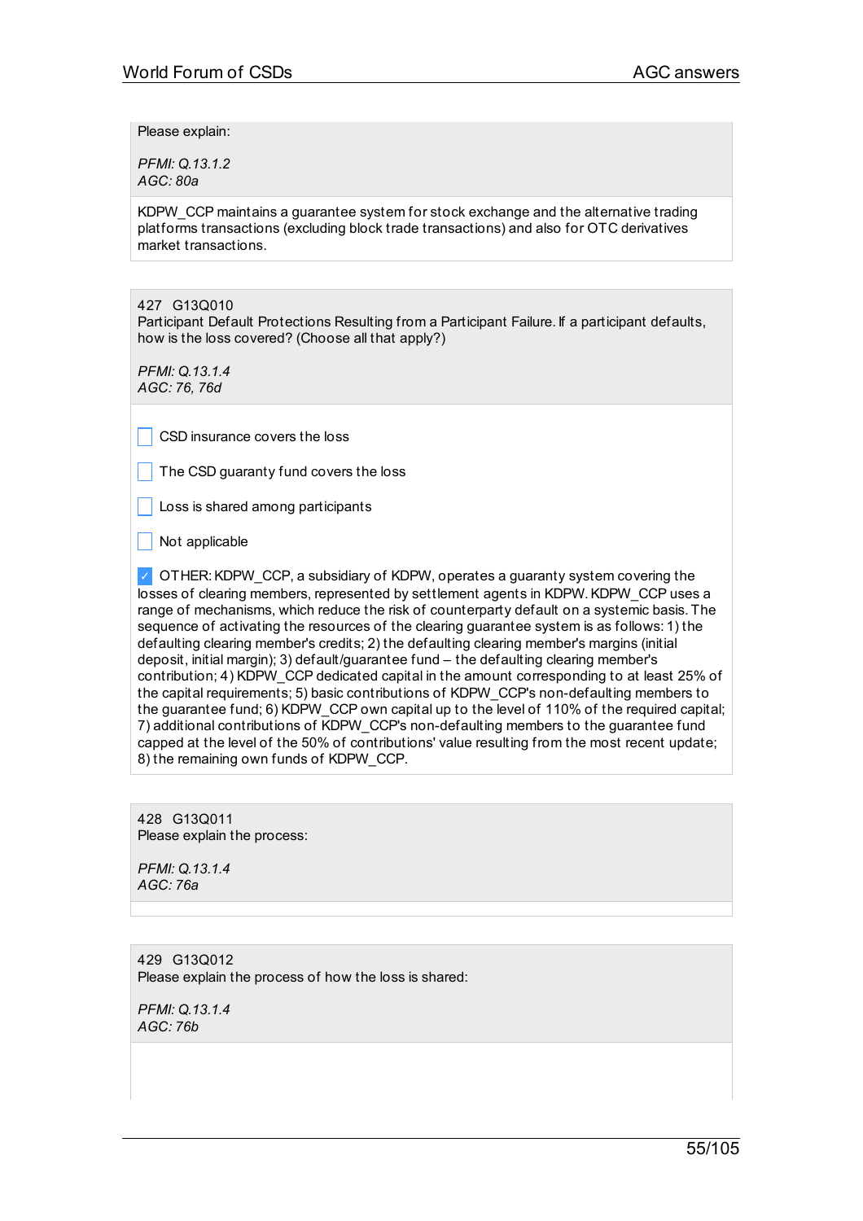Please explain:

*PFMI: Q.13.1.2*
*AGC: 80a*

KDPW_CCP maintains a guarantee system for stock exchange and the alternative trading platforms transactions (excluding block trade transactions) and also for OTC derivatives market transactions.

427 G13Q010
Participant Default Protections Resulting from a Participant Failure. If a participant defaults, how is the loss covered? (Choose all that apply?)

*PFMI: Q.13.1.4*
*AGC: 76, 76d*

- [ ] CSD insurance covers the loss
- [ ] The CSD guaranty fund covers the loss
- [ ] Loss is shared among participants
- [ ] Not applicable
- [x] OTHER: KDPW_CCP, a subsidiary of KDPW, operates a guaranty system covering the losses of clearing members, represented by settlement agents in KDPW. KDPW_CCP uses a range of mechanisms, which reduce the risk of counterparty default on a systemic basis. The sequence of activating the resources of the clearing guarantee system is as follows: 1) the defaulting clearing member's margins (initial deposit, initial margin); 2) the defaulting clearing member's credits; 3) default/guarantee fund – the defaulting clearing member's contribution; 4) KDPW_CCP dedicated capital in the amount corresponding to at least 25% of the capital requirements; 5) basic contributions of KDPW_CCP's non-defaulting members to the guarantee fund; 6) KDPW_CCP own capital up to the level of 110% of the required capital; 7) additional contributions of KDPW_CCP's non-defaulting members to the guarantee fund capped at the level of the 50% of contributions' value resulting from the most recent update; 8) the remaining own funds of KDPW_CCP.

428 G13Q011
Please explain the process:

*PFMI: Q.13.1.4*
*AGC: 76a*

429 G13Q012
Please explain the process of how the loss is shared:

*PFMI: Q.13.1.4*
*AGC: 76b*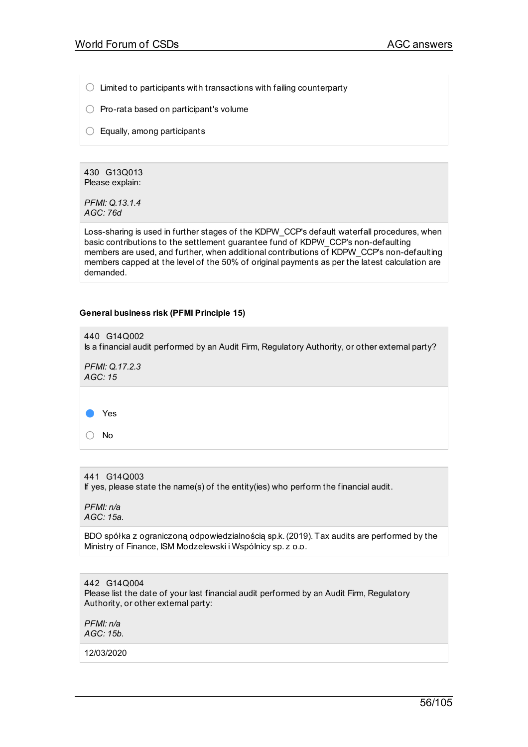- ○ Limited to participants with transactions with failing counterparty
- ○ Pro-rata based on participant's volume
- ○ Equally, among participants

430 G13Q013
Please explain:

*PFMI: Q.13.1.4*
*AGC: 76d*

Loss-sharing is used in further stages of the KDPW_CCP's default waterfall procedures, when basic contributions to the settlement guarantee fund of KDPW_CCP's non-defaulting members are used, and further, when additional contributions of KDPW_CCP's non-defaulting members capped at the level of the 50% of original payments as per the latest calculation are demanded.

**General business risk (PFMI Principle 15)**

440 G14Q002
Is a financial audit performed by an Audit Firm, Regulatory Authority, or other external party?

*PFMI: Q.17.2.3*
*AGC: 15*

- ● Yes
- ○ No

441 G14Q003
If yes, please state the name(s) of the entity(ies) who perform the financial audit.

*PFMI: n/a*
*AGC: 15a.*

BDO spółka z ograniczoną odpowiedzialnością sp.k. (2019). Tax audits are performed by the Ministry of Finance, ISM Modzelewski i Wspólnicy sp. z o.o.

442 G14Q004
Please list the date of your last financial audit performed by an Audit Firm, Regulatory Authority, or other external party:

*PFMI: n/a*
*AGC: 15b.*

12/03/2020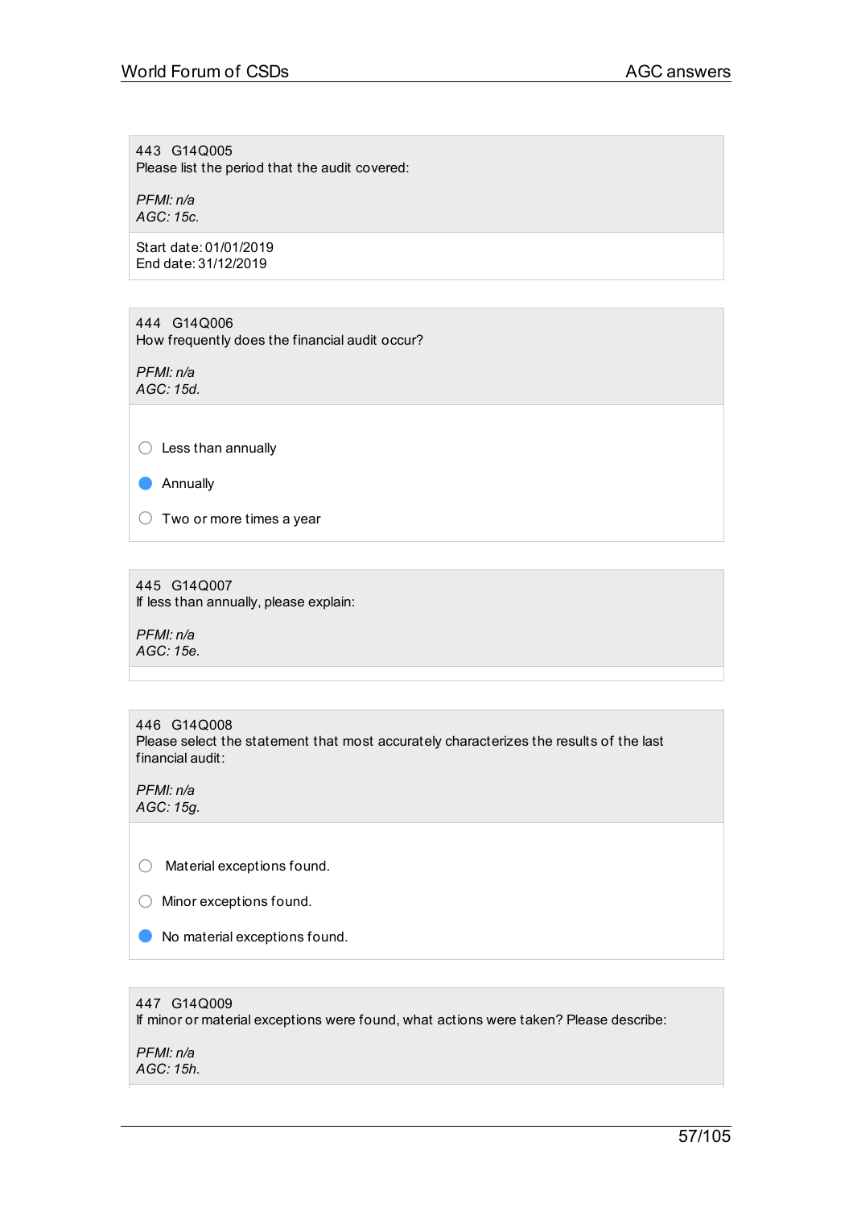443 G14Q005
Please list the period that the audit covered:

*PFMI: n/a*
*AGC: 15c.*

Start date: 01/01/2019
End date: 31/12/2019

444 G14Q006
How frequently does the financial audit occur?

*PFMI: n/a*
*AGC: 15d.*

- ○ Less than annually
- ● Annually
- ○ Two or more times a year

445 G14Q007
If less than annually, please explain:

*PFMI: n/a*
*AGC: 15e.*

446 G14Q008
Please select the statement that most accurately characterizes the results of the last financial audit:

*PFMI: n/a*
*AGC: 15g.*

- ○ Material exceptions found.
- ○ Minor exceptions found.
- ● No material exceptions found.

447 G14Q009
If minor or material exceptions were found, what actions were taken? Please describe:

*PFMI: n/a*
*AGC: 15h.*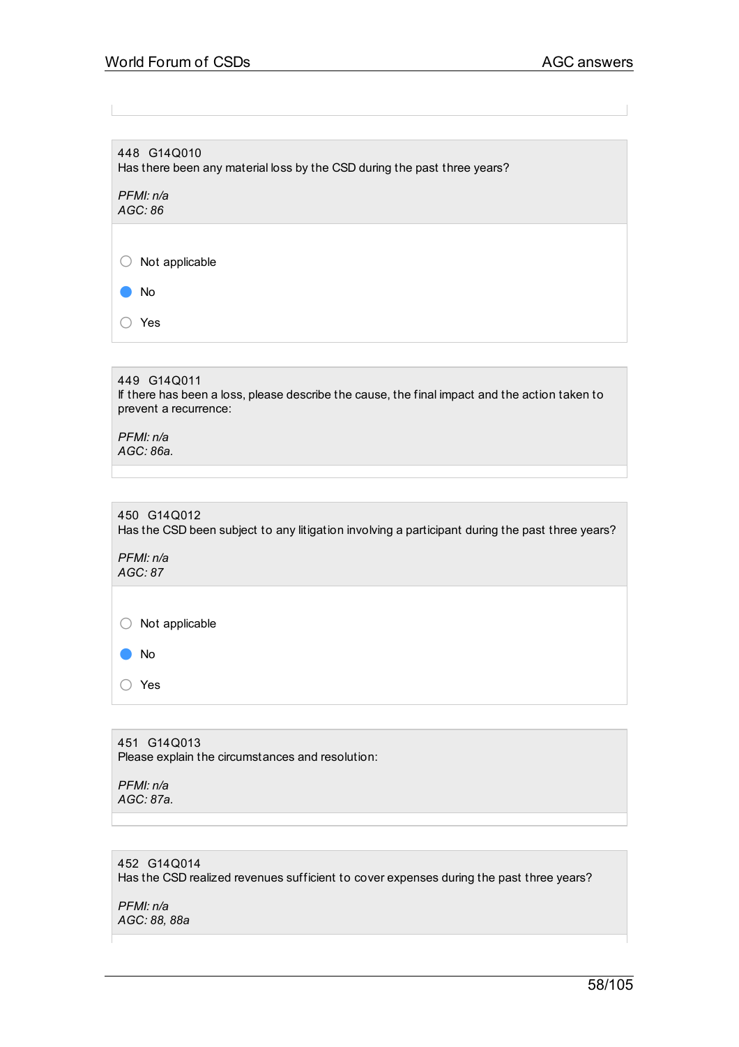448 G14Q010
Has there been any material loss by the CSD during the past three years?

*PFMI: n/a*
*AGC: 86*

- ○ Not applicable
- ● No
- ○ Yes

449 G14Q011
If there has been a loss, please describe the cause, the final impact and the action taken to prevent a recurrence:

*PFMI: n/a*
*AGC: 86a.*

450 G14Q012
Has the CSD been subject to any litigation involving a participant during the past three years?

*PFMI: n/a*
*AGC: 87*

- ○ Not applicable
- ● No
- ○ Yes

451 G14Q013
Please explain the circumstances and resolution:

*PFMI: n/a*
*AGC: 87a.*

452 G14Q014
Has the CSD realized revenues sufficient to cover expenses during the past three years?

*PFMI: n/a*
*AGC: 88, 88a*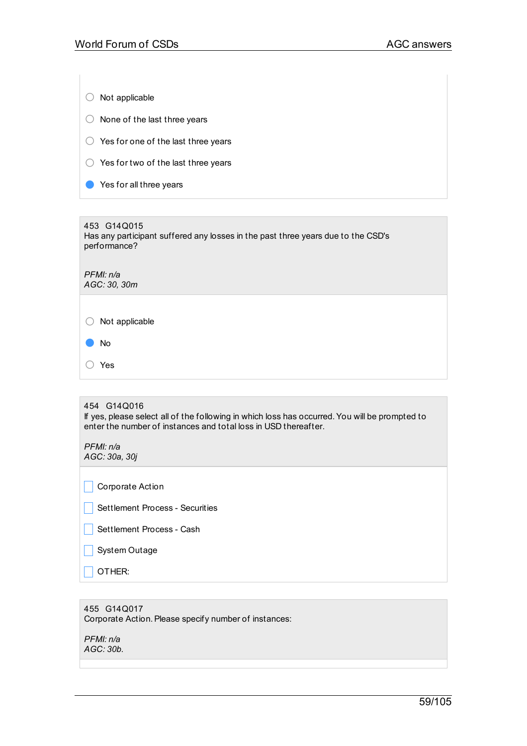- ○ Not applicable
- ○ None of the last three years
- ○ Yes for one of the last three years
- ○ Yes for two of the last three years
- ● Yes for all three years

453 G14Q015
Has any participant suffered any losses in the past three years due to the CSD's performance?

*PFMI: n/a*
*AGC: 30, 30m*

- ○ Not applicable
- ● No
- ○ Yes

454 G14Q016
If yes, please select all of the following in which loss has occurred. You will be prompted to enter the number of instances and total loss in USD thereafter.

*PFMI: n/a*
*AGC: 30a, 30j*

- ☐ Corporate Action
- ☐ Settlement Process - Securities
- ☐ Settlement Process - Cash
- ☐ System Outage
- ☐ OTHER:

455 G14Q017
Corporate Action. Please specify number of instances:

*PFMI: n/a*
*AGC: 30b.*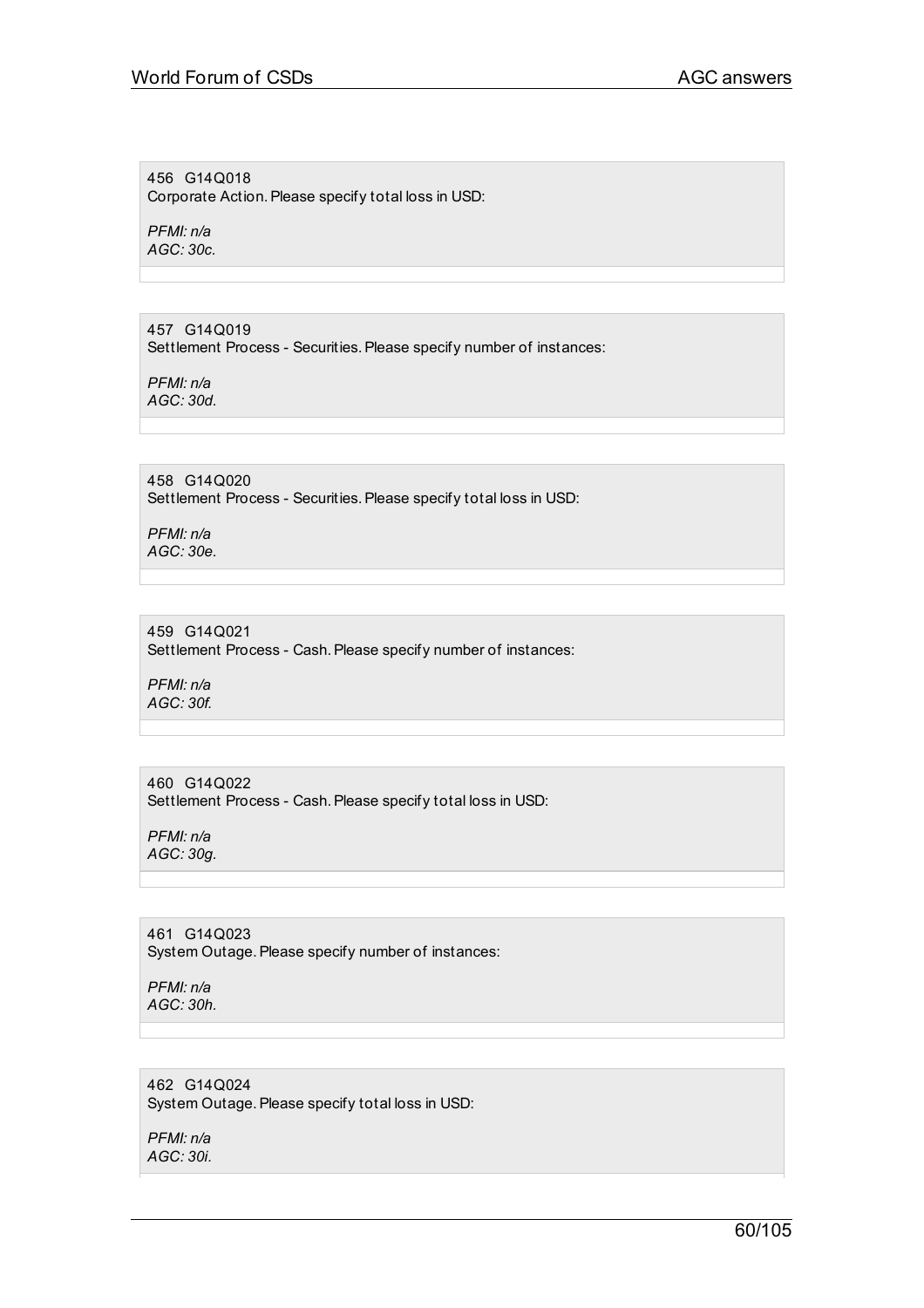456 G14Q018
Corporate Action. Please specify total loss in USD:

*PFMI: n/a*
*AGC: 30c.*

457 G14Q019
Settlement Process - Securities. Please specify number of instances:

*PFMI: n/a*
*AGC: 30d.*

458 G14Q020
Settlement Process - Securities. Please specify total loss in USD:

*PFMI: n/a*
*AGC: 30e.*

459 G14Q021
Settlement Process - Cash. Please specify number of instances:

*PFMI: n/a*
*AGC: 30f.*

460 G14Q022
Settlement Process - Cash. Please specify total loss in USD:

*PFMI: n/a*
*AGC: 30g.*

461 G14Q023
System Outage. Please specify number of instances:

*PFMI: n/a*
*AGC: 30h.*

462 G14Q024
System Outage. Please specify total loss in USD:

*PFMI: n/a*
*AGC: 30i.*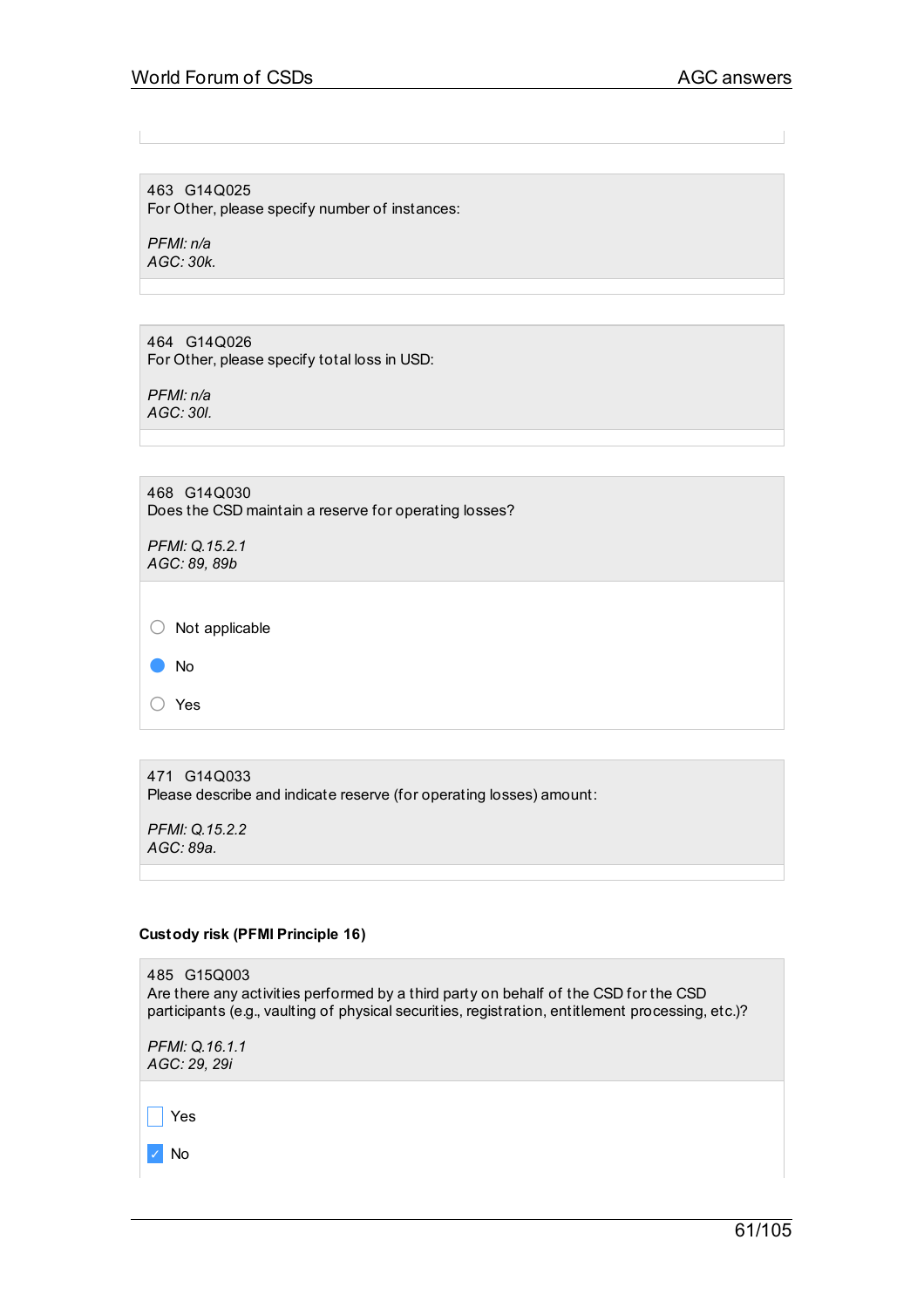463 G14Q025
For Other, please specify number of instances:

*PFMI: n/a*
*AGC: 30k.*

464 G14Q026
For Other, please specify total loss in USD:

*PFMI: n/a*
*AGC: 30l.*

468 G14Q030
Does the CSD maintain a reserve for operating losses?

*PFMI: Q.15.2.1*
*AGC: 89, 89b*

- ○ Not applicable
- ● No
- ○ Yes

471 G14Q033
Please describe and indicate reserve (for operating losses) amount:

*PFMI: Q.15.2.2*
*AGC: 89a.*

**Custody risk (PFMI Principle 16)**

485 G15Q003
Are there any activities performed by a third party on behalf of the CSD for the CSD participants (e.g., vaulting of physical securities, registration, entitlement processing, etc.)?

*PFMI: Q.16.1.1*
*AGC: 29, 29i*

- [ ] Yes
- [x] No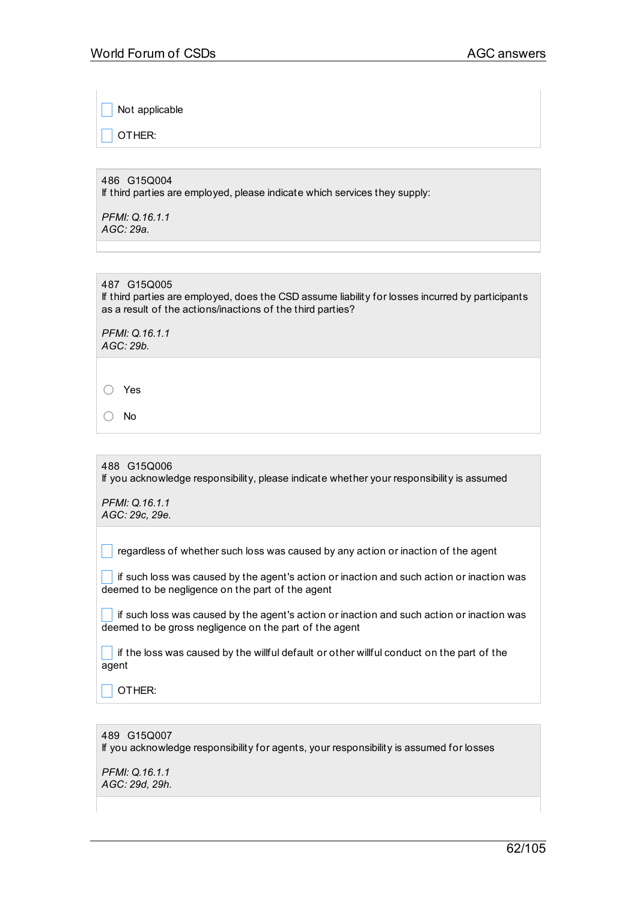- [ ] Not applicable
- [ ] OTHER:

486 G15Q004
If third parties are employed, please indicate which services they supply:

*PFMI: Q.16.1.1*
*AGC: 29a.*

487 G15Q005
If third parties are employed, does the CSD assume liability for losses incurred by participants as a result of the actions/inactions of the third parties?

*PFMI: Q.16.1.1*
*AGC: 29b.*

- ○ Yes
- ○ No

488 G15Q006
If you acknowledge responsibility, please indicate whether your responsibility is assumed

*PFMI: Q.16.1.1*
*AGC: 29c, 29e.*

- [ ] regardless of whether such loss was caused by any action or inaction of the agent
- [ ] if such loss was caused by the agent's action or inaction and such action or inaction was deemed to be negligence on the part of the agent
- [ ] if such loss was caused by the agent's action or inaction and such action or inaction was deemed to be gross negligence on the part of the agent
- [ ] if the loss was caused by the willful default or other willful conduct on the part of the agent
- [ ] OTHER:

489 G15Q007
If you acknowledge responsibility for agents, your responsibility is assumed for losses

*PFMI: Q.16.1.1*
*AGC: 29d, 29h.*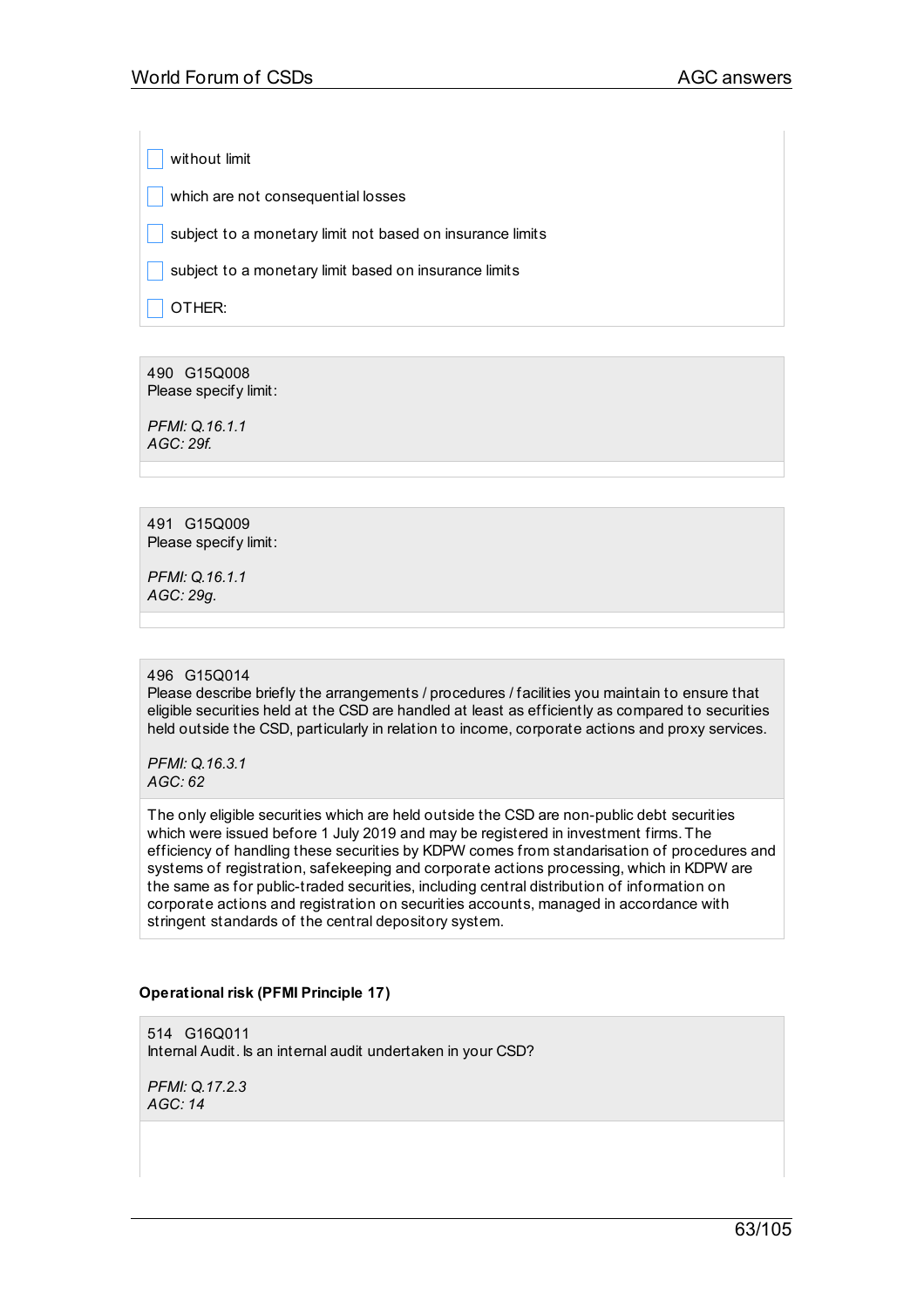- [ ] without limit
- [ ] which are not consequential losses
- [ ] subject to a monetary limit not based on insurance limits
- [ ] subject to a monetary limit based on insurance limits
- [ ] OTHER:

490 G15Q008
Please specify limit:

*PFMI: Q.16.1.1*
*AGC: 29f.*

491 G15Q009
Please specify limit:

*PFMI: Q.16.1.1*
*AGC: 29g.*

496 G15Q014
Please describe briefly the arrangements / procedures / facilities you maintain to ensure that eligible securities held at the CSD are handled at least as efficiently as compared to securities held outside the CSD, particularly in relation to income, corporate actions and proxy services.

*PFMI: Q.16.3.1*
*AGC: 62*

The only eligible securities which are held outside the CSD are non-public debt securities which were issued before 1 July 2019 and may be registered in investment firms. The efficiency of handling these securities by KDPW comes from standarisation of procedures and systems of registration, safekeeping and corporate actions processing, which in KDPW are the same as for public-traded securities, including central distribution of information on corporate actions and registration on securities accounts, managed in accordance with stringent standards of the central depository system.

**Operational risk (PFMI Principle 17)**

514 G16Q011
Internal Audit. Is an internal audit undertaken in your CSD?

*PFMI: Q.17.2.3*
*AGC: 14*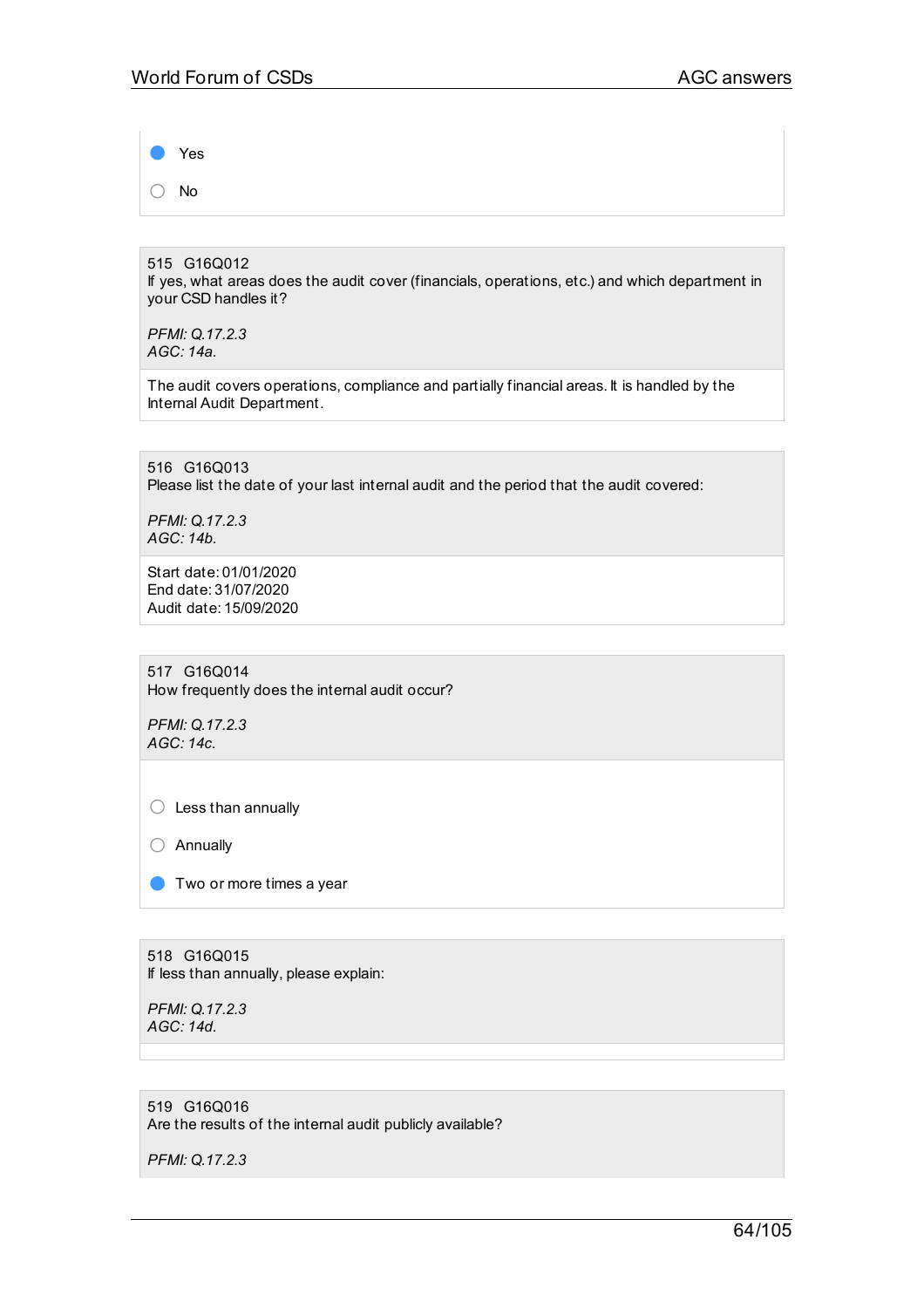- [x] Yes
- [ ] No

515 G16Q012
If yes, what areas does the audit cover (financials, operations, etc.) and which department in your CSD handles it?

*PFMI: Q.17.2.3*
*AGC: 14a.*

The audit covers operations, compliance and partially financial areas. It is handled by the Internal Audit Department.

516 G16Q013
Please list the date of your last internal audit and the period that the audit covered:

*PFMI: Q.17.2.3*
*AGC: 14b.*

Start date: 01/01/2020
End date: 31/07/2020
Audit date: 15/09/2020

517 G16Q014
How frequently does the internal audit occur?

*PFMI: Q.17.2.3*
*AGC: 14c.*

- [ ] Less than annually
- [ ] Annually
- [x] Two or more times a year

518 G16Q015
If less than annually, please explain:

*PFMI: Q.17.2.3*
*AGC: 14d.*

519 G16Q016
Are the results of the internal audit publicly available?

*PFMI: Q.17.2.3*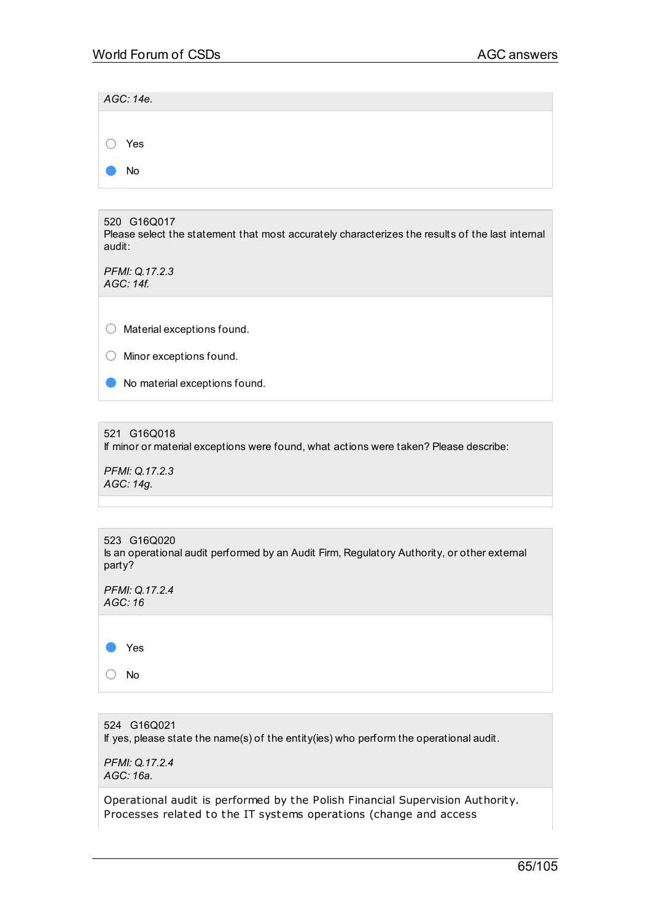*AGC: 14e.*

- ○ Yes
- ● No

520 G16Q017
Please select the statement that most accurately characterizes the results of the last internal audit:

*PFMI: Q.17.2.3*
*AGC: 14f.*

- ○ Material exceptions found.
- ○ Minor exceptions found.
- ● No material exceptions found.

521 G16Q018
If minor or material exceptions were found, what actions were taken? Please describe:

*PFMI: Q.17.2.3*
*AGC: 14g.*

523 G16Q020
Is an operational audit performed by an Audit Firm, Regulatory Authority, or other external party?

*PFMI: Q.17.2.4*
*AGC: 16*

- ● Yes
- ○ No

524 G16Q021
If yes, please state the name(s) of the entity(ies) who perform the operational audit.

*PFMI: Q.17.2.4*
*AGC: 16a.*

Operational audit is performed by the Polish Financial Supervision Authority. Processes related to the IT systems operations (change and access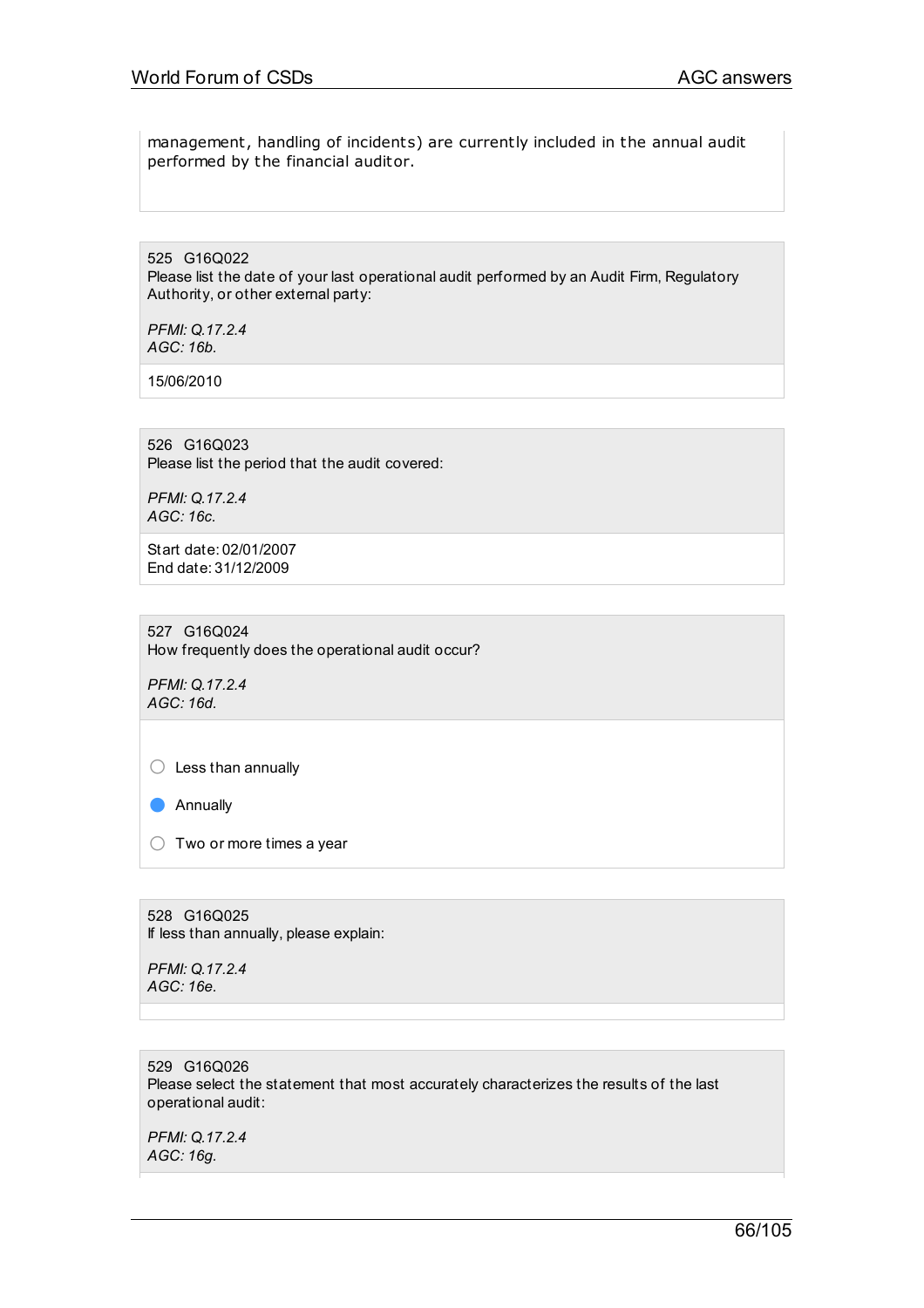management, handling of incidents) are currently included in the annual audit performed by the financial auditor.

525 G16Q022
Please list the date of your last operational audit performed by an Audit Firm, Regulatory Authority, or other external party:

*PFMI: Q.17.2.4*
*AGC: 16b.*

15/06/2010

526 G16Q023
Please list the period that the audit covered:

*PFMI: Q.17.2.4*
*AGC: 16c.*

Start date: 02/01/2007
End date: 31/12/2009

527 G16Q024
How frequently does the operational audit occur?

*PFMI: Q.17.2.4*
*AGC: 16d.*

- ○ Less than annually
- ● Annually
- ○ Two or more times a year

528 G16Q025
If less than annually, please explain:

*PFMI: Q.17.2.4*
*AGC: 16e.*

529 G16Q026
Please select the statement that most accurately characterizes the results of the last operational audit:

*PFMI: Q.17.2.4*
*AGC: 16g.*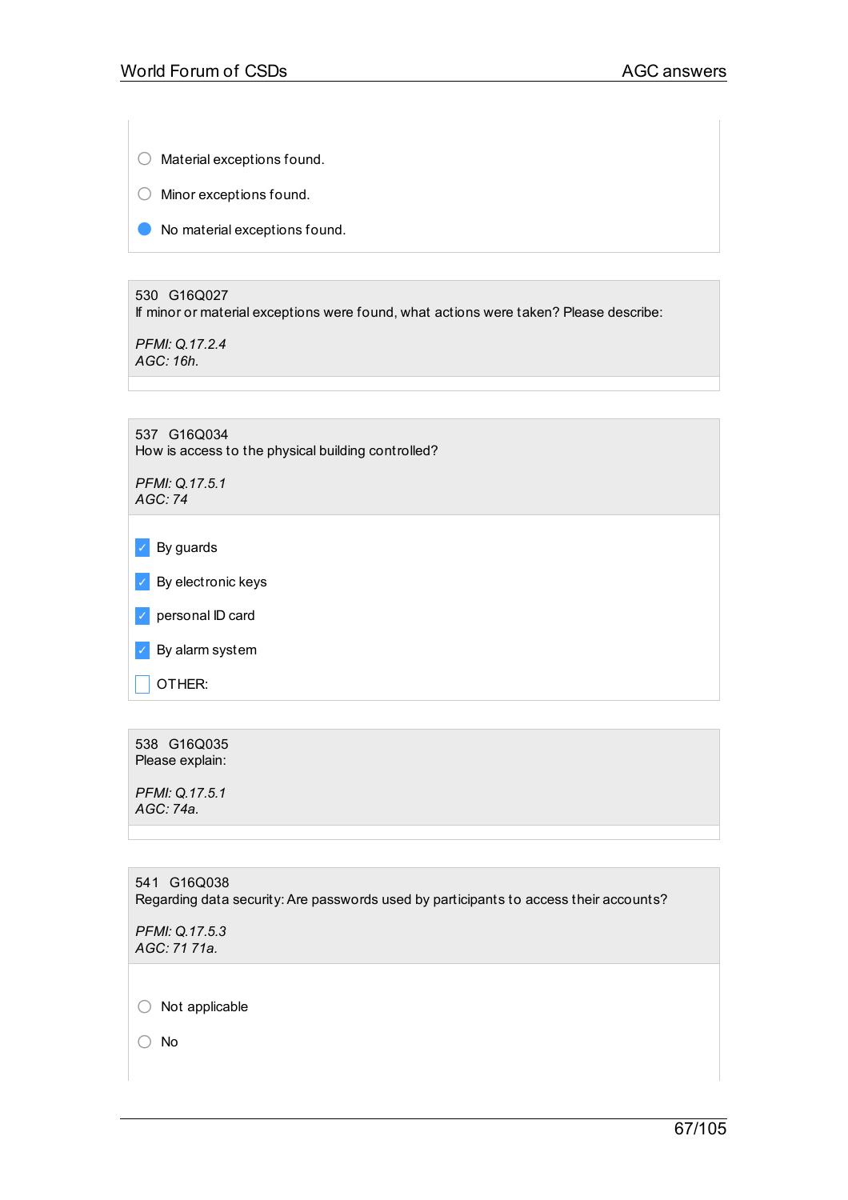- ○ Material exceptions found.
- ○ Minor exceptions found.
- ● No material exceptions found.

530 G16Q027
If minor or material exceptions were found, what actions were taken? Please describe:

*PFMI: Q.17.2.4*
*AGC: 16h.*

537 G16Q034
How is access to the physical building controlled?

*PFMI: Q.17.5.1*
*AGC: 74*

- [x] By guards
- [x] By electronic keys
- [x] personal ID card
- [x] By alarm system
- [ ] OTHER:

538 G16Q035
Please explain:

*PFMI: Q.17.5.1*
*AGC: 74a.*

541 G16Q038
Regarding data security: Are passwords used by participants to access their accounts?

*PFMI: Q.17.5.3*
*AGC: 71 71a.*

- ○ Not applicable
- ○ No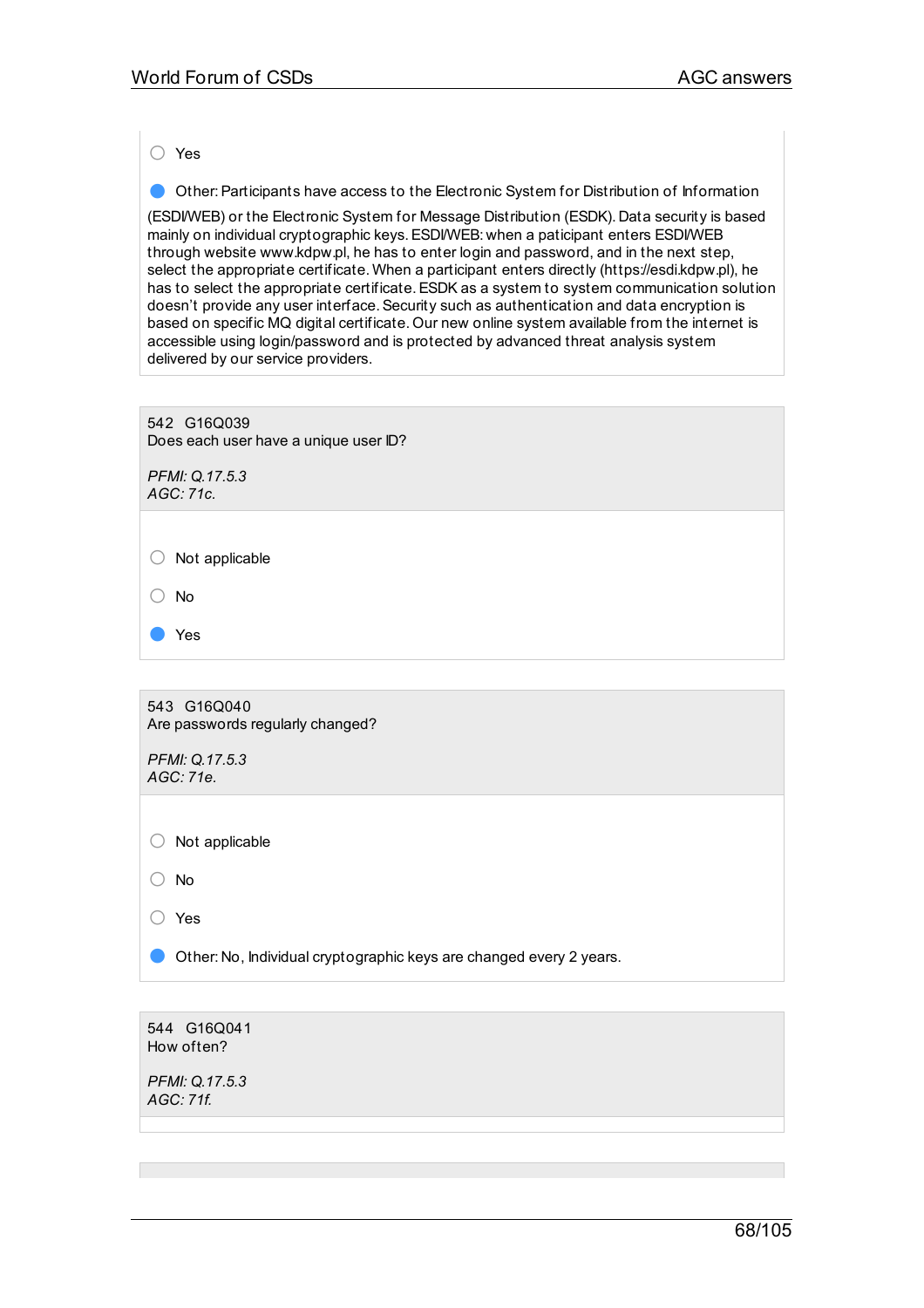○ Yes

● Other: Participants have access to the Electronic System for Distribution of Information (ESDI/WEB) or the Electronic System for Message Distribution (ESDK). Data security is based mainly on individual cryptographic keys. ESDI/WEB: when a paticipant enters ESDI/WEB through website www.kdpw.pl, he has to enter login and password, and in the next step, select the appropriate certificate. When a participant enters directly (https://esdi.kdpw.pl), he has to select the appropriate certificate. ESDK as a system to system communication solution doesn't provide any user interface. Security such as authentication and data encryption is based on specific MQ digital certificate. Our new online system available from the internet is accessible using login/password and is protected by advanced threat analysis system delivered by our service providers.

---

542 G16Q039
Does each user have a unique user ID?

*PFMI: Q.17.5.3*
*AGC: 71c.*

○ Not applicable

○ No

● Yes

---

543 G16Q040
Are passwords regularly changed?

*PFMI: Q.17.5.3*
*AGC: 71e.*

○ Not applicable

○ No

○ Yes

● Other: No, Individual cryptographic keys are changed every 2 years.

---

544 G16Q041
How often?

*PFMI: Q.17.5.3*
*AGC: 71f.*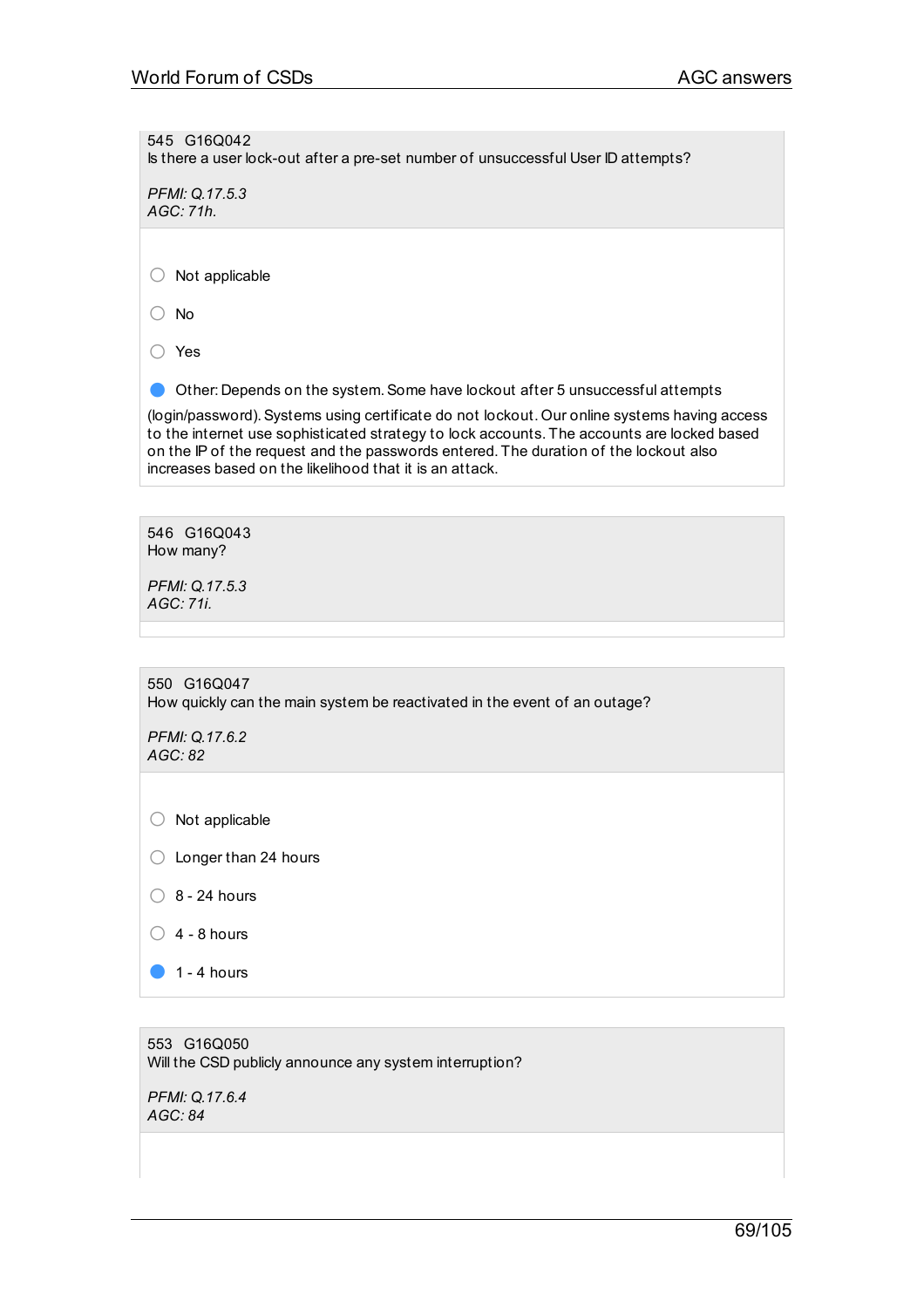545 G16Q042
Is there a user lock-out after a pre-set number of unsuccessful User ID attempts?

*PFMI: Q.17.5.3*
*AGC: 71h.*

- ○ Not applicable
- ○ No
- ○ Yes
- ● Other: Depends on the system. Some have lockout after 5 unsuccessful attempts

(login/password). Systems using certificate do not lockout. Our online systems having access to the internet use sophisticated strategy to lock accounts. The accounts are locked based on the IP of the request and the passwords entered. The duration of the lockout also increases based on the likelihood that it is an attack.

546 G16Q043
How many?

*PFMI: Q.17.5.3*
*AGC: 71i.*

550 G16Q047
How quickly can the main system be reactivated in the event of an outage?

*PFMI: Q.17.6.2*
*AGC: 82*

- ○ Not applicable
- ○ Longer than 24 hours
- ○ 8 - 24 hours
- ○ 4 - 8 hours
- ● 1 - 4 hours

553 G16Q050
Will the CSD publicly announce any system interruption?

*PFMI: Q.17.6.4*
*AGC: 84*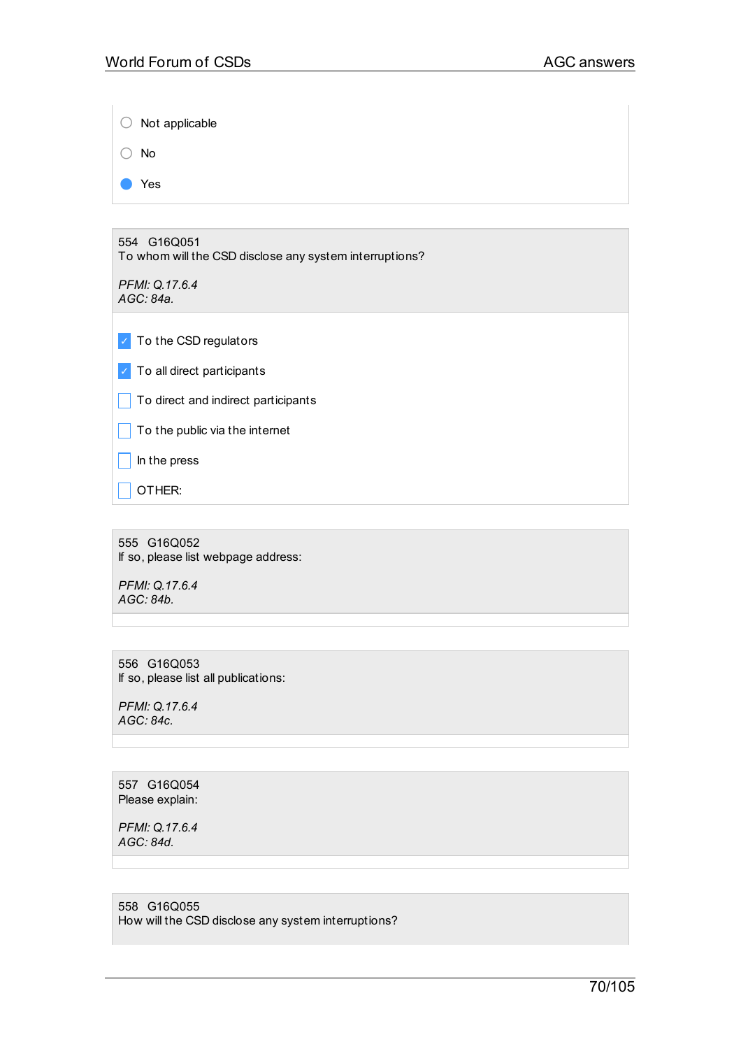- ○ Not applicable
- ○ No
- ● Yes

554 G16Q051
To whom will the CSD disclose any system interruptions?

*PFMI: Q.17.6.4*
*AGC: 84a.*

- [x] To the CSD regulators
- [x] To all direct participants
- [ ] To direct and indirect participants
- [ ] To the public via the internet
- [ ] In the press
- [ ] OTHER:

555 G16Q052
If so, please list webpage address:

*PFMI: Q.17.6.4*
*AGC: 84b.*

556 G16Q053
If so, please list all publications:

*PFMI: Q.17.6.4*
*AGC: 84c.*

557 G16Q054
Please explain:

*PFMI: Q.17.6.4*
*AGC: 84d.*

558 G16Q055
How will the CSD disclose any system interruptions?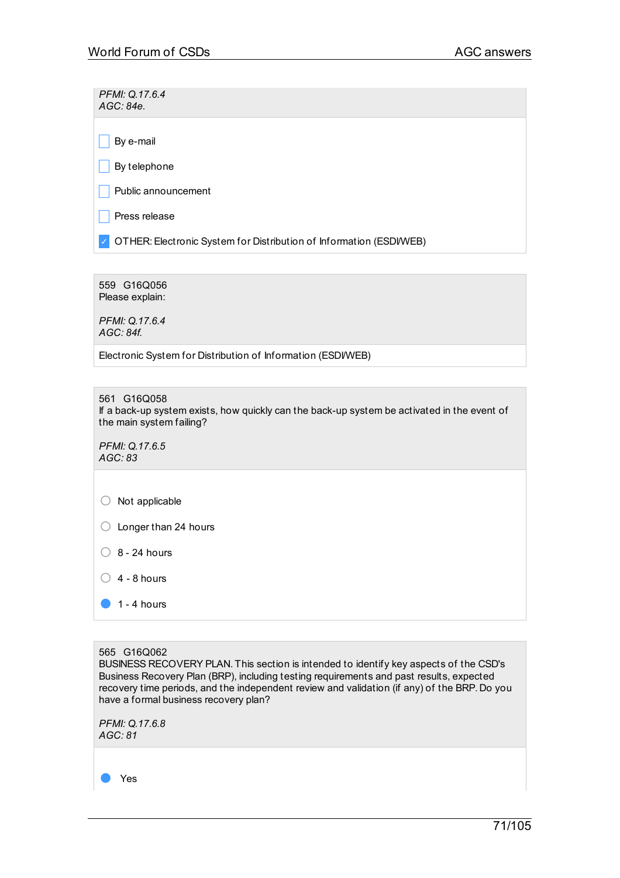*PFMI: Q.17.6.4*
*AGC: 84e.*

- [ ] By e-mail
- [ ] By telephone
- [ ] Public announcement
- [ ] Press release
- [x] OTHER: Electronic System for Distribution of Information (ESDI/WEB)

559 G16Q056
Please explain:

*PFMI: Q.17.6.4*
*AGC: 84f.*

Electronic System for Distribution of Information (ESDI/WEB)

561 G16Q058
If a back-up system exists, how quickly can the back-up system be activated in the event of the main system failing?

*PFMI: Q.17.6.5*
*AGC: 83*

- ○ Not applicable
- ○ Longer than 24 hours
- ○ 8 - 24 hours
- ○ 4 - 8 hours
- ● 1 - 4 hours

565 G16Q062
BUSINESS RECOVERY PLAN. This section is intended to identify key aspects of the CSD's Business Recovery Plan (BRP), including testing requirements and past results, expected recovery time periods, and the independent review and validation (if any) of the BRP. Do you have a formal business recovery plan?

*PFMI: Q.17.6.8*
*AGC: 81*

- ● Yes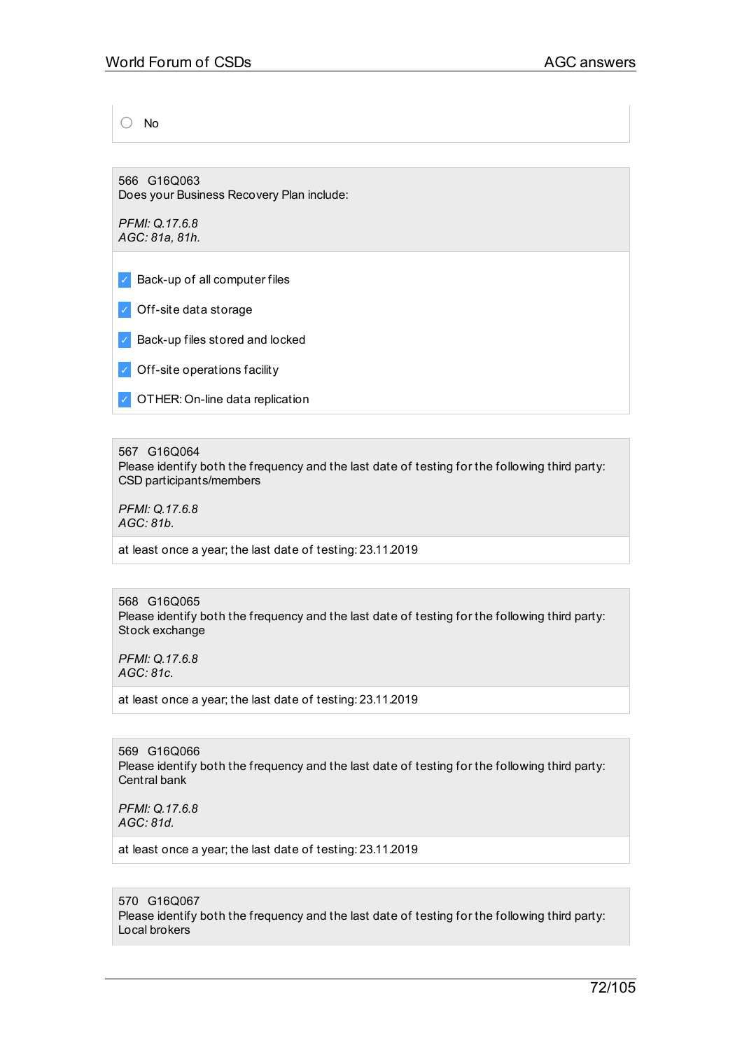- [ ] No

566 G16Q063
Does your Business Recovery Plan include:

*PFMI: Q.17.6.8*
*AGC: 81a, 81h.*

- [x] Back-up of all computer files
- [x] Off-site data storage
- [x] Back-up files stored and locked
- [x] Off-site operations facility
- [x] OTHER: On-line data replication

567 G16Q064
Please identify both the frequency and the last date of testing for the following third party: CSD participants/members

*PFMI: Q.17.6.8*
*AGC: 81b.*

at least once a year; the last date of testing: 23.11.2019

568 G16Q065
Please identify both the frequency and the last date of testing for the following third party: Stock exchange

*PFMI: Q.17.6.8*
*AGC: 81c.*

at least once a year; the last date of testing: 23.11.2019

569 G16Q066
Please identify both the frequency and the last date of testing for the following third party: Central bank

*PFMI: Q.17.6.8*
*AGC: 81d.*

at least once a year; the last date of testing: 23.11.2019

570 G16Q067
Please identify both the frequency and the last date of testing for the following third party: Local brokers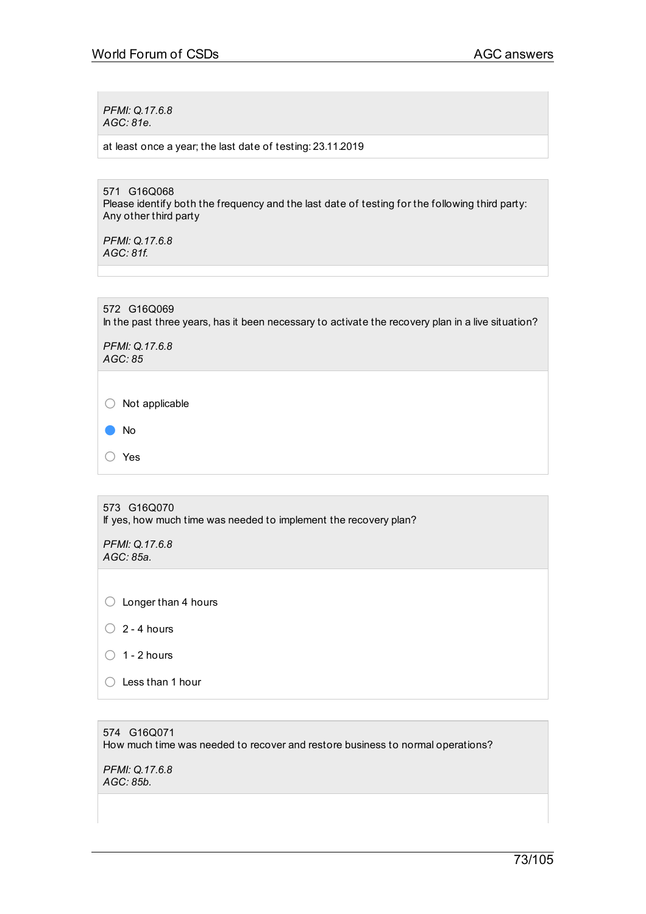*PFMI: Q.17.6.8*
*AGC: 81e.*

at least once a year; the last date of testing: 23.11.2019

571 G16Q068
Please identify both the frequency and the last date of testing for the following third party: Any other third party

*PFMI: Q.17.6.8*
*AGC: 81f.*

572 G16Q069
In the past three years, has it been necessary to activate the recovery plan in a live situation?

*PFMI: Q.17.6.8*
*AGC: 85*

- ○ Not applicable
- ● No
- ○ Yes

573 G16Q070
If yes, how much time was needed to implement the recovery plan?

*PFMI: Q.17.6.8*
*AGC: 85a.*

- ○ Longer than 4 hours
- ○ 2 - 4 hours
- ○ 1 - 2 hours
- ○ Less than 1 hour

574 G16Q071
How much time was needed to recover and restore business to normal operations?

*PFMI: Q.17.6.8*
*AGC: 85b.*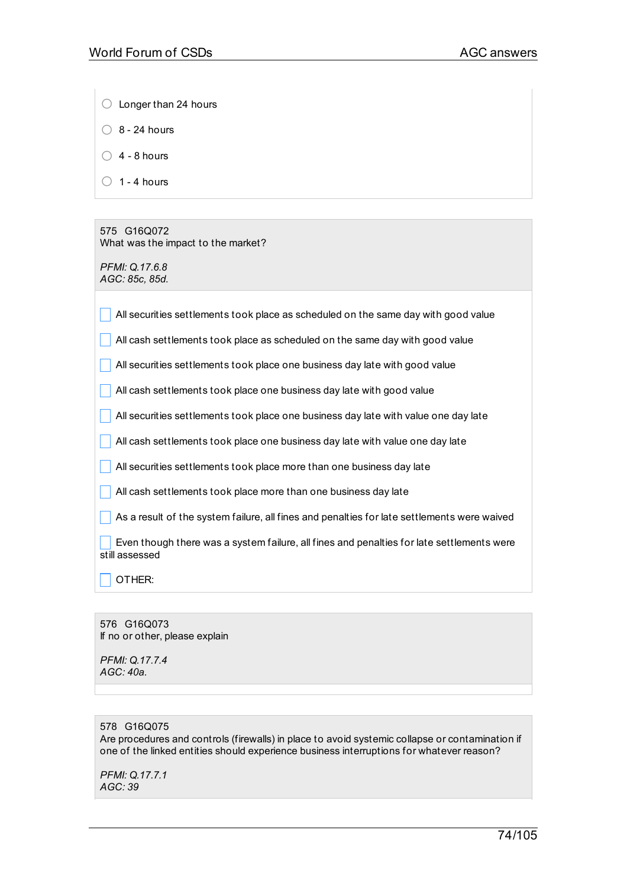- ◯ Longer than 24 hours
- ◯ 8 - 24 hours
- ◯ 4 - 8 hours
- ◯ 1 - 4 hours

575 G16Q072
What was the impact to the market?

*PFMI: Q.17.6.8*
*AGC: 85c, 85d.*

- ☐ All securities settlements took place as scheduled on the same day with good value
- ☐ All cash settlements took place as scheduled on the same day with good value
- ☐ All securities settlements took place one business day late with good value
- ☐ All cash settlements took place one business day late with good value
- ☐ All securities settlements took place one business day late with value one day late
- ☐ All cash settlements took place one business day late with value one day late
- ☐ All securities settlements took place more than one business day late
- ☐ All cash settlements took place more than one business day late
- ☐ As a result of the system failure, all fines and penalties for late settlements were waived
- ☐ Even though there was a system failure, all fines and penalties for late settlements were still assessed
- ☐ OTHER:

576 G16Q073
If no or other, please explain

*PFMI: Q.17.7.4*
*AGC: 40a.*

578 G16Q075
Are procedures and controls (firewalls) in place to avoid systemic collapse or contamination if one of the linked entities should experience business interruptions for whatever reason?

*PFMI: Q.17.7.1*
*AGC: 39*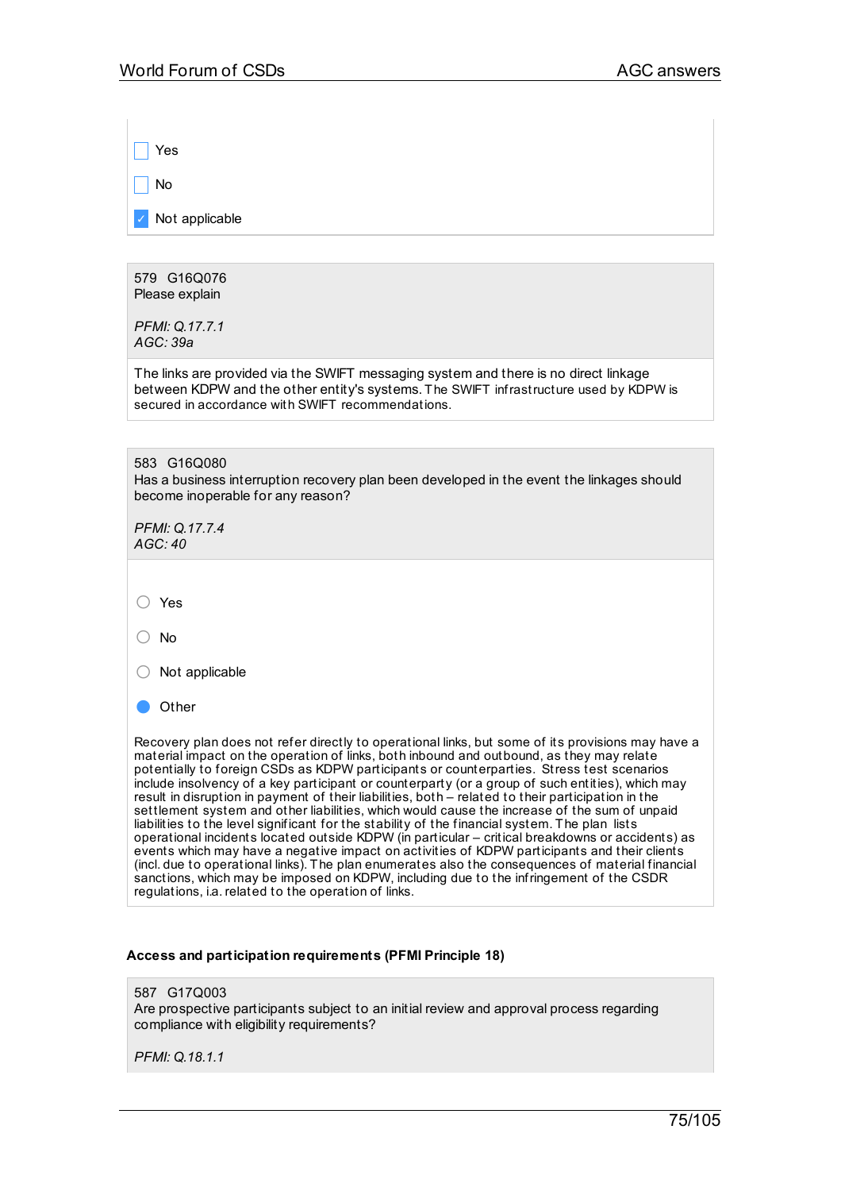- [ ] Yes
- [ ] No
- [x] Not applicable

579 G16Q076
Please explain

*PFMI: Q.17.7.1*
*AGC: 39a*

The links are provided via the SWIFT messaging system and there is no direct linkage between KDPW and the other entity's systems. The SWIFT infrastructure used by KDPW is secured in accordance with SWIFT recommendations.

583 G16Q080
Has a business interruption recovery plan been developed in the event the linkages should become inoperable for any reason?

*PFMI: Q.17.7.4*
*AGC: 40*

- ○ Yes
- ○ No
- ○ Not applicable
- ● Other

Recovery plan does not refer directly to operational links, but some of its provisions may have a material impact on the operation of links, both inbound and outbound, as they may relate potentially to foreign CSDs as KDPW participants or counterparties. Stress test scenarios include insolvency of a key participant or counterparty (or a group of such entities), which may result in disruption in payment of their liabilities, both – related to their participation in the settlement system and other liabilities, which would cause the increase of the sum of unpaid liabilities to the level significant for the stability of the financial system. The plan lists operational incidents located outside KDPW (in particular – critical breakdowns or accidents) as events which may have a negative impact on activities of KDPW participants and their clients (incl. due to operational links). The plan enumerates also the consequences of material financial sanctions, which may be imposed on KDPW, including due to the infringement of the CSDR regulations, i.a. related to the operation of links.

**Access and participation requirements (PFMI Principle 18)**

587 G17Q003
Are prospective participants subject to an initial review and approval process regarding compliance with eligibility requirements?

*PFMI: Q.18.1.1*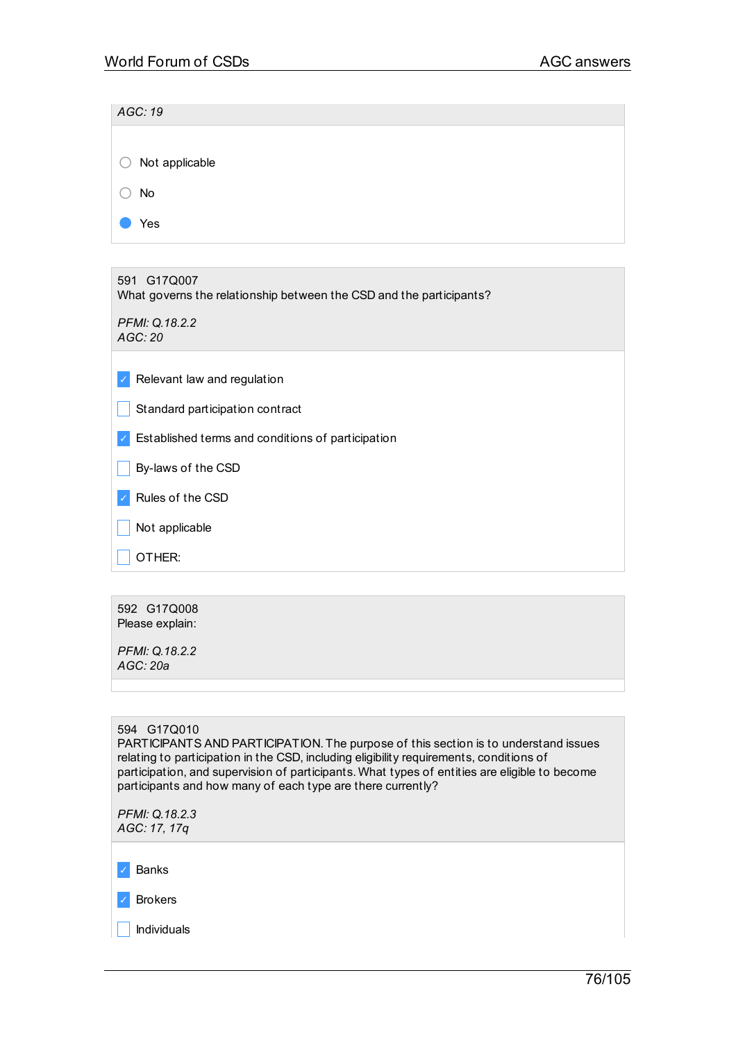*AGC: 19*

- ○ Not applicable
- ○ No
- ● Yes

591 G17Q007
What governs the relationship between the CSD and the participants?

*PFMI: Q.18.2.2*
*AGC: 20*

- [x] Relevant law and regulation
- [ ] Standard participation contract
- [x] Established terms and conditions of participation
- [ ] By-laws of the CSD
- [x] Rules of the CSD
- [ ] Not applicable
- [ ] OTHER:

592 G17Q008
Please explain:

*PFMI: Q.18.2.2*
*AGC: 20a*

594 G17Q010
PARTICIPANTS AND PARTICIPATION. The purpose of this section is to understand issues relating to participation in the CSD, including eligibility requirements, conditions of participation, and supervision of participants. What types of entities are eligible to become participants and how many of each type are there currently?

*PFMI: Q.18.2.3*
*AGC: 17, 17q*

- [x] Banks
- [x] Brokers
- [ ] Individuals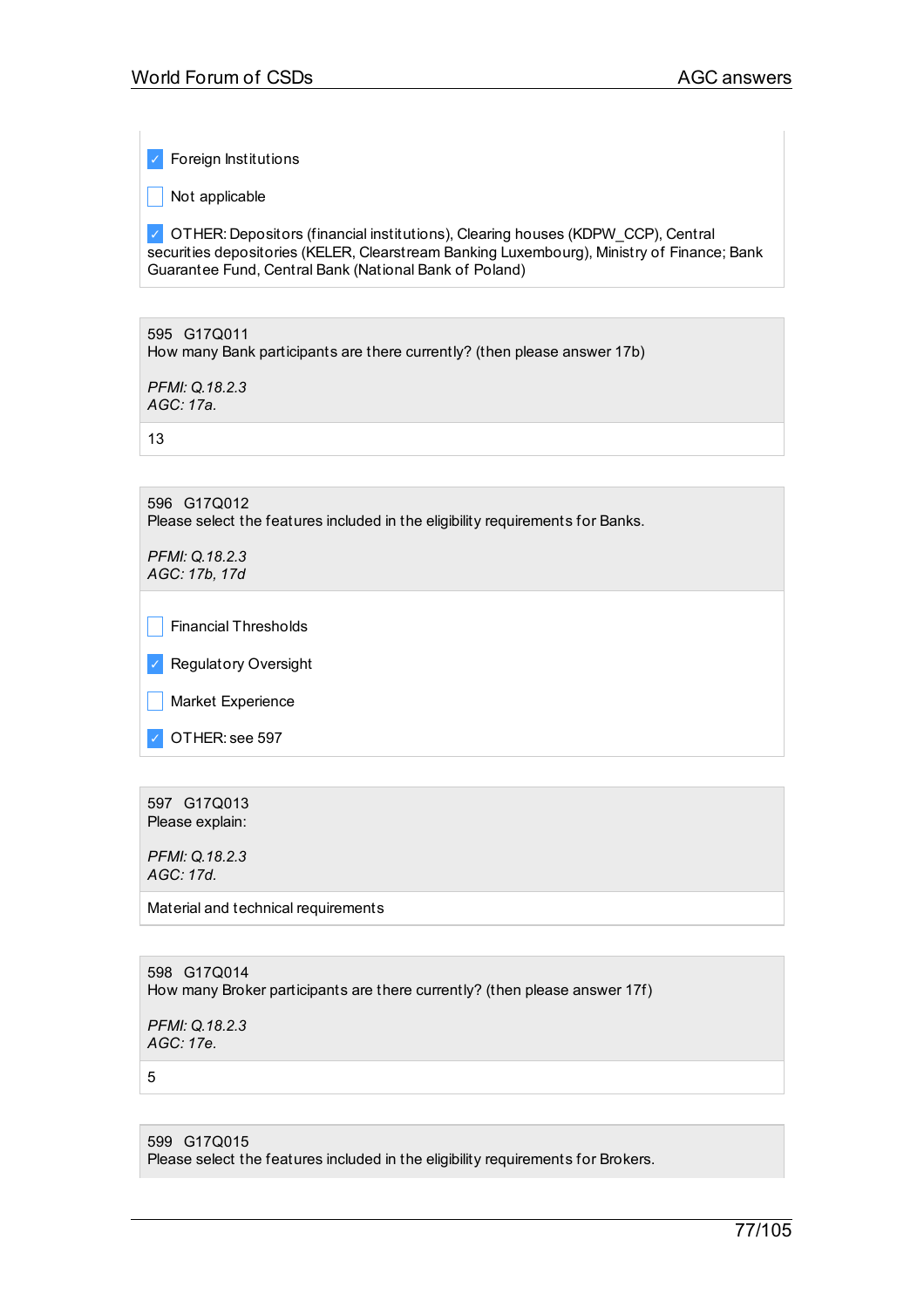- [x] Foreign Institutions
- [ ] Not applicable
- [x] OTHER: Depositors (financial institutions), Clearing houses (KDPW_CCP), Central securities depositories (KELER, Clearstream Banking Luxembourg), Ministry of Finance; Bank Guarantee Fund, Central Bank (National Bank of Poland)

595 G17Q011
How many Bank participants are there currently? (then please answer 17b)

*PFMI: Q.18.2.3*
*AGC: 17a.*

13

596 G17Q012
Please select the features included in the eligibility requirements for Banks.

*PFMI: Q.18.2.3*
*AGC: 17b, 17d*

- [ ] Financial Thresholds
- [x] Regulatory Oversight
- [ ] Market Experience
- [x] OTHER: see 597

597 G17Q013
Please explain:

*PFMI: Q.18.2.3*
*AGC: 17d.*

Material and technical requirements

598 G17Q014
How many Broker participants are there currently? (then please answer 17f)

*PFMI: Q.18.2.3*
*AGC: 17e.*

5

599 G17Q015
Please select the features included in the eligibility requirements for Brokers.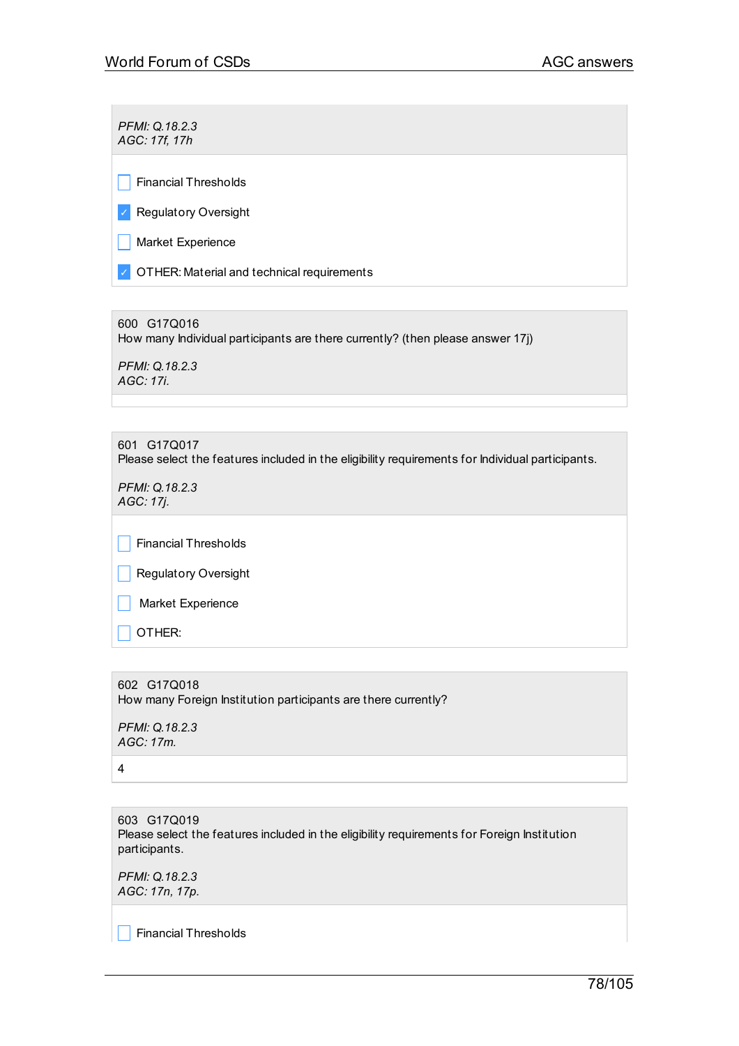*PFMI: Q.18.2.3*
*AGC: 17f, 17h*

- [ ] Financial Thresholds
- [x] Regulatory Oversight
- [ ] Market Experience
- [x] OTHER: Material and technical requirements

600 G17Q016
How many Individual participants are there currently? (then please answer 17j)

*PFMI: Q.18.2.3*
*AGC: 17i.*

601 G17Q017
Please select the features included in the eligibility requirements for Individual participants.

*PFMI: Q.18.2.3*
*AGC: 17j.*

- [ ] Financial Thresholds
- [ ] Regulatory Oversight
- [ ] Market Experience
- [ ] OTHER:

602 G17Q018
How many Foreign Institution participants are there currently?

*PFMI: Q.18.2.3*
*AGC: 17m.*

4

603 G17Q019
Please select the features included in the eligibility requirements for Foreign Institution participants.

*PFMI: Q.18.2.3*
*AGC: 17n, 17p.*

- [ ] Financial Thresholds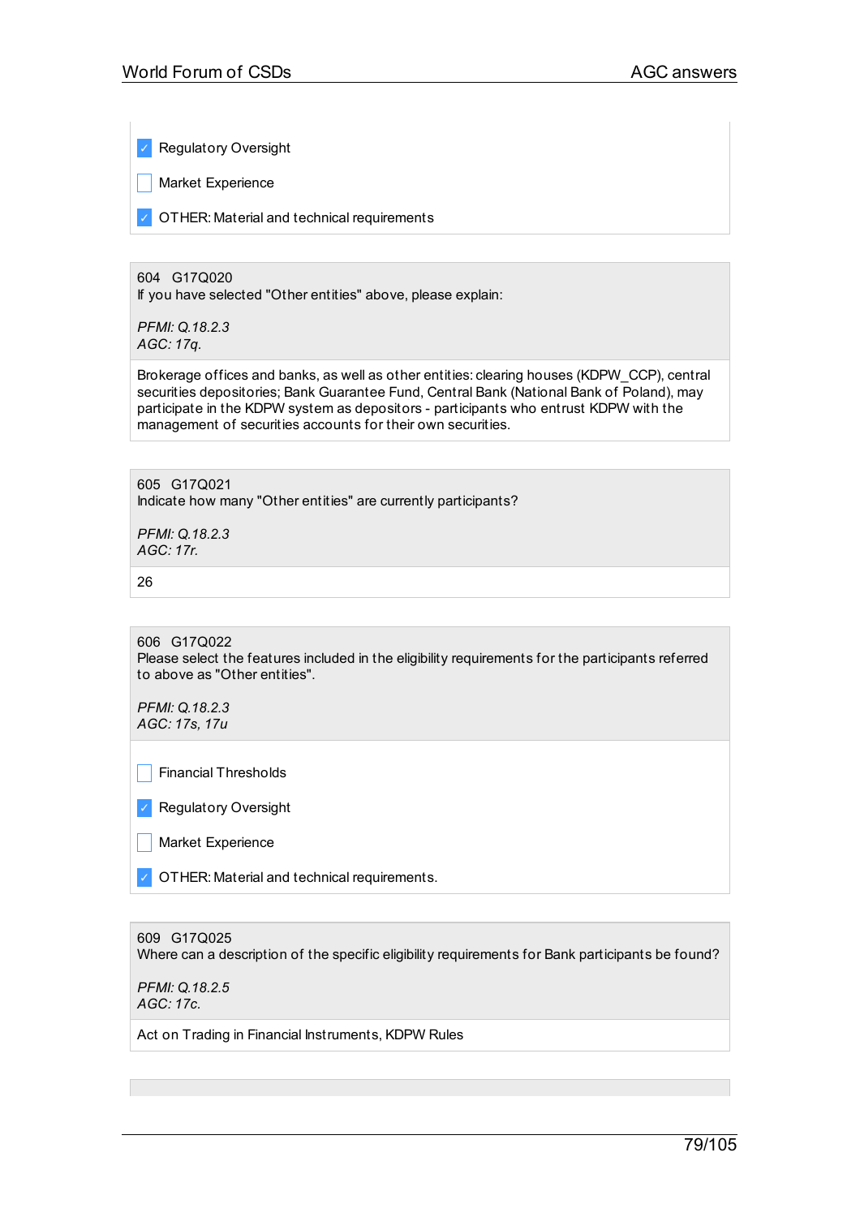- [x] Regulatory Oversight
- [ ] Market Experience
- [x] OTHER: Material and technical requirements

604 G17Q020
If you have selected "Other entities" above, please explain:

*PFMI: Q.18.2.3*
*AGC: 17q.*

Brokerage offices and banks, as well as other entities: clearing houses (KDPW_CCP), central securities depositories; Bank Guarantee Fund, Central Bank (National Bank of Poland), may participate in the KDPW system as depositors - participants who entrust KDPW with the management of securities accounts for their own securities.

605 G17Q021
Indicate how many "Other entities" are currently participants?

*PFMI: Q.18.2.3*
*AGC: 17r.*

26

606 G17Q022
Please select the features included in the eligibility requirements for the participants referred to above as "Other entities".

*PFMI: Q.18.2.3*
*AGC: 17s, 17u*

- [ ] Financial Thresholds
- [x] Regulatory Oversight
- [ ] Market Experience
- [x] OTHER: Material and technical requirements.

609 G17Q025
Where can a description of the specific eligibility requirements for Bank participants be found?

*PFMI: Q.18.2.5*
*AGC: 17c.*

Act on Trading in Financial Instruments, KDPW Rules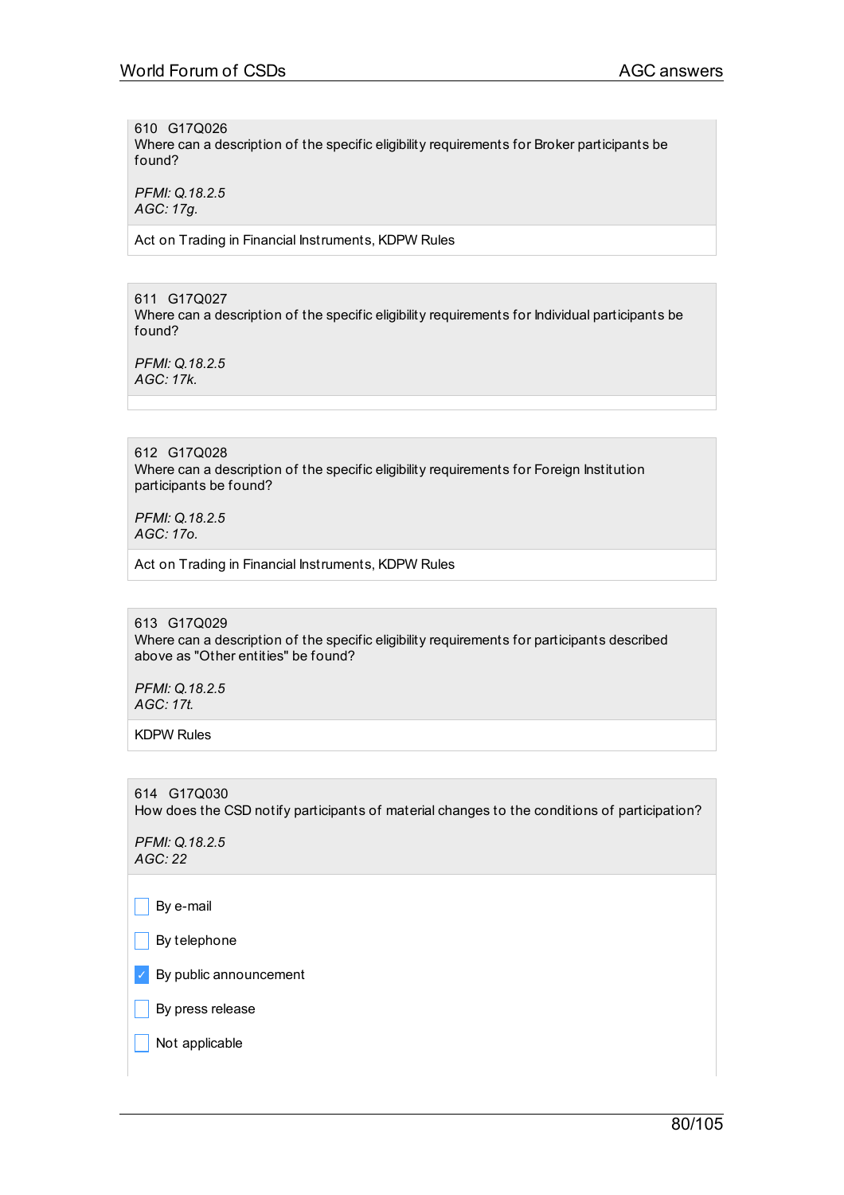610 G17Q026
Where can a description of the specific eligibility requirements for Broker participants be found?

*PFMI: Q.18.2.5*
*AGC: 17g.*

Act on Trading in Financial Instruments, KDPW Rules

611 G17Q027
Where can a description of the specific eligibility requirements for Individual participants be found?

*PFMI: Q.18.2.5*
*AGC: 17k.*

612 G17Q028
Where can a description of the specific eligibility requirements for Foreign Institution participants be found?

*PFMI: Q.18.2.5*
*AGC: 17o.*

Act on Trading in Financial Instruments, KDPW Rules

613 G17Q029
Where can a description of the specific eligibility requirements for participants described above as "Other entities" be found?

*PFMI: Q.18.2.5*
*AGC: 17t.*

KDPW Rules

614 G17Q030
How does the CSD notify participants of material changes to the conditions of participation?

*PFMI: Q.18.2.5*
*AGC: 22*

- [ ] By e-mail
- [ ] By telephone
- [x] By public announcement
- [ ] By press release
- [ ] Not applicable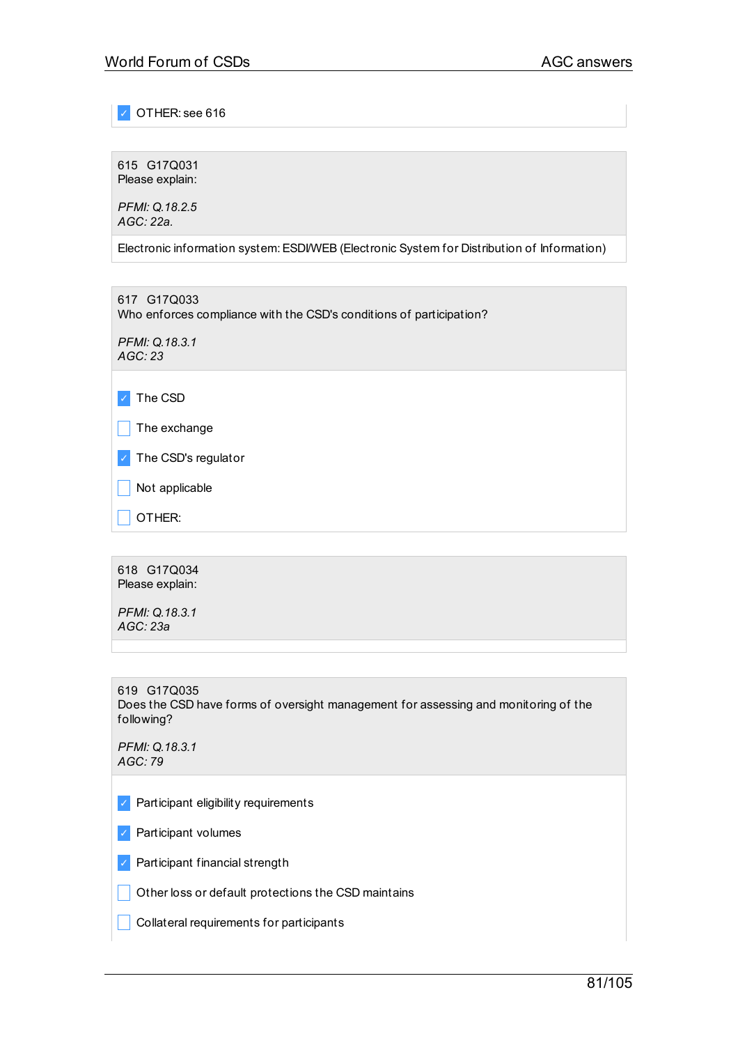- [x] OTHER: see 616

615 G17Q031
Please explain:

*PFMI: Q.18.2.5*
*AGC: 22a.*

Electronic information system: ESDI/WEB (Electronic System for Distribution of Information)

617 G17Q033
Who enforces compliance with the CSD's conditions of participation?

*PFMI: Q.18.3.1*
*AGC: 23*

- [x] The CSD
- [ ] The exchange
- [x] The CSD's regulator
- [ ] Not applicable
- [ ] OTHER:

618 G17Q034
Please explain:

*PFMI: Q.18.3.1*
*AGC: 23a*

619 G17Q035
Does the CSD have forms of oversight management for assessing and monitoring of the following?

*PFMI: Q.18.3.1*
*AGC: 79*

- [x] Participant eligibility requirements
- [x] Participant volumes
- [x] Participant financial strength
- [ ] Other loss or default protections the CSD maintains
- [ ] Collateral requirements for participants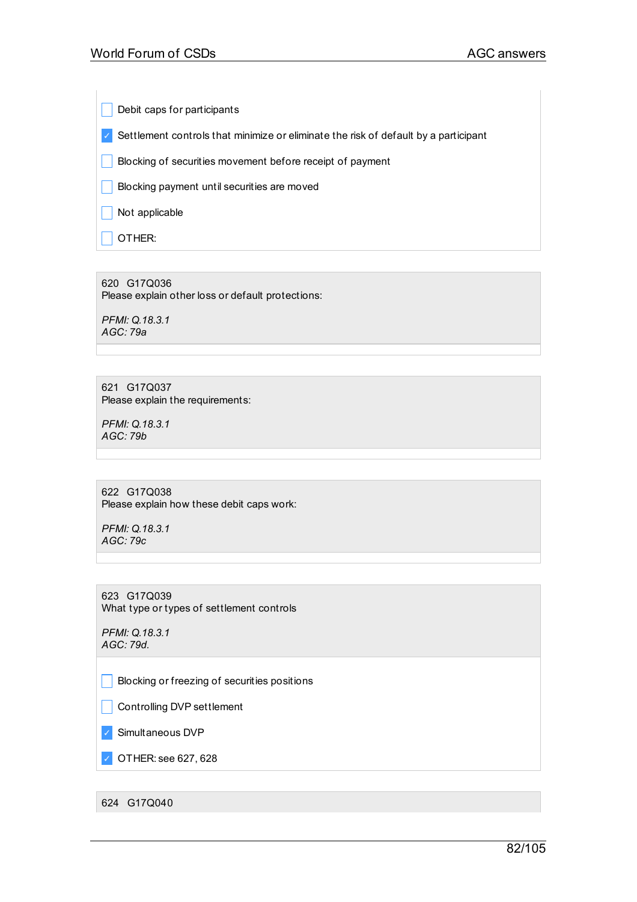- [ ] Debit caps for participants
- [x] Settlement controls that minimize or eliminate the risk of default by a participant
- [ ] Blocking of securities movement before receipt of payment
- [ ] Blocking payment until securities are moved
- [ ] Not applicable
- [ ] OTHER:

620 G17Q036
Please explain other loss or default protections:

*PFMI: Q.18.3.1*
*AGC: 79a*

621 G17Q037
Please explain the requirements:

*PFMI: Q.18.3.1*
*AGC: 79b*

622 G17Q038
Please explain how these debit caps work:

*PFMI: Q.18.3.1*
*AGC: 79c*

623 G17Q039
What type or types of settlement controls

*PFMI: Q.18.3.1*
*AGC: 79d.*

- [ ] Blocking or freezing of securities positions
- [ ] Controlling DVP settlement
- [x] Simultaneous DVP
- [x] OTHER: see 627, 628

624 G17Q040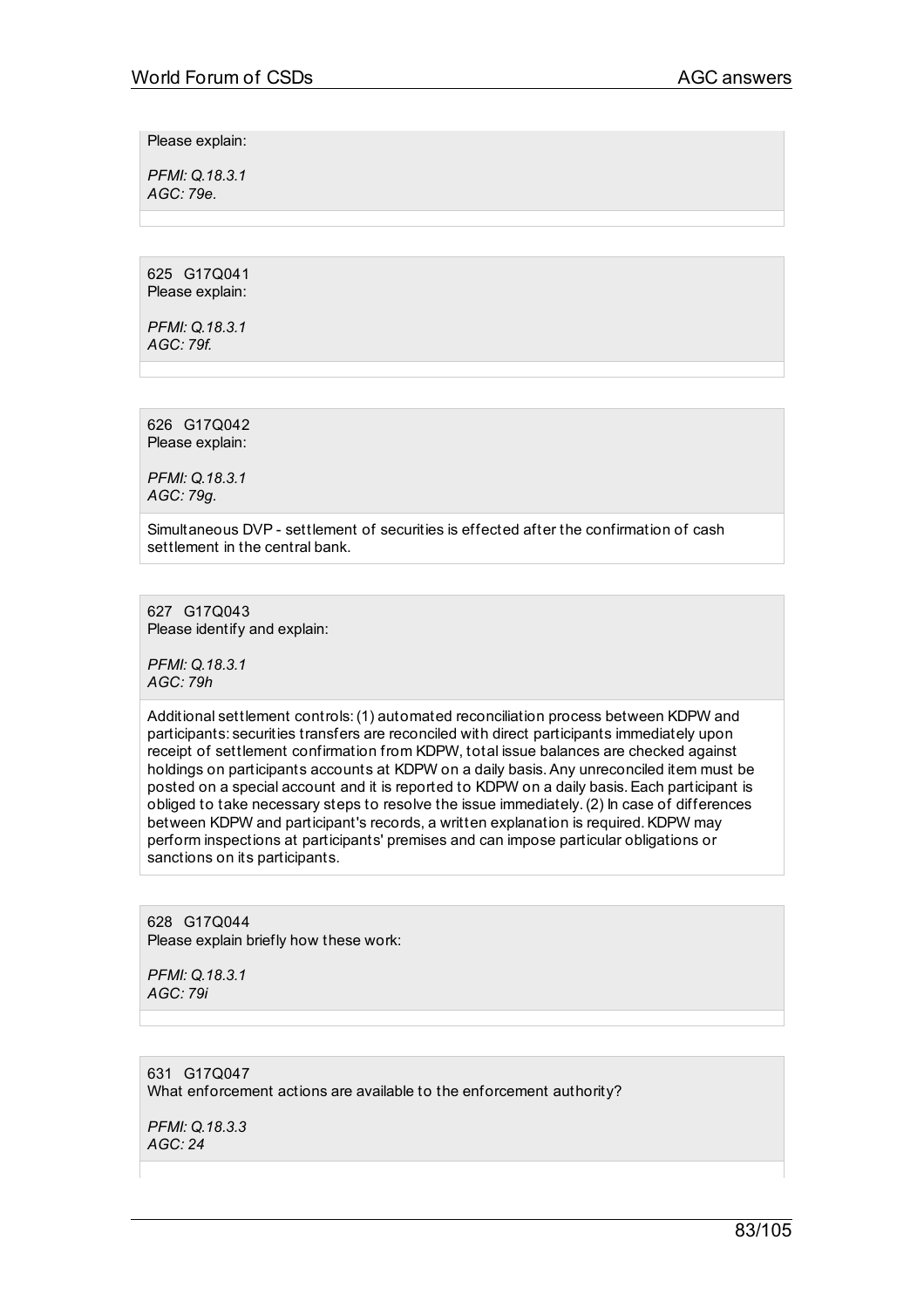Please explain:

*PFMI: Q.18.3.1*
*AGC: 79e.*

625 G17Q041
Please explain:

*PFMI: Q.18.3.1*
*AGC: 79f.*

626 G17Q042
Please explain:

*PFMI: Q.18.3.1*
*AGC: 79g.*

Simultaneous DVP - settlement of securities is effected after the confirmation of cash settlement in the central bank.

627 G17Q043
Please identify and explain:

*PFMI: Q.18.3.1*
*AGC: 79h*

Additional settlement controls: (1) automated reconciliation process between KDPW and participants: securities transfers are reconciled with direct participants immediately upon receipt of settlement confirmation from KDPW, total issue balances are checked against holdings on participants accounts at KDPW on a daily basis. Any unreconciled item must be posted on a special account and it is reported to KDPW on a daily basis. Each participant is obliged to take necessary steps to resolve the issue immediately. (2) In case of differences between KDPW and participant's records, a written explanation is required. KDPW may perform inspections at participants' premises and can impose particular obligations or sanctions on its participants.

628 G17Q044
Please explain briefly how these work:

*PFMI: Q.18.3.1*
*AGC: 79i*

631 G17Q047
What enforcement actions are available to the enforcement authority?

*PFMI: Q.18.3.3*
*AGC: 24*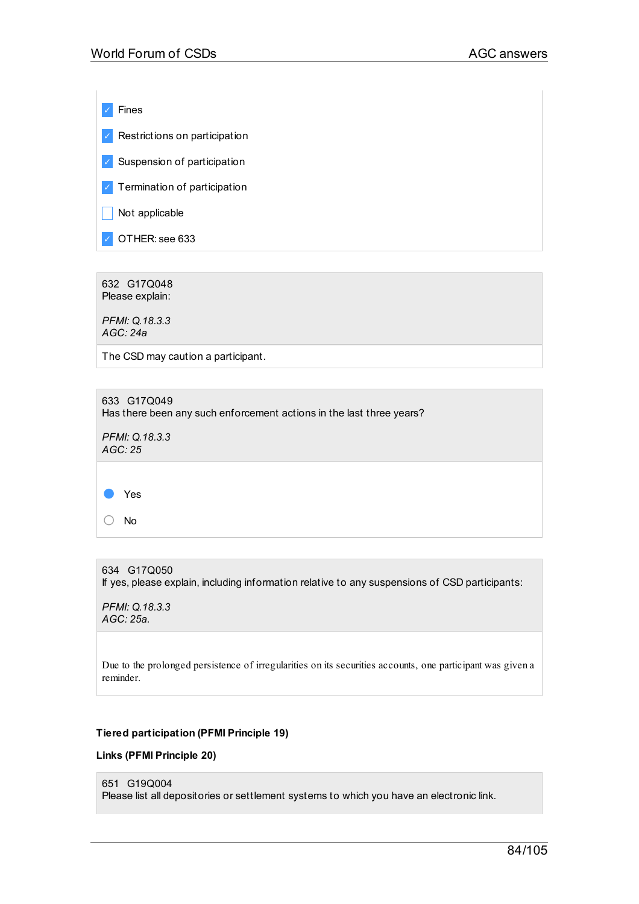- [x] Fines
- [x] Restrictions on participation
- [x] Suspension of participation
- [x] Termination of participation
- [ ] Not applicable
- [x] OTHER: see 633

632 G17Q048
Please explain:

*PFMI: Q.18.3.3*
*AGC: 24a*

The CSD may caution a participant.

633 G17Q049
Has there been any such enforcement actions in the last three years?

*PFMI: Q.18.3.3*
*AGC: 25*

- (●) Yes
- ( ) No

634 G17Q050
If yes, please explain, including information relative to any suspensions of CSD participants:

*PFMI: Q.18.3.3*
*AGC: 25a.*

Due to the prolonged persistence of irregularities on its securities accounts, one participant was given a reminder.

**Tiered participation (PFMI Principle 19)**

**Links (PFMI Principle 20)**

651 G19Q004
Please list all depositories or settlement systems to which you have an electronic link.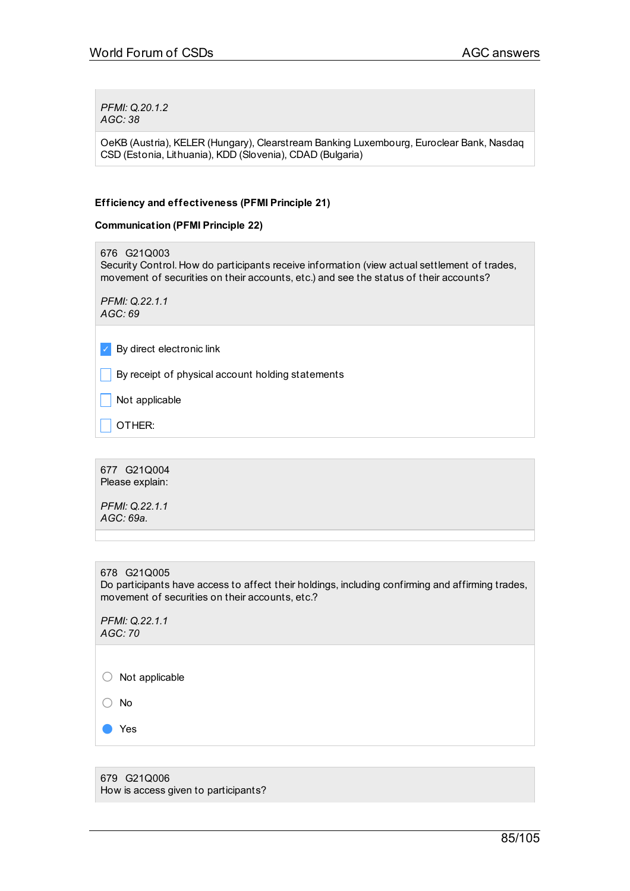*PFMI: Q.20.1.2*
*AGC: 38*

OeKB (Austria), KELER (Hungary), Clearstream Banking Luxembourg, Euroclear Bank, Nasdaq CSD (Estonia, Lithuania), KDD (Slovenia), CDAD (Bulgaria)

**Efficiency and effectiveness (PFMI Principle 21)**

**Communication (PFMI Principle 22)**

676 G21Q003
Security Control. How do participants receive information (view actual settlement of trades, movement of securities on their accounts, etc.) and see the status of their accounts?

*PFMI: Q.22.1.1*
*AGC: 69*

- [x] By direct electronic link
- [ ] By receipt of physical account holding statements
- [ ] Not applicable
- [ ] OTHER:

677 G21Q004
Please explain:

*PFMI: Q.22.1.1*
*AGC: 69a.*

678 G21Q005
Do participants have access to affect their holdings, including confirming and affirming trades, movement of securities on their accounts, etc.?

*PFMI: Q.22.1.1*
*AGC: 70*

- ( ) Not applicable
- ( ) No
- (•) Yes

679 G21Q006
How is access given to participants?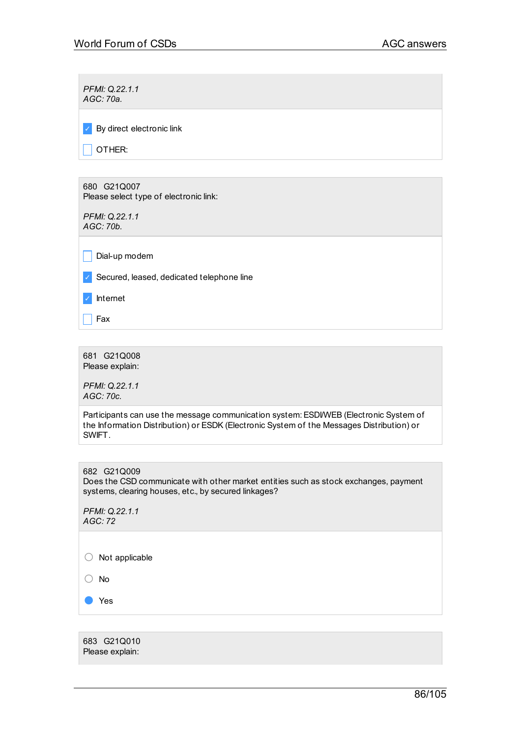*PFMI: Q.22.1.1*
*AGC: 70a.*

- [x] By direct electronic link
- [ ] OTHER:

680 G21Q007
Please select type of electronic link:

*PFMI: Q.22.1.1*
*AGC: 70b.*

- [ ] Dial-up modem
- [x] Secured, leased, dedicated telephone line
- [x] Internet
- [ ] Fax

681 G21Q008
Please explain:

*PFMI: Q.22.1.1*
*AGC: 70c.*

Participants can use the message communication system: ESDI/WEB (Electronic System of the Information Distribution) or ESDK (Electronic System of the Messages Distribution) or SWIFT.

682 G21Q009
Does the CSD communicate with other market entities such as stock exchanges, payment systems, clearing houses, etc., by secured linkages?

*PFMI: Q.22.1.1*
*AGC: 72*

- ○ Not applicable
- ○ No
- ● Yes

683 G21Q010
Please explain: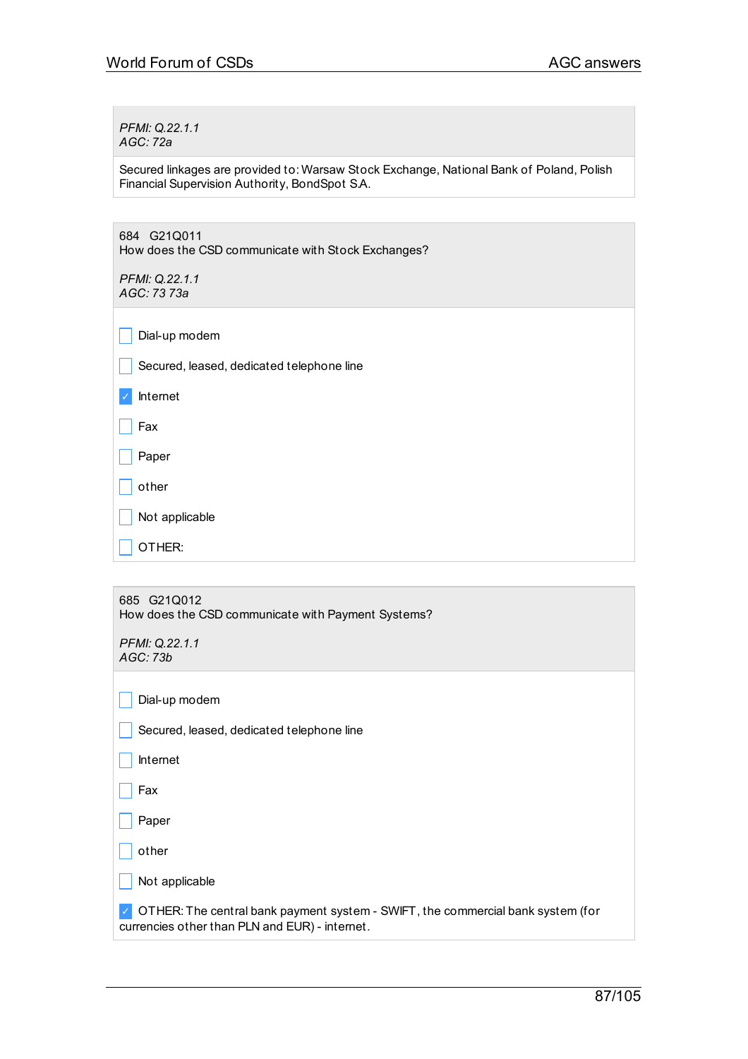*PFMI: Q.22.1.1*
*AGC: 72a*

Secured linkages are provided to: Warsaw Stock Exchange, National Bank of Poland, Polish Financial Supervision Authority, BondSpot S.A.

684 G21Q011
How does the CSD communicate with Stock Exchanges?

*PFMI: Q.22.1.1*
*AGC: 73 73a*

- [ ] Dial-up modem
- [ ] Secured, leased, dedicated telephone line
- [x] Internet
- [ ] Fax
- [ ] Paper
- [ ] other
- [ ] Not applicable
- [ ] OTHER:

685 G21Q012
How does the CSD communicate with Payment Systems?

*PFMI: Q.22.1.1*
*AGC: 73b*

- [ ] Dial-up modem
- [ ] Secured, leased, dedicated telephone line
- [ ] Internet
- [ ] Fax
- [ ] Paper
- [ ] other
- [ ] Not applicable
- [x] OTHER: The central bank payment system - SWIFT, the commercial bank system (for currencies other than PLN and EUR) - internet.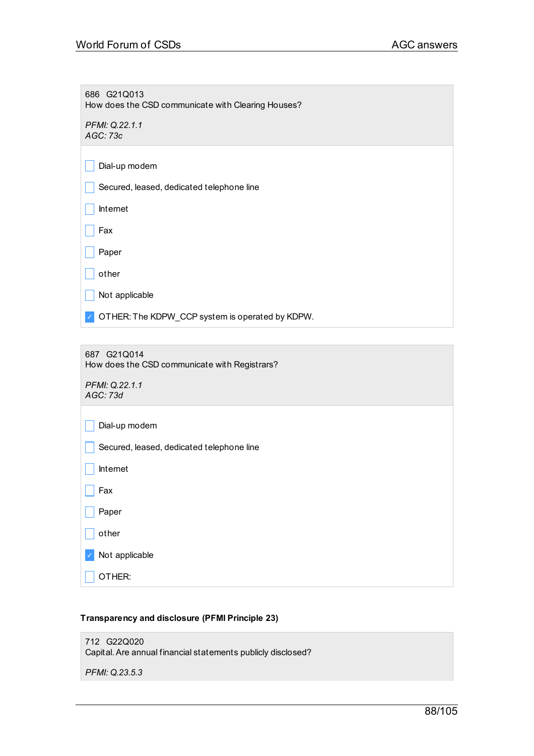686 G21Q013
How does the CSD communicate with Clearing Houses?

*PFMI: Q.22.1.1*
*AGC: 73c*

- [ ] Dial-up modem
- [ ] Secured, leased, dedicated telephone line
- [ ] Internet
- [ ] Fax
- [ ] Paper
- [ ] other
- [ ] Not applicable
- [x] OTHER: The KDPW_CCP system is operated by KDPW.

687 G21Q014
How does the CSD communicate with Registrars?

*PFMI: Q.22.1.1*
*AGC: 73d*

- [ ] Dial-up modem
- [ ] Secured, leased, dedicated telephone line
- [ ] Internet
- [ ] Fax
- [ ] Paper
- [ ] other
- [x] Not applicable
- [ ] OTHER:

**Transparency and disclosure (PFMI Principle 23)**

712 G22Q020
Capital. Are annual financial statements publicly disclosed?

*PFMI: Q.23.5.3*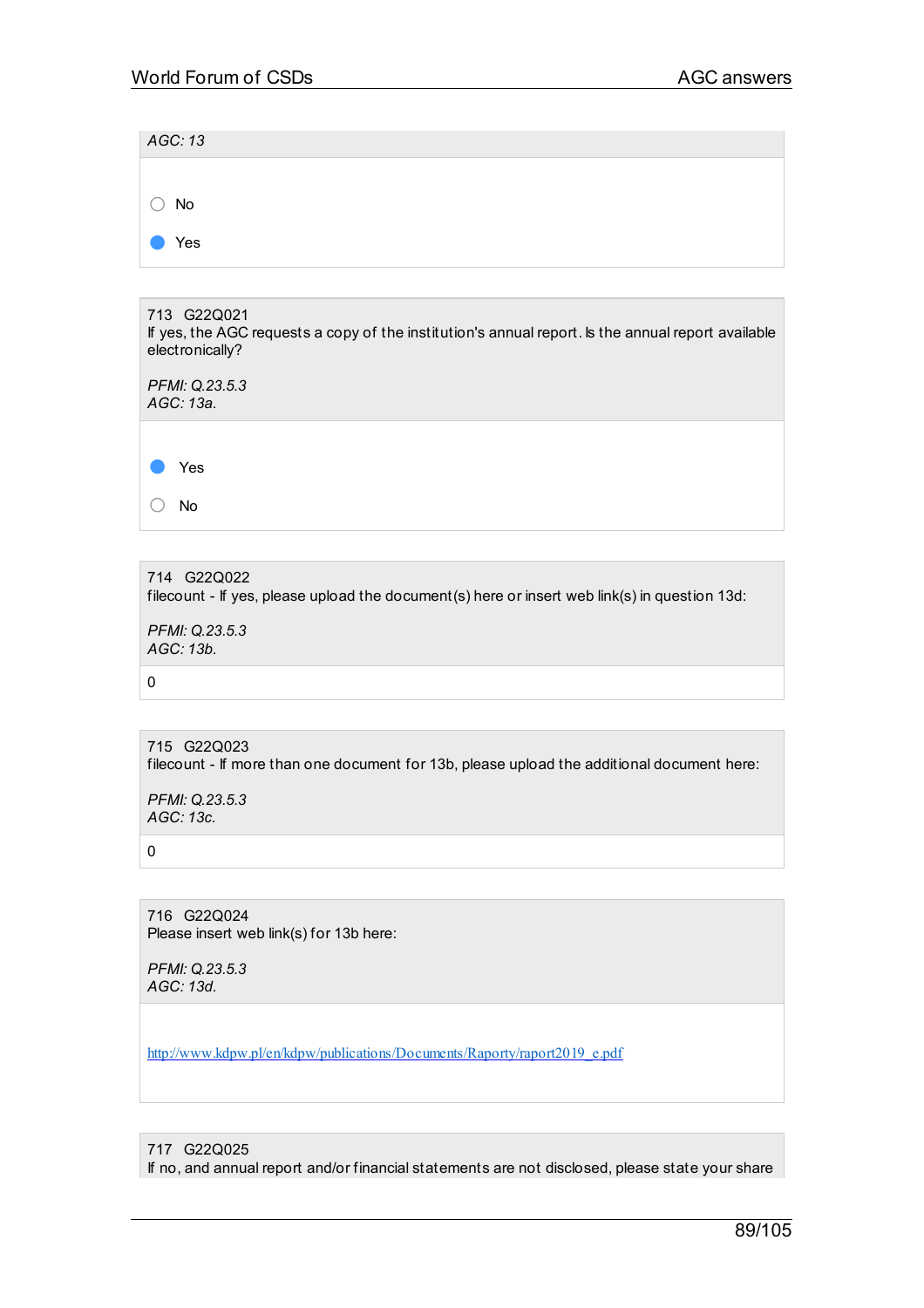*AGC: 13*

- ○ No
- ● Yes

---

713 G22Q021
If yes, the AGC requests a copy of the institution's annual report. Is the annual report available electronically?

*PFMI: Q.23.5.3*
*AGC: 13a.*

- ● Yes
- ○ No

---

714 G22Q022
filecount - If yes, please upload the document(s) here or insert web link(s) in question 13d:

*PFMI: Q.23.5.3*
*AGC: 13b.*

0

---

715 G22Q023
filecount - If more than one document for 13b, please upload the additional document here:

*PFMI: Q.23.5.3*
*AGC: 13c.*

0

---

716 G22Q024
Please insert web link(s) for 13b here:

*PFMI: Q.23.5.3*
*AGC: 13d.*

http://www.kdpw.pl/en/kdpw/publications/Documents/Raporty/raport2019_e.pdf

---

717 G22Q025
If no, and annual report and/or financial statements are not disclosed, please state your share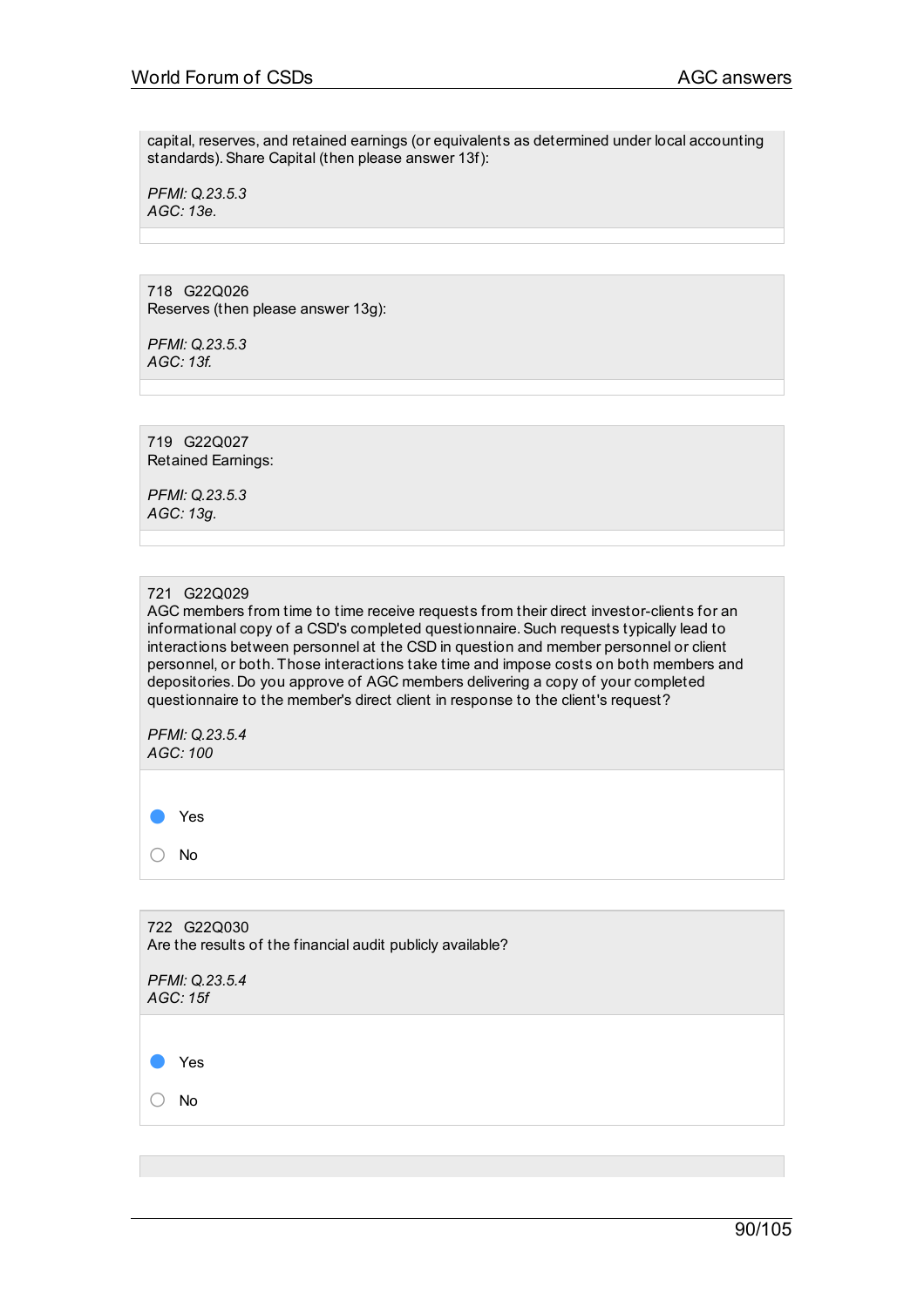capital, reserves, and retained earnings (or equivalents as determined under local accounting standards). Share Capital (then please answer 13f):

*PFMI: Q.23.5.3*
*AGC: 13e.*

718 G22Q026
Reserves (then please answer 13g):

*PFMI: Q.23.5.3*
*AGC: 13f.*

719 G22Q027
Retained Earnings:

*PFMI: Q.23.5.3*
*AGC: 13g.*

721 G22Q029
AGC members from time to time receive requests from their direct investor-clients for an informational copy of a CSD's completed questionnaire. Such requests typically lead to interactions between personnel at the CSD in question and member personnel or client personnel, or both. Those interactions take time and impose costs on both members and depositories. Do you approve of AGC members delivering a copy of your completed questionnaire to the member's direct client in response to the client's request?

*PFMI: Q.23.5.4*
*AGC: 100*

- [x] Yes
- [ ] No

722 G22Q030
Are the results of the financial audit publicly available?

*PFMI: Q.23.5.4*
*AGC: 15f*

- [x] Yes
- [ ] No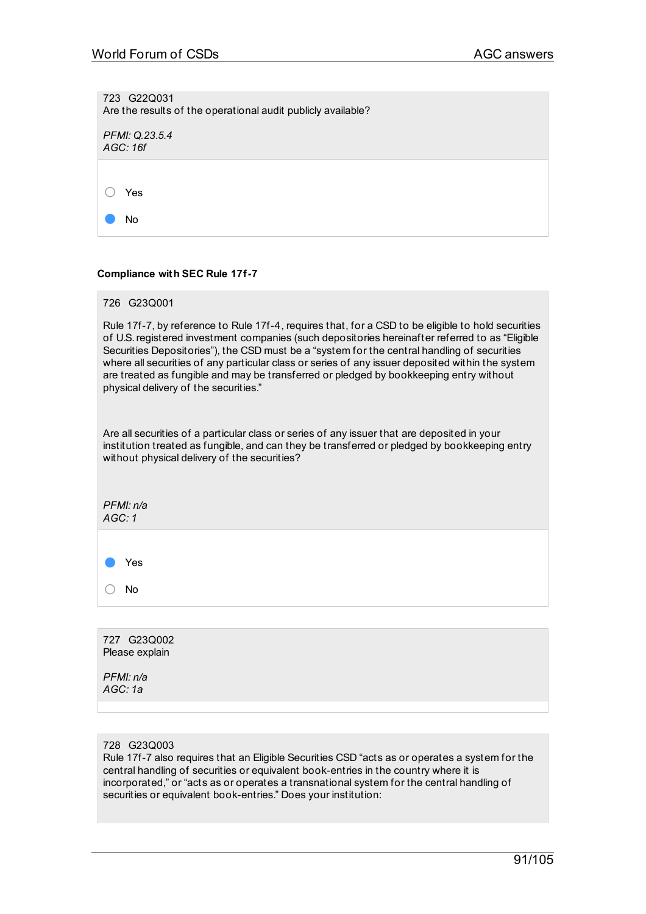723 G22Q031
Are the results of the operational audit publicly available?

*PFMI: Q.23.5.4*
*AGC: 16f*

- ○ Yes
- ● No

**Compliance with SEC Rule 17f-7**

726 G23Q001

Rule 17f-7, by reference to Rule 17f-4, requires that, for a CSD to be eligible to hold securities of U.S. registered investment companies (such depositories hereinafter referred to as "Eligible Securities Depositories"), the CSD must be a "system for the central handling of securities where all securities of any particular class or series of any issuer deposited within the system are treated as fungible and may be transferred or pledged by bookkeeping entry without physical delivery of the securities."

Are all securities of a particular class or series of any issuer that are deposited in your institution treated as fungible, and can they be transferred or pledged by bookkeeping entry without physical delivery of the securities?

*PFMI: n/a*
*AGC: 1*

- ● Yes
- ○ No

727 G23Q002
Please explain

*PFMI: n/a*
*AGC: 1a*

728 G23Q003
Rule 17f-7 also requires that an Eligible Securities CSD "acts as or operates a system for the central handling of securities or equivalent book-entries in the country where it is incorporated," or "acts as or operates a transnational system for the central handling of securities or equivalent book-entries." Does your institution: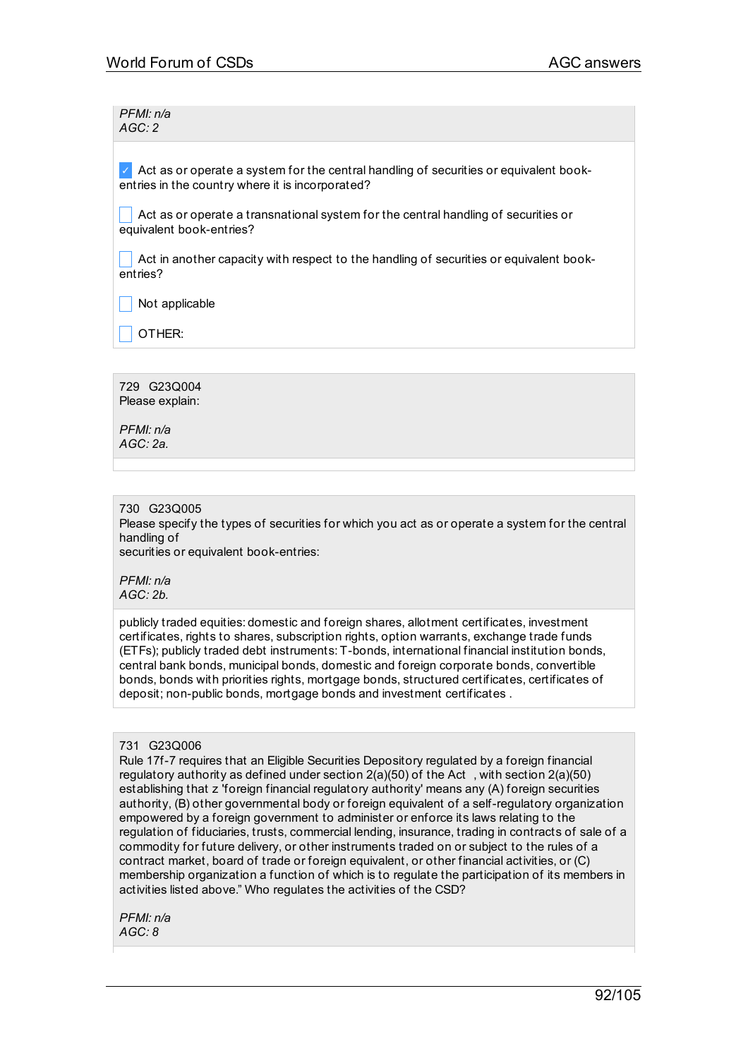*PFMI: n/a*
*AGC: 2*

- [x] Act as or operate a system for the central handling of securities or equivalent book-entries in the country where it is incorporated?
- [ ] Act as or operate a transnational system for the central handling of securities or equivalent book-entries?
- [ ] Act in another capacity with respect to the handling of securities or equivalent book-entries?
- [ ] Not applicable
- [ ] OTHER:

---

729 G23Q004
Please explain:

*PFMI: n/a*
*AGC: 2a.*

---

730 G23Q005
Please specify the types of securities for which you act as or operate a system for the central handling of
securities or equivalent book-entries:

*PFMI: n/a*
*AGC: 2b.*

publicly traded equities: domestic and foreign shares, allotment certificates, investment certificates, rights to shares, subscription rights, option warrants, exchange trade funds (ETFs); publicly traded debt instruments: T-bonds, international financial institution bonds, central bank bonds, municipal bonds, domestic and foreign corporate bonds, convertible bonds, bonds with priorities rights, mortgage bonds, structured certificates, certificates of deposit; non-public bonds, mortgage bonds and investment certificates .

---

731 G23Q006
Rule 17f-7 requires that an Eligible Securities Depository regulated by a foreign financial regulatory authority as defined under section 2(a)(50) of the Act , with section 2(a)(50) establishing that z 'foreign financial regulatory authority' means any (A) foreign securities authority, (B) other governmental body or foreign equivalent of a self-regulatory organization empowered by a foreign government to administer or enforce its laws relating to the regulation of fiduciaries, trusts, commercial lending, insurance, trading in contracts of sale of a commodity for future delivery, or other instruments traded on or subject to the rules of a contract market, board of trade or foreign equivalent, or other financial activities, or (C) membership organization a function of which is to regulate the participation of its members in activities listed above." Who regulates the activities of the CSD?

*PFMI: n/a*
*AGC: 8*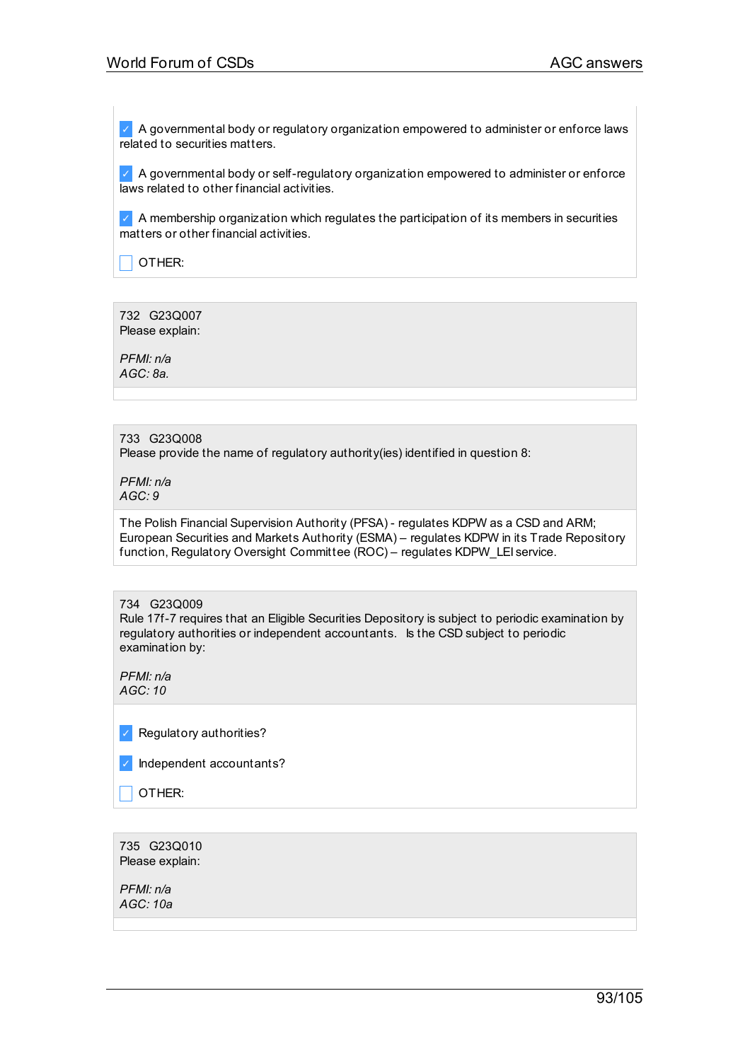- [x] A governmental body or regulatory organization empowered to administer or enforce laws related to securities matters.
- [x] A governmental body or self-regulatory organization empowered to administer or enforce laws related to other financial activities.
- [x] A membership organization which regulates the participation of its members in securities matters or other financial activities.
- [ ] OTHER:

---

732 G23Q007
Please explain:

*PFMI: n/a*
*AGC: 8a.*

---

733 G23Q008
Please provide the name of regulatory authority(ies) identified in question 8:

*PFMI: n/a*
*AGC: 9*

The Polish Financial Supervision Authority (PFSA) - regulates KDPW as a CSD and ARM; European Securities and Markets Authority (ESMA) – regulates KDPW in its Trade Repository function, Regulatory Oversight Committee (ROC) – regulates KDPW_LEI service.

---

734 G23Q009
Rule 17f-7 requires that an Eligible Securities Depository is subject to periodic examination by regulatory authorities or independent accountants. Is the CSD subject to periodic examination by:

*PFMI: n/a*
*AGC: 10*

- [x] Regulatory authorities?
- [x] Independent accountants?
- [ ] OTHER:

---

735 G23Q010
Please explain:

*PFMI: n/a*
*AGC: 10a*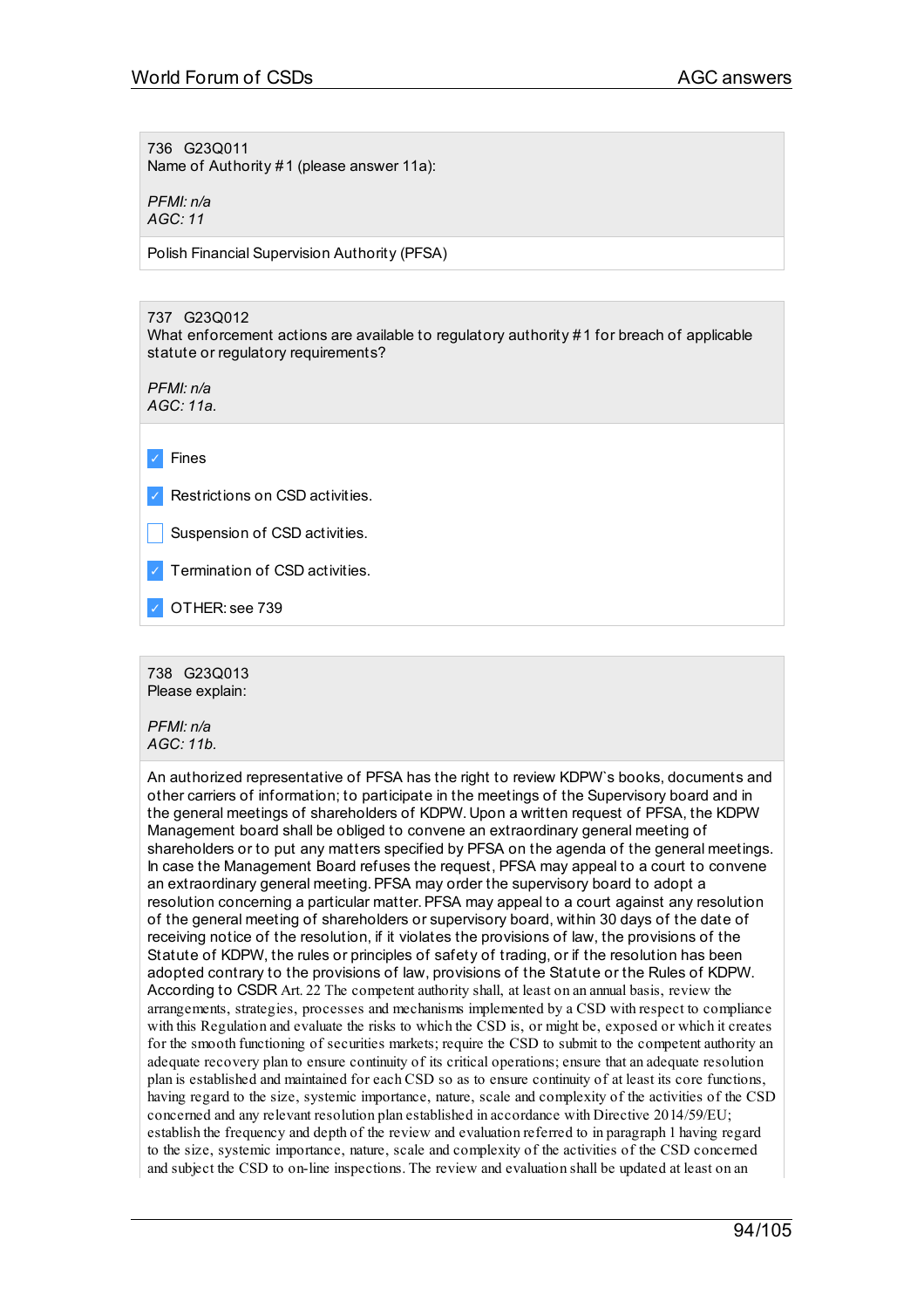736 G23Q011
Name of Authority #1 (please answer 11a):

*PFMI: n/a*
*AGC: 11*

Polish Financial Supervision Authority (PFSA)

737 G23Q012
What enforcement actions are available to regulatory authority #1 for breach of applicable statute or regulatory requirements?

*PFMI: n/a*
*AGC: 11a.*

- [x] Fines
- [x] Restrictions on CSD activities.
- [ ] Suspension of CSD activities.
- [x] Termination of CSD activities.
- [x] OTHER: see 739

738 G23Q013
Please explain:

*PFMI: n/a*
*AGC: 11b.*

An authorized representative of PFSA has the right to review KDPW`s books, documents and other carriers of information; to participate in the meetings of the Supervisory board and in the general meetings of shareholders of KDPW. Upon a written request of PFSA, the KDPW Management board shall be obliged to convene an extraordinary general meeting of shareholders or to put any matters specified by PFSA on the agenda of the general meetings. In case the Management Board refuses the request, PFSA may appeal to a court to convene an extraordinary general meeting. PFSA may order the supervisory board to adopt a resolution concerning a particular matter. PFSA may appeal to a court against any resolution of the general meeting of shareholders or supervisory board, within 30 days of the date of receiving notice of the resolution, if it violates the provisions of law, the provisions of the Statute of KDPW, the rules or principles of safety of trading, or if the resolution has been adopted contrary to the provisions of law, provisions of the Statute or the Rules of KDPW. According to CSDR Art. 22 The competent authority shall, at least on an annual basis, review the arrangements, strategies, processes and mechanisms implemented by a CSD with respect to compliance with this Regulation and evaluate the risks to which the CSD is, or might be, exposed or which it creates for the smooth functioning of securities markets; require the CSD to submit to the competent authority an adequate recovery plan to ensure continuity of its critical operations; ensure that an adequate resolution plan is established and maintained for each CSD so as to ensure continuity of at least its core functions, having regard to the size, systemic importance, nature, scale and complexity of the activities of the CSD concerned and any relevant resolution plan established in accordance with Directive 2014/59/EU; establish the frequency and depth of the review and evaluation referred to in paragraph 1 having regard to the size, systemic importance, nature, scale and complexity of the activities of the CSD concerned and subject the CSD to on-line inspections. The review and evaluation shall be updated at least on an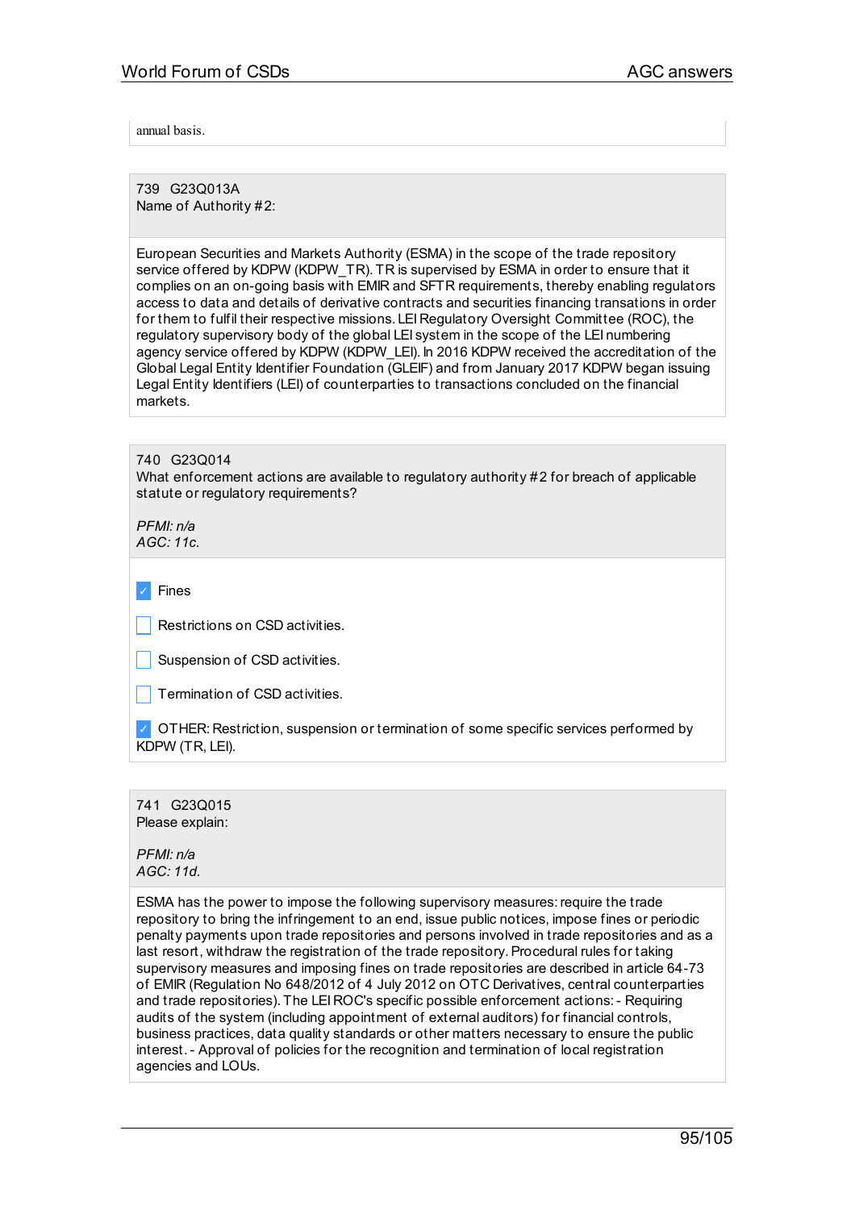annual basis.

739 G23Q013A
Name of Authority #2:

European Securities and Markets Authority (ESMA) in the scope of the trade repository service offered by KDPW (KDPW_TR). TR is supervised by ESMA in order to ensure that it complies on an on-going basis with EMIR and SFTR requirements, thereby enabling regulators access to data and details of derivative contracts and securities financing transations in order for them to fulfil their respective missions. LEI Regulatory Oversight Committee (ROC), the regulatory supervisory body of the global LEI system in the scope of the LEI numbering agency service offered by KDPW (KDPW_LEI). In 2016 KDPW received the accreditation of the Global Legal Entity Identifier Foundation (GLEIF) and from January 2017 KDPW began issuing Legal Entity Identifiers (LEI) of counterparties to transactions concluded on the financial markets.

740 G23Q014
What enforcement actions are available to regulatory authority #2 for breach of applicable statute or regulatory requirements?

*PFMI: n/a*
*AGC: 11c.*

- [x] Fines
- [ ] Restrictions on CSD activities.
- [ ] Suspension of CSD activities.
- [ ] Termination of CSD activities.
- [x] OTHER: Restriction, suspension or termination of some specific services performed by KDPW (TR, LEI).

741 G23Q015
Please explain:

*PFMI: n/a*
*AGC: 11d.*

ESMA has the power to impose the following supervisory measures: require the trade repository to bring the infringement to an end, issue public notices, impose fines or periodic penalty payments upon trade repositories and persons involved in trade repositories and as a last resort, withdraw the registration of the trade repository. Procedural rules for taking supervisory measures and imposing fines on trade repositories are described in article 64-73 of EMIR (Regulation No 648/2012 of 4 July 2012 on OTC Derivatives, central counterparties and trade repositories). The LEI ROC's specific possible enforcement actions: - Requiring audits of the system (including appointment of external auditors) for financial controls, business practices, data quality standards or other matters necessary to ensure the public interest. - Approval of policies for the recognition and termination of local registration agencies and LOUs.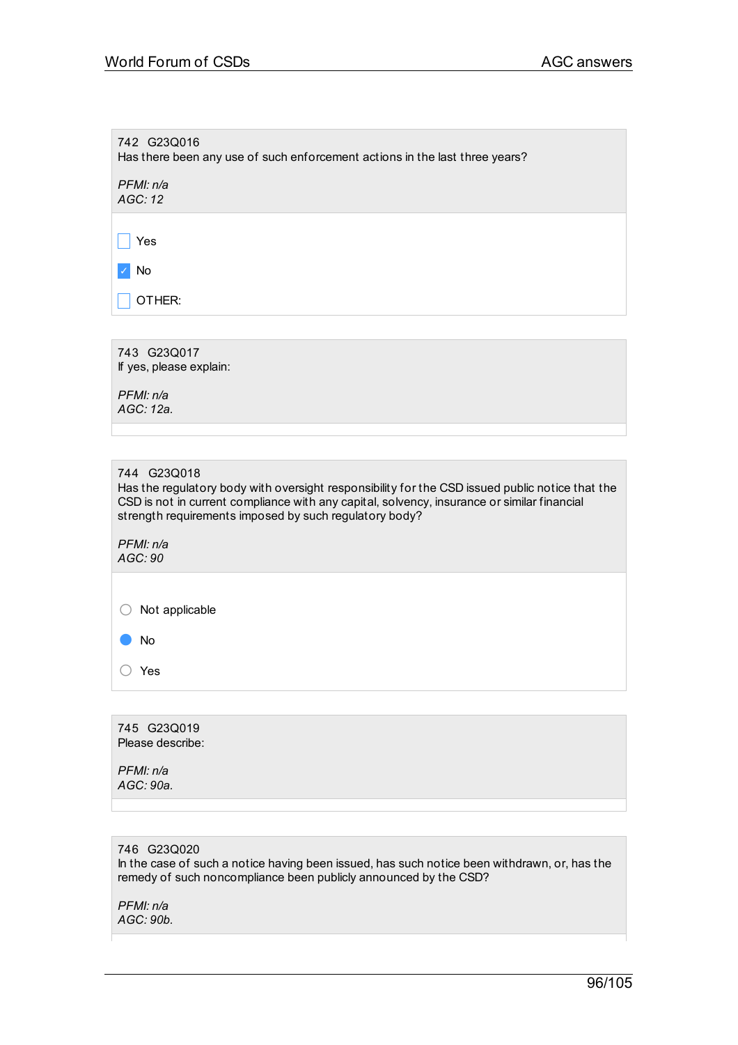742 G23Q016
Has there been any use of such enforcement actions in the last three years?

*PFMI: n/a*
*AGC: 12*

- [ ] Yes
- [x] No
- [ ] OTHER:

743 G23Q017
If yes, please explain:

*PFMI: n/a*
*AGC: 12a.*

744 G23Q018
Has the regulatory body with oversight responsibility for the CSD issued public notice that the CSD is not in current compliance with any capital, solvency, insurance or similar financial strength requirements imposed by such regulatory body?

*PFMI: n/a*
*AGC: 90*

- ( ) Not applicable
- (•) No
- ( ) Yes

745 G23Q019
Please describe:

*PFMI: n/a*
*AGC: 90a.*

746 G23Q020
In the case of such a notice having been issued, has such notice been withdrawn, or, has the remedy of such noncompliance been publicly announced by the CSD?

*PFMI: n/a*
*AGC: 90b.*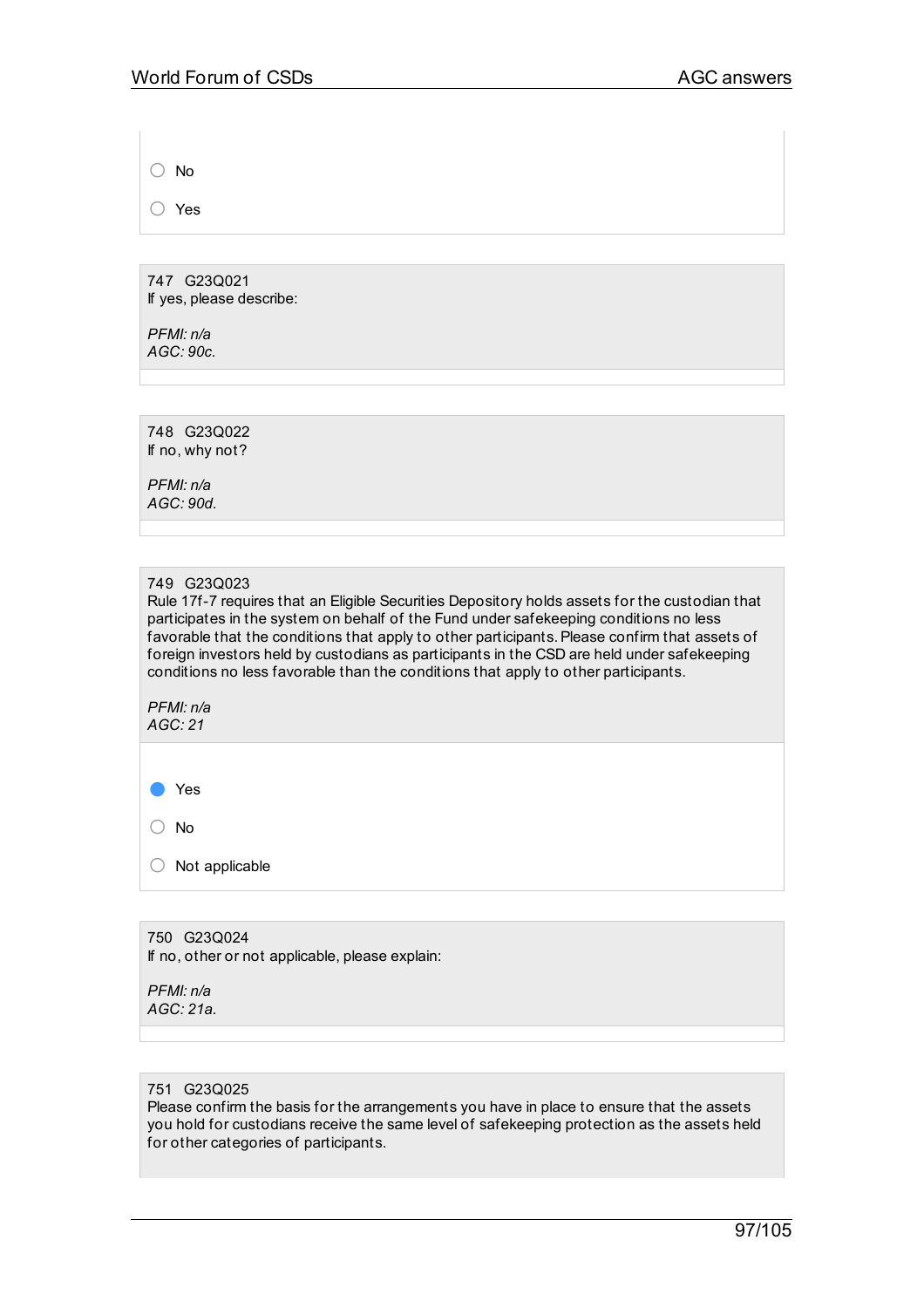- ○ No
- ○ Yes

747 G23Q021
If yes, please describe:

*PFMI: n/a*
*AGC: 90c.*

748 G23Q022
If no, why not?

*PFMI: n/a*
*AGC: 90d.*

749 G23Q023
Rule 17f-7 requires that an Eligible Securities Depository holds assets for the custodian that participates in the system on behalf of the Fund under safekeeping conditions no less favorable that the conditions that apply to other participants. Please confirm that assets of foreign investors held by custodians as participants in the CSD are held under safekeeping conditions no less favorable than the conditions that apply to other participants.

*PFMI: n/a*
*AGC: 21*

- ● Yes
- ○ No
- ○ Not applicable

750 G23Q024
If no, other or not applicable, please explain:

*PFMI: n/a*
*AGC: 21a.*

751 G23Q025
Please confirm the basis for the arrangements you have in place to ensure that the assets you hold for custodians receive the same level of safekeeping protection as the assets held for other categories of participants.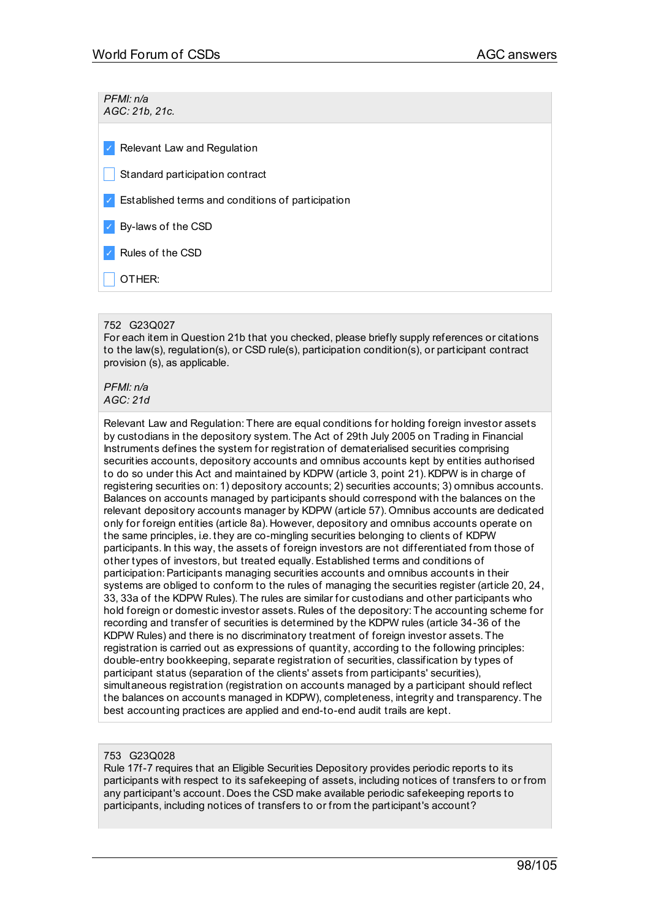*PFMI: n/a*
*AGC: 21b, 21c.*

- [x] Relevant Law and Regulation
- [ ] Standard participation contract
- [x] Established terms and conditions of participation
- [x] By-laws of the CSD
- [x] Rules of the CSD
- [ ] OTHER:

752 G23Q027
For each item in Question 21b that you checked, please briefly supply references or citations to the law(s), regulation(s), or CSD rule(s), participation condition(s), or participant contract provision (s), as applicable.

*PFMI: n/a*
*AGC: 21d*

Relevant Law and Regulation: There are equal conditions for holding foreign investor assets by custodians in the depository system. The Act of 29th July 2005 on Trading in Financial Instruments defines the system for registration of dematerialised securities comprising securities accounts, depository accounts and omnibus accounts kept by entities authorised to do so under this Act and maintained by KDPW (article 3, point 21). KDPW is in charge of registering securities on: 1) depository accounts; 2) securities accounts; 3) omnibus accounts. Balances on accounts managed by participants should correspond with the balances on the relevant depository accounts manager by KDPW (article 57). Omnibus accounts are dedicated only for foreign entities (article 8a). However, depository and omnibus accounts operate on the same principles, i.e. they are co-mingling securities belonging to clients of KDPW participants. In this way, the assets of foreign investors are not differentiated from those of other types of investors, but treated equally. Established terms and conditions of participation: Participants managing securities accounts and omnibus accounts in their systems are obliged to conform to the rules of managing the securities register (article 20, 24, 33, 33a of the KDPW Rules). The rules are similar for custodians and other participants who hold foreign or domestic investor assets. Rules of the depository: The accounting scheme for recording and transfer of securities is determined by the KDPW rules (article 34-36 of the KDPW Rules) and there is no discriminatory treatment of foreign investor assets. The registration is carried out as expressions of quantity, according to the following principles: double-entry bookkeeping, separate registration of securities, classification by types of participant status (separation of the clients' assets from participants' securities), simultaneous registration (registration on accounts managed by a participant should reflect the balances on accounts managed in KDPW), completeness, integrity and transparency. The best accounting practices are applied and end-to-end audit trails are kept.

753 G23Q028
Rule 17f-7 requires that an Eligible Securities Depository provides periodic reports to its participants with respect to its safekeeping of assets, including notices of transfers to or from any participant's account. Does the CSD make available periodic safekeeping reports to participants, including notices of transfers to or from the participant's account?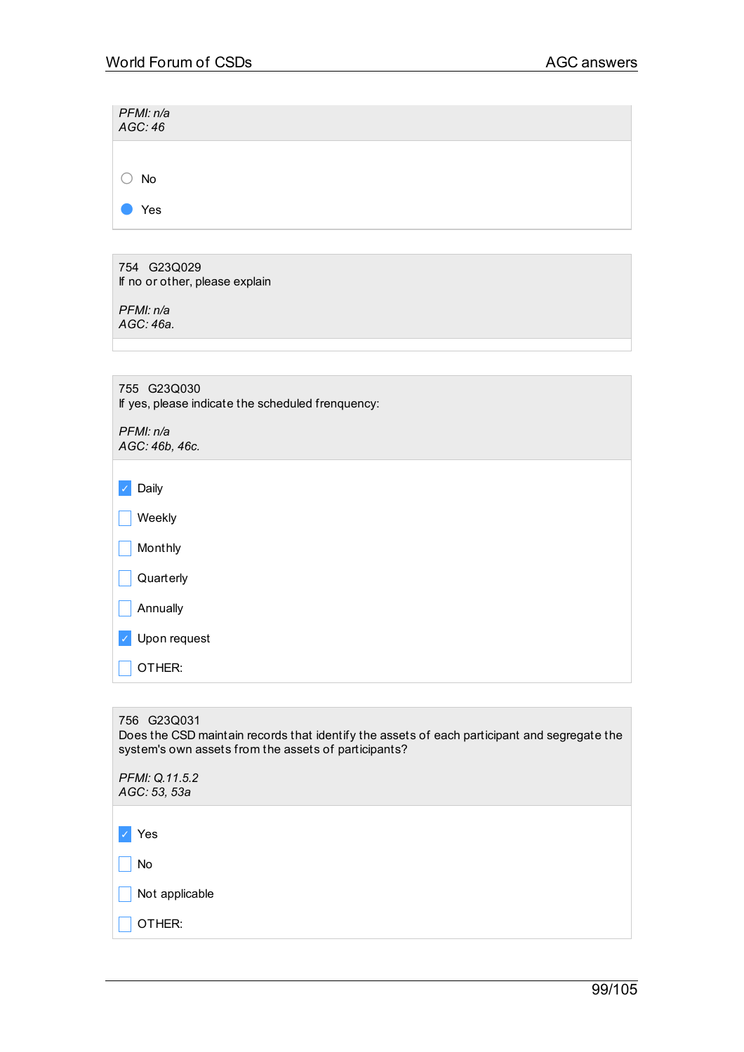*PFMI: n/a*
*AGC: 46*

- ○ No
- ● Yes

754 G23Q029
If no or other, please explain

*PFMI: n/a*
*AGC: 46a.*

755 G23Q030
If yes, please indicate the scheduled frenquency:

*PFMI: n/a*
*AGC: 46b, 46c.*

- [x] Daily
- [ ] Weekly
- [ ] Monthly
- [ ] Quarterly
- [ ] Annually
- [x] Upon request
- [ ] OTHER:

756 G23Q031
Does the CSD maintain records that identify the assets of each participant and segregate the system's own assets from the assets of participants?

*PFMI: Q.11.5.2*
*AGC: 53, 53a*

- [x] Yes
- [ ] No
- [ ] Not applicable
- [ ] OTHER: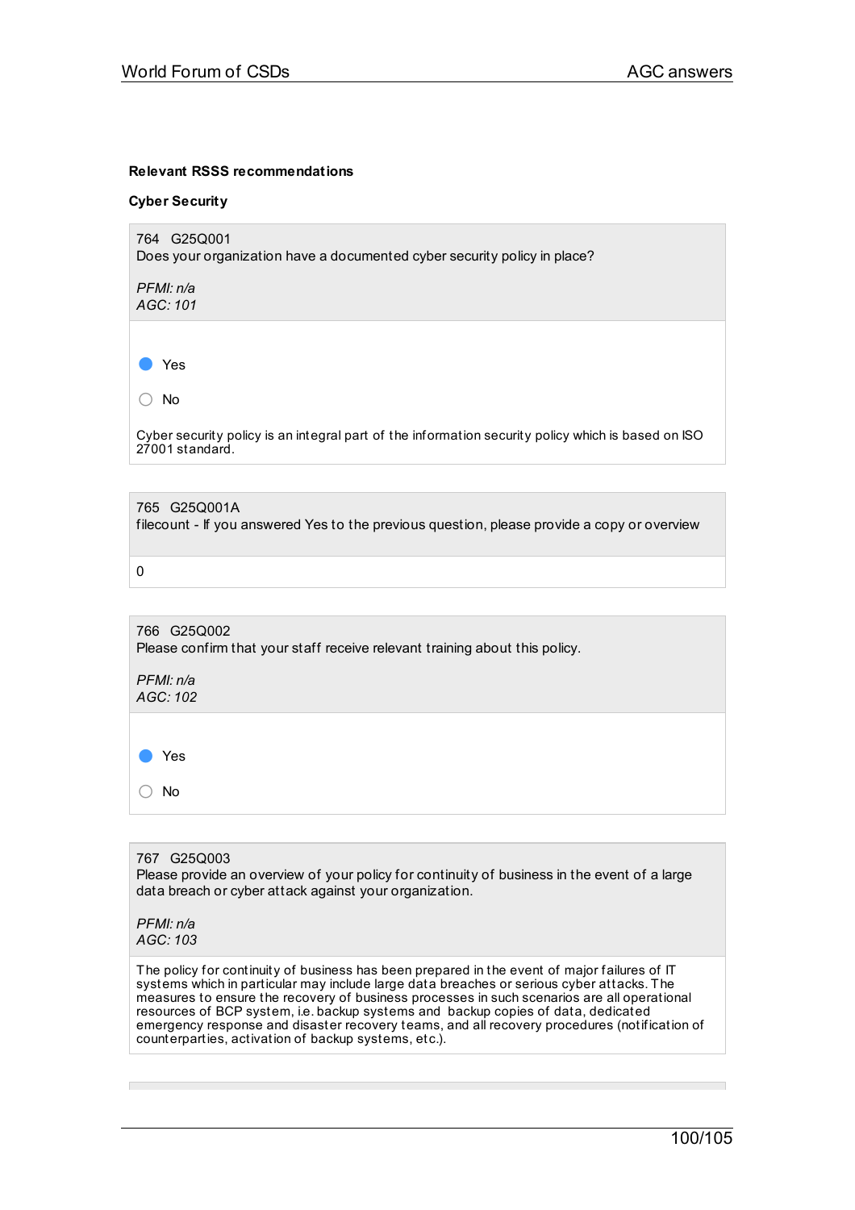**Relevant RSSS recommendations**

**Cyber Security**

764 G25Q001
Does your organization have a documented cyber security policy in place?

*PFMI: n/a*
*AGC: 101*

- [x] Yes
- [ ] No

Cyber security policy is an integral part of the information security policy which is based on ISO 27001 standard.

765 G25Q001A
filecount - If you answered Yes to the previous question, please provide a copy or overview

0

766 G25Q002
Please confirm that your staff receive relevant training about this policy.

*PFMI: n/a*
*AGC: 102*

- [x] Yes
- [ ] No

767 G25Q003
Please provide an overview of your policy for continuity of business in the event of a large data breach or cyber attack against your organization.

*PFMI: n/a*
*AGC: 103*

The policy for continuity of business has been prepared in the event of major failures of IT systems which in particular may include large data breaches or serious cyber attacks. The measures to ensure the recovery of business processes in such scenarios are all operational resources of BCP system, i.e. backup systems and backup copies of data, dedicated emergency response and disaster recovery teams, and all recovery procedures (notification of counterparties, activation of backup systems, etc.).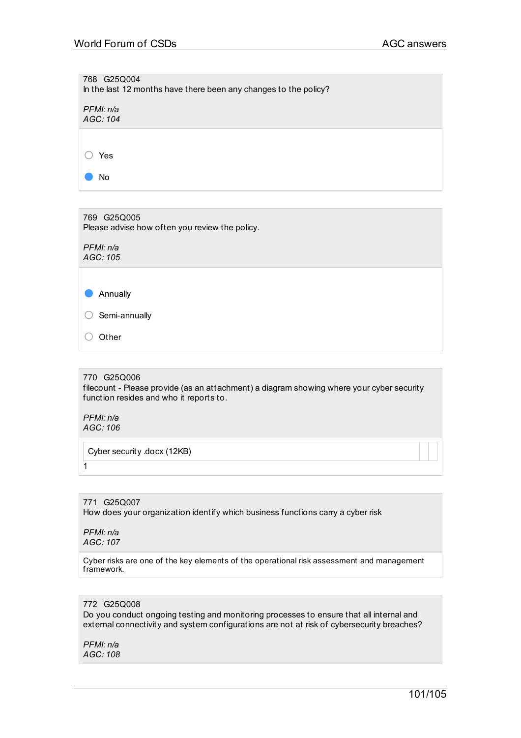768 G25Q004
In the last 12 months have there been any changes to the policy?

*PFMI: n/a*
*AGC: 104*

- ○ Yes
- ● No

769 G25Q005
Please advise how often you review the policy.

*PFMI: n/a*
*AGC: 105*

- ● Annually
- ○ Semi-annually
- ○ Other

770 G25Q006
filecount - Please provide (as an attachment) a diagram showing where your cyber security function resides and who it reports to.

*PFMI: n/a*
*AGC: 106*

Cyber security .docx (12KB)

1

771 G25Q007
How does your organization identify which business functions carry a cyber risk

*PFMI: n/a*
*AGC: 107*

Cyber risks are one of the key elements of the operational risk assessment and management framework.

772 G25Q008
Do you conduct ongoing testing and monitoring processes to ensure that all internal and external connectivity and system configurations are not at risk of cybersecurity breaches?

*PFMI: n/a*
*AGC: 108*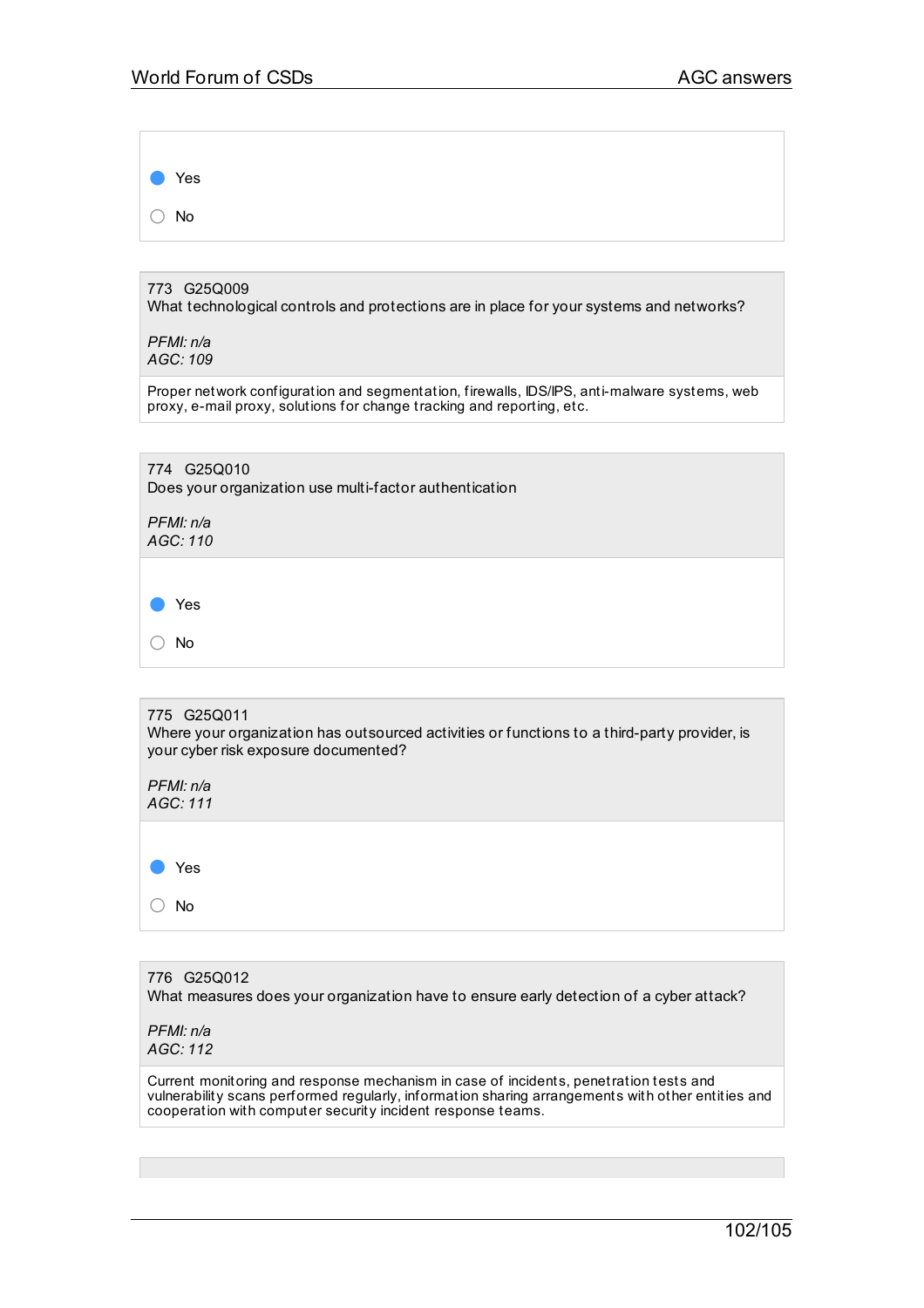- [x] Yes
- [ ] No

773 G25Q009
What technological controls and protections are in place for your systems and networks?

*PFMI: n/a*
*AGC: 109*

Proper network configuration and segmentation, firewalls, IDS/IPS, anti-malware systems, web proxy, e-mail proxy, solutions for change tracking and reporting, etc.

774 G25Q010
Does your organization use multi-factor authentication

*PFMI: n/a*
*AGC: 110*

- [x] Yes
- [ ] No

775 G25Q011
Where your organization has outsourced activities or functions to a third-party provider, is your cyber risk exposure documented?

*PFMI: n/a*
*AGC: 111*

- [x] Yes
- [ ] No

776 G25Q012
What measures does your organization have to ensure early detection of a cyber attack?

*PFMI: n/a*
*AGC: 112*

Current monitoring and response mechanism in case of incidents, penetration tests and vulnerability scans performed regularly, information sharing arrangements with other entities and cooperation with computer security incident response teams.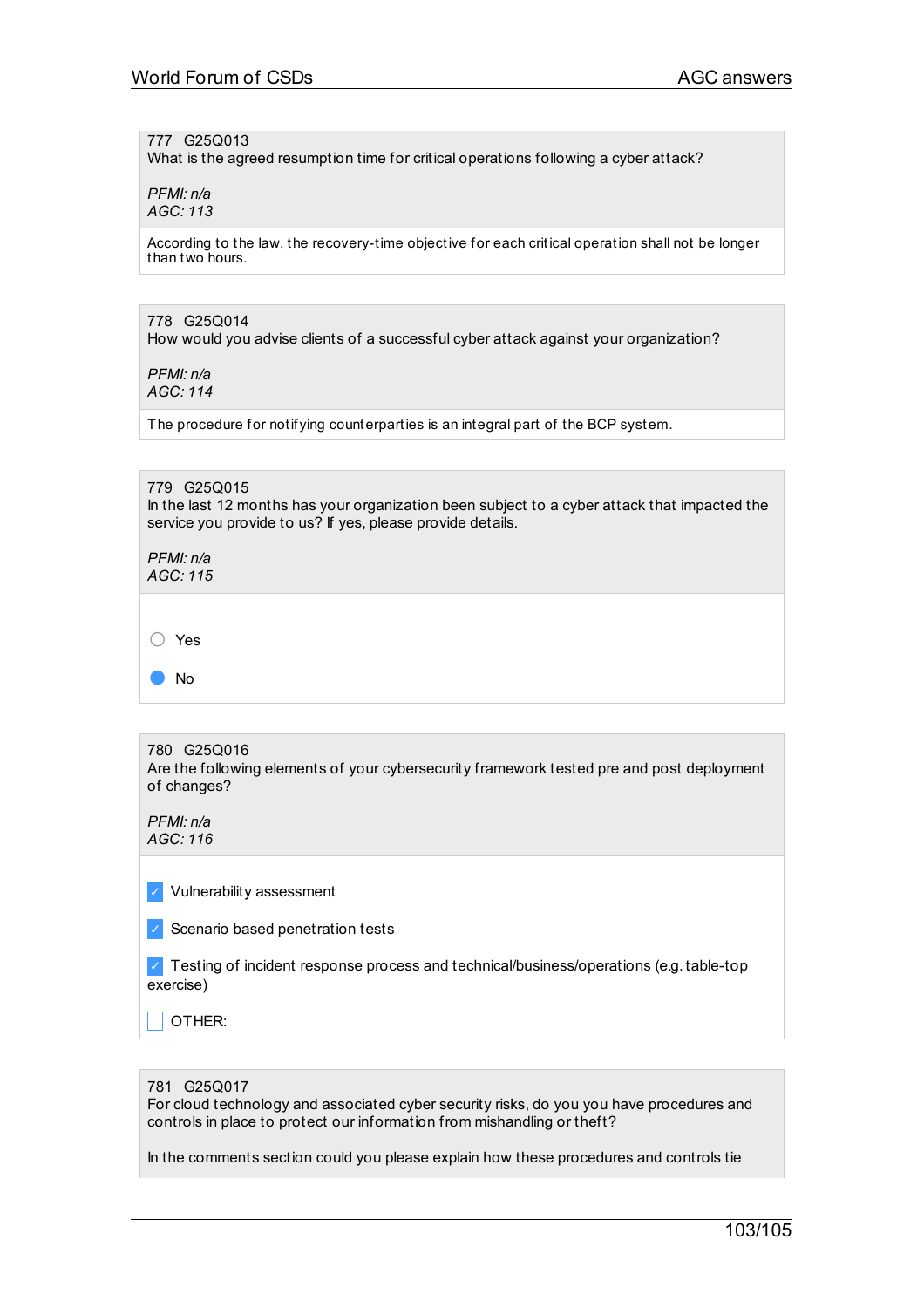777 G25Q013
What is the agreed resumption time for critical operations following a cyber attack?

*PFMI: n/a*
*AGC: 113*

According to the law, the recovery-time objective for each critical operation shall not be longer than two hours.

778 G25Q014
How would you advise clients of a successful cyber attack against your organization?

*PFMI: n/a*
*AGC: 114*

The procedure for notifying counterparties is an integral part of the BCP system.

779 G25Q015
In the last 12 months has your organization been subject to a cyber attack that impacted the service you provide to us? If yes, please provide details.

*PFMI: n/a*
*AGC: 115*

- ○ Yes
- ● No

780 G25Q016
Are the following elements of your cybersecurity framework tested pre and post deployment of changes?

*PFMI: n/a*
*AGC: 116*

- [x] Vulnerability assessment
- [x] Scenario based penetration tests
- [x] Testing of incident response process and technical/business/operations (e.g. table-top exercise)
- [ ] OTHER:

781 G25Q017
For cloud technology and associated cyber security risks, do you you have procedures and controls in place to protect our information from mishandling or theft?

In the comments section could you please explain how these procedures and controls tie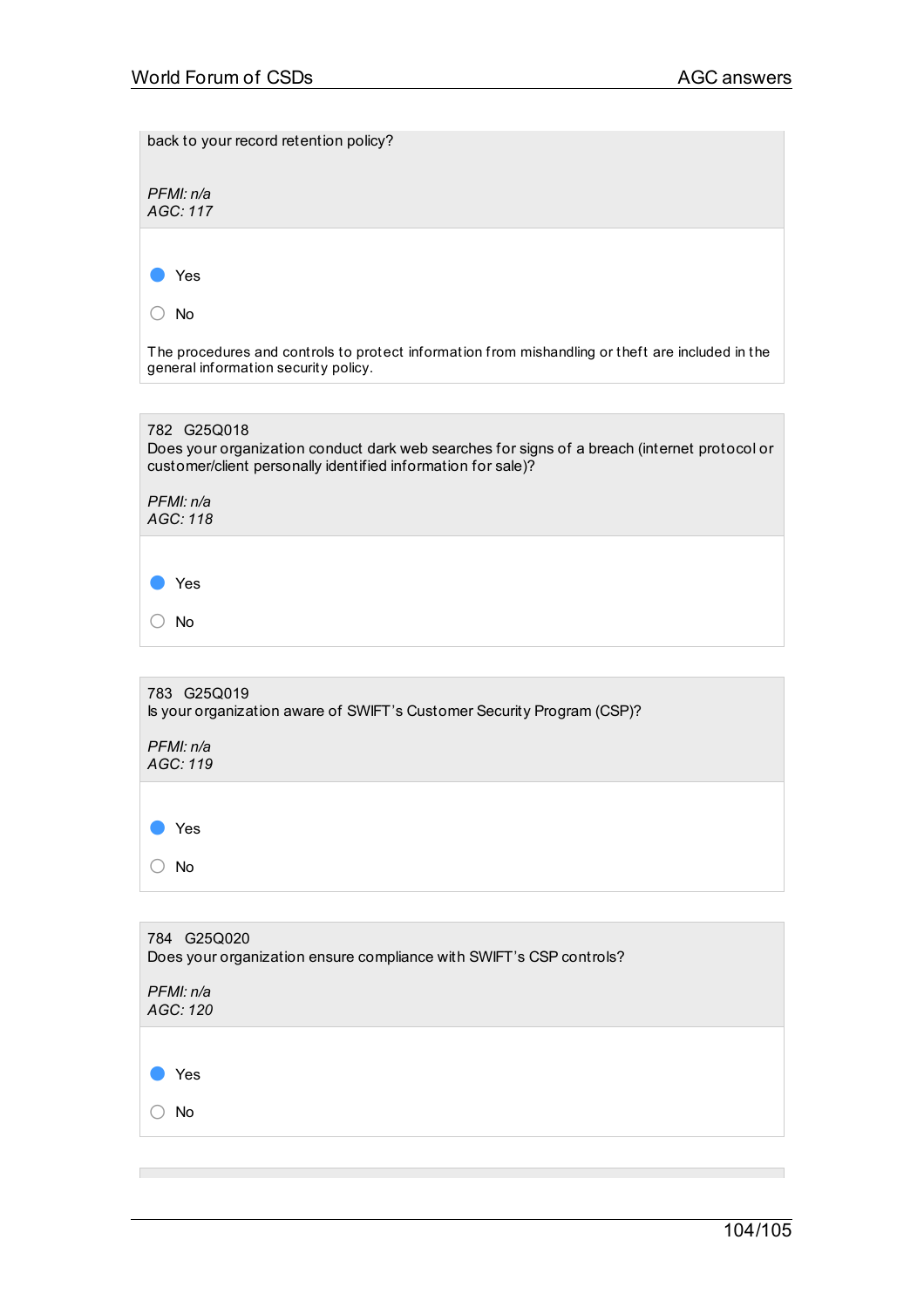back to your record retention policy?

*PFMI: n/a*
*AGC: 117*

- [x] Yes
- [ ] No

The procedures and controls to protect information from mishandling or theft are included in the general information security policy.

782 G25Q018
Does your organization conduct dark web searches for signs of a breach (internet protocol or customer/client personally identified information for sale)?

*PFMI: n/a*
*AGC: 118*

- [x] Yes
- [ ] No

783 G25Q019
Is your organization aware of SWIFT's Customer Security Program (CSP)?

*PFMI: n/a*
*AGC: 119*

- [x] Yes
- [ ] No

784 G25Q020
Does your organization ensure compliance with SWIFT's CSP controls?

*PFMI: n/a*
*AGC: 120*

- [x] Yes
- [ ] No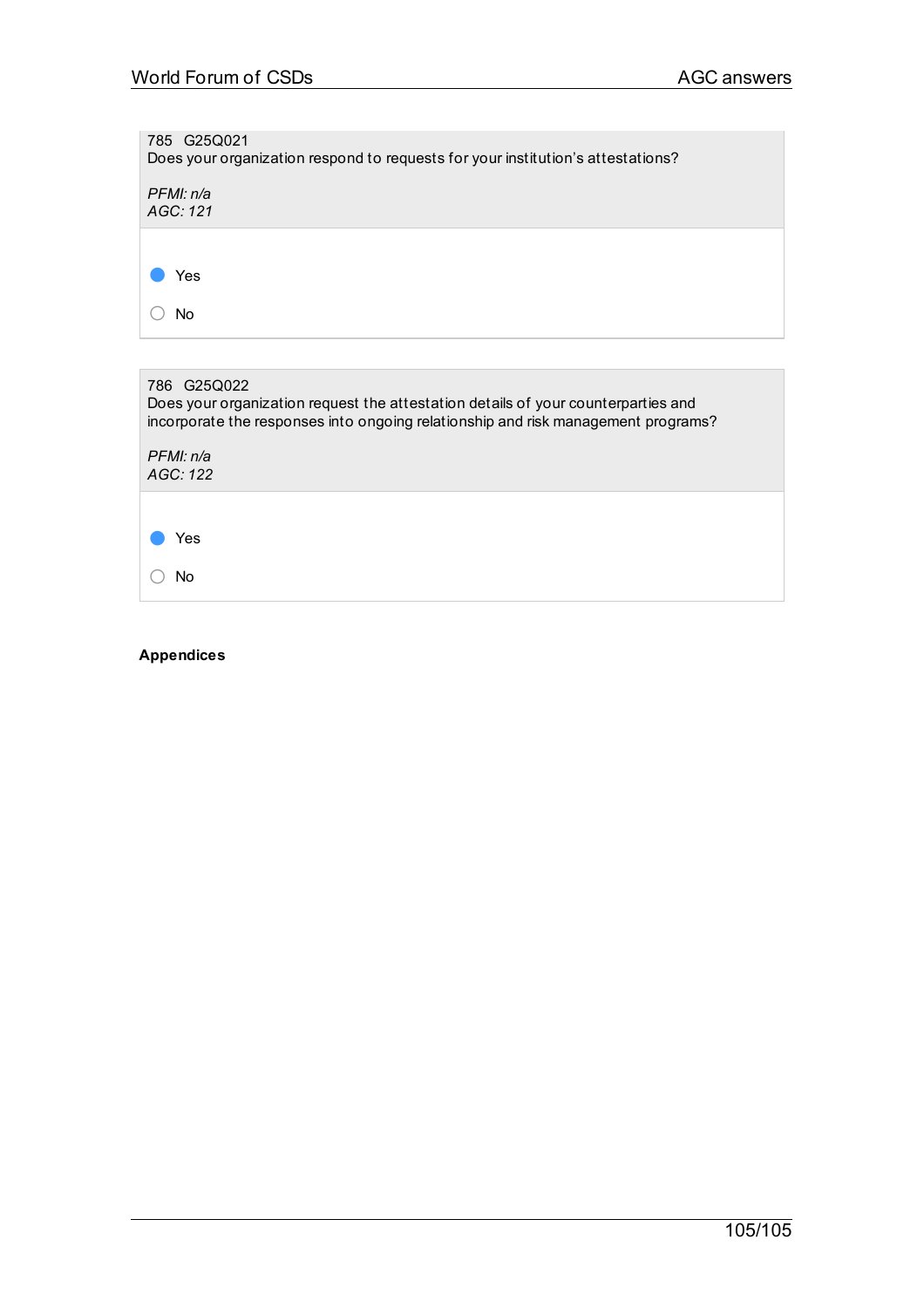785 G25Q021
Does your organization respond to requests for your institution's attestations?

*PFMI: n/a*
*AGC: 121*

- [x] Yes
- [ ] No

786 G25Q022
Does your organization request the attestation details of your counterparties and incorporate the responses into ongoing relationship and risk management programs?

*PFMI: n/a*
*AGC: 122*

- [x] Yes
- [ ] No

**Appendices**